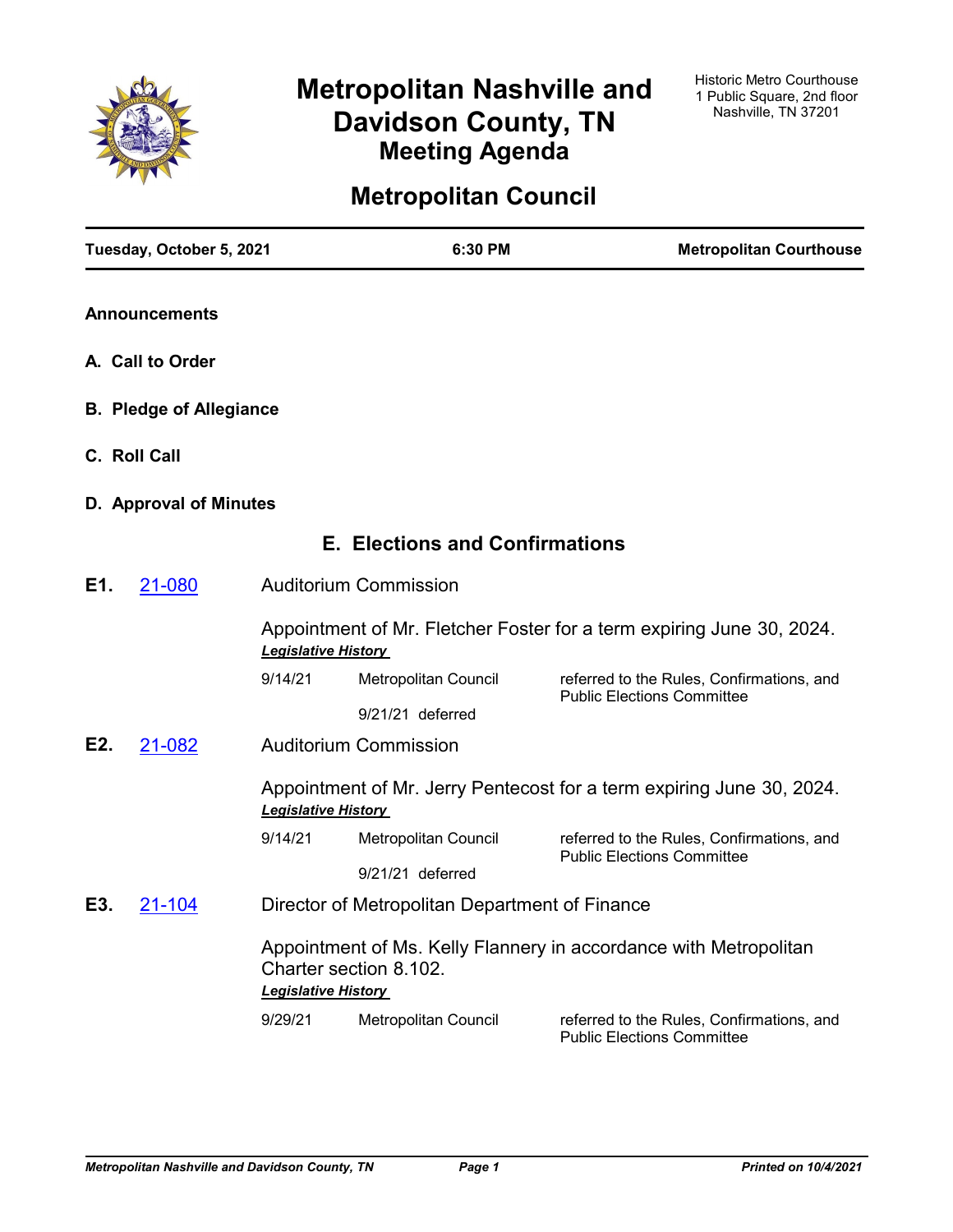# Metropolitan Nashville and Davidson County, TN

## Meeting Agenda

Historic Metro Courthouse
1 Public Square, 2nd floor
Nashville, TN 37201

# Metropolitan Council

**Tuesday, October 5, 2021** | **6:30 PM** | **Metropolitan Courthouse**

**Announcements**

**A. Call to Order**

**B. Pledge of Allegiance**

**C. Roll Call**

**D. Approval of Minutes**

## E. Elections and Confirmations

**E1.** 21-080 Auditorium Commission

Appointment of Mr. Fletcher Foster for a term expiring June 30, 2024.

***Legislative History***

| | | |
|---|---|---|
| 9/14/21 | Metropolitan Council | referred to the Rules, Confirmations, and Public Elections Committee |
| | 9/21/21 deferred | |

**E2.** 21-082 Auditorium Commission

Appointment of Mr. Jerry Pentecost for a term expiring June 30, 2024.

***Legislative History***

| | | |
|---|---|---|
| 9/14/21 | Metropolitan Council | referred to the Rules, Confirmations, and Public Elections Committee |
| | 9/21/21 deferred | |

**E3.** 21-104 Director of Metropolitan Department of Finance

Appointment of Ms. Kelly Flannery in accordance with Metropolitan Charter section 8.102.

***Legislative History***

| | | |
|---|---|---|
| 9/29/21 | Metropolitan Council | referred to the Rules, Confirmations, and Public Elections Committee |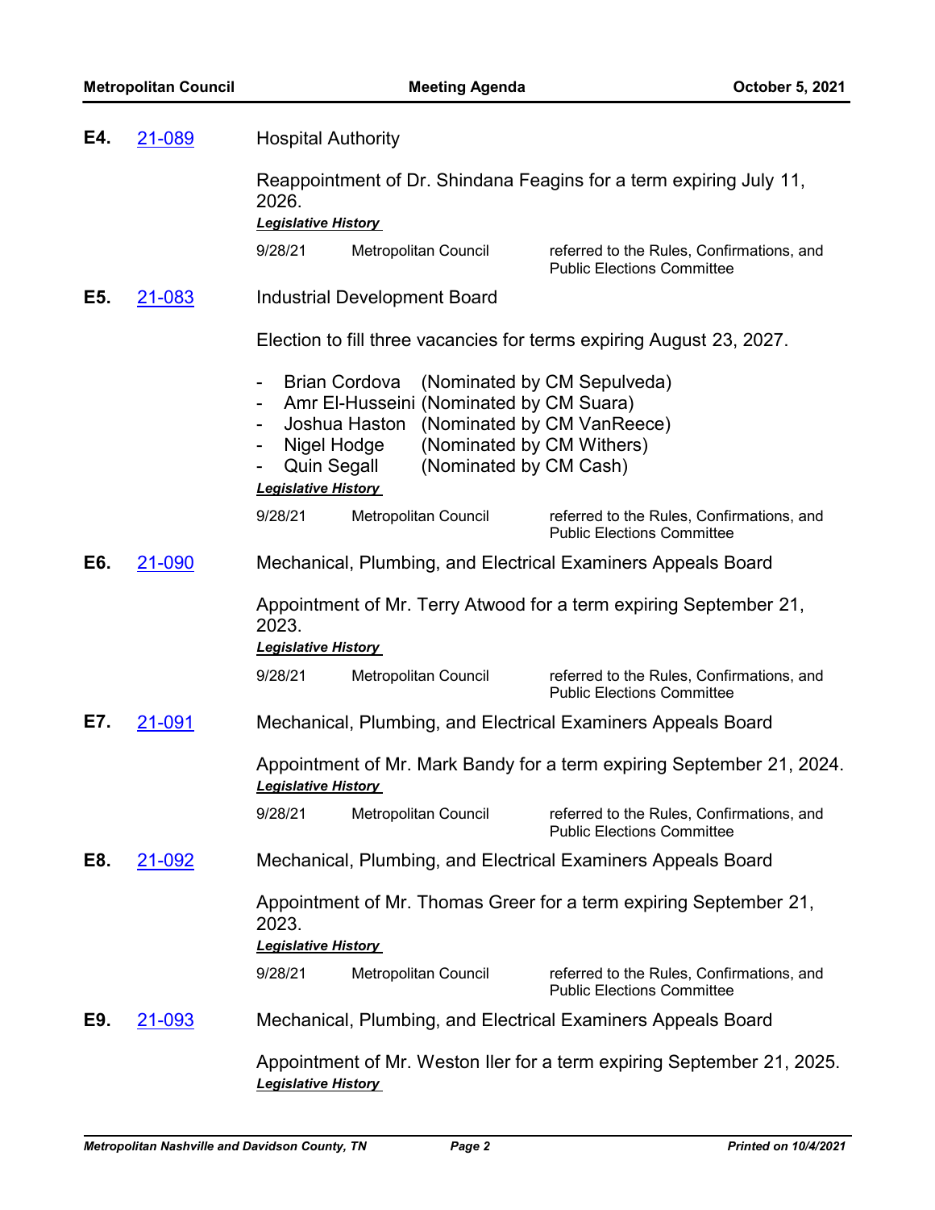**E4.** [21-089] Hospital Authority

Reappointment of Dr. Shindana Feagins for a term expiring July 11, 2026.

***Legislative History***

| | | |
|---|---|---|
| 9/28/21 | Metropolitan Council | referred to the Rules, Confirmations, and Public Elections Committee |

**E5.** [21-083] Industrial Development Board

Election to fill three vacancies for terms expiring August 23, 2027.

- Brian Cordova (Nominated by CM Sepulveda)
- Amr El-Husseini (Nominated by CM Suara)
- Joshua Haston (Nominated by CM VanReece)
- Nigel Hodge (Nominated by CM Withers)
- Quin Segall (Nominated by CM Cash)

***Legislative History***

| | | |
|---|---|---|
| 9/28/21 | Metropolitan Council | referred to the Rules, Confirmations, and Public Elections Committee |

**E6.** [21-090] Mechanical, Plumbing, and Electrical Examiners Appeals Board

Appointment of Mr. Terry Atwood for a term expiring September 21, 2023.

***Legislative History***

| | | |
|---|---|---|
| 9/28/21 | Metropolitan Council | referred to the Rules, Confirmations, and Public Elections Committee |

**E7.** [21-091] Mechanical, Plumbing, and Electrical Examiners Appeals Board

Appointment of Mr. Mark Bandy for a term expiring September 21, 2024.

***Legislative History***

| | | |
|---|---|---|
| 9/28/21 | Metropolitan Council | referred to the Rules, Confirmations, and Public Elections Committee |

**E8.** [21-092] Mechanical, Plumbing, and Electrical Examiners Appeals Board

Appointment of Mr. Thomas Greer for a term expiring September 21, 2023.

***Legislative History***

| | | |
|---|---|---|
| 9/28/21 | Metropolitan Council | referred to the Rules, Confirmations, and Public Elections Committee |

**E9.** [21-093] Mechanical, Plumbing, and Electrical Examiners Appeals Board

Appointment of Mr. Weston Iler for a term expiring September 21, 2025.

***Legislative History***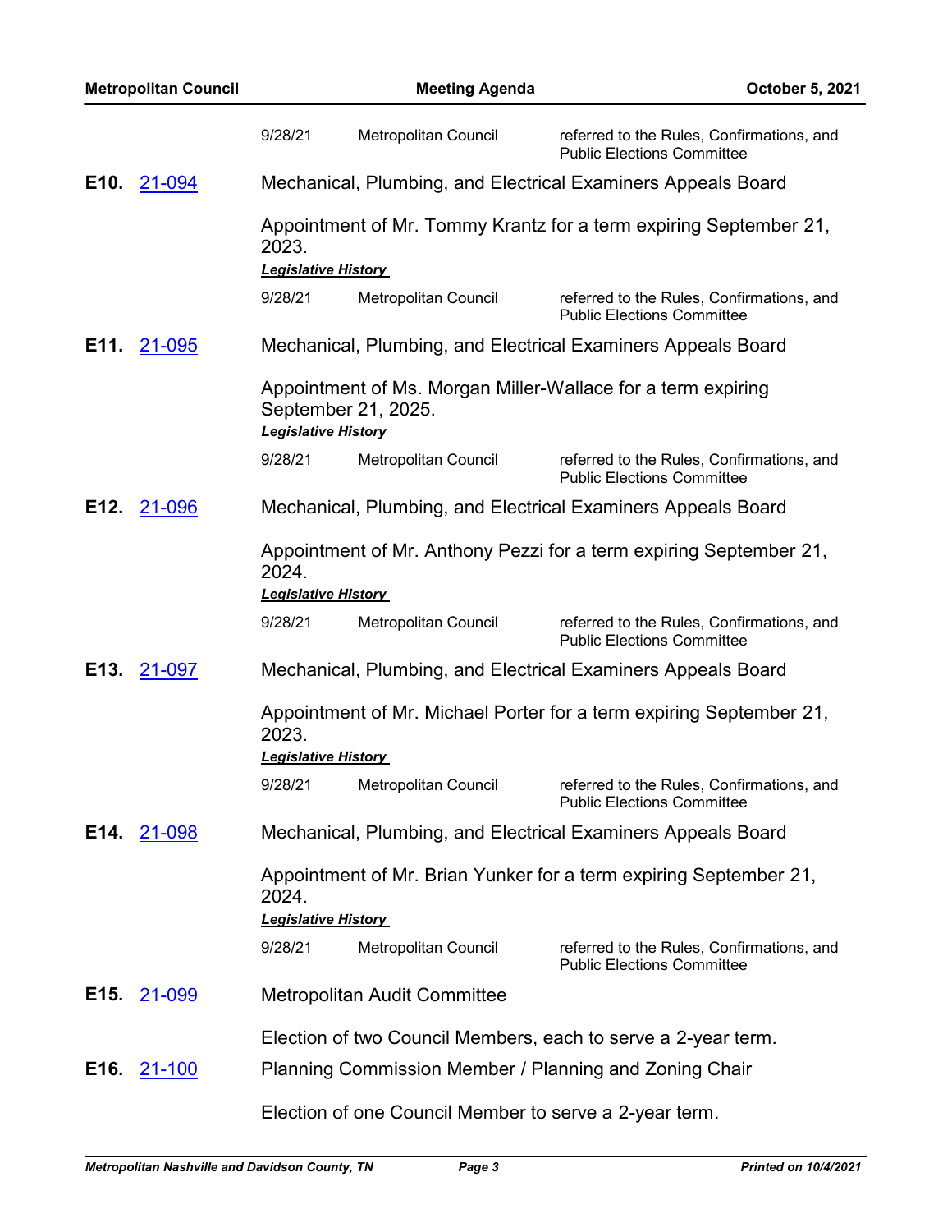| | | |
|---|---|---|
| 9/28/21 | Metropolitan Council | referred to the Rules, Confirmations, and Public Elections Committee |

**E10. 21-094** Mechanical, Plumbing, and Electrical Examiners Appeals Board

Appointment of Mr. Tommy Krantz for a term expiring September 21, 2023.

***Legislative History***

| | | |
|---|---|---|
| 9/28/21 | Metropolitan Council | referred to the Rules, Confirmations, and Public Elections Committee |

**E11. 21-095** Mechanical, Plumbing, and Electrical Examiners Appeals Board

Appointment of Ms. Morgan Miller-Wallace for a term expiring September 21, 2025.

***Legislative History***

| | | |
|---|---|---|
| 9/28/21 | Metropolitan Council | referred to the Rules, Confirmations, and Public Elections Committee |

**E12. 21-096** Mechanical, Plumbing, and Electrical Examiners Appeals Board

Appointment of Mr. Anthony Pezzi for a term expiring September 21, 2024.

***Legislative History***

| | | |
|---|---|---|
| 9/28/21 | Metropolitan Council | referred to the Rules, Confirmations, and Public Elections Committee |

**E13. 21-097** Mechanical, Plumbing, and Electrical Examiners Appeals Board

Appointment of Mr. Michael Porter for a term expiring September 21, 2023.

***Legislative History***

| | | |
|---|---|---|
| 9/28/21 | Metropolitan Council | referred to the Rules, Confirmations, and Public Elections Committee |

**E14. 21-098** Mechanical, Plumbing, and Electrical Examiners Appeals Board

Appointment of Mr. Brian Yunker for a term expiring September 21, 2024.

***Legislative History***

| | | |
|---|---|---|
| 9/28/21 | Metropolitan Council | referred to the Rules, Confirmations, and Public Elections Committee |

**E15. 21-099** Metropolitan Audit Committee

Election of two Council Members, each to serve a 2-year term.

**E16. 21-100** Planning Commission Member / Planning and Zoning Chair

Election of one Council Member to serve a 2-year term.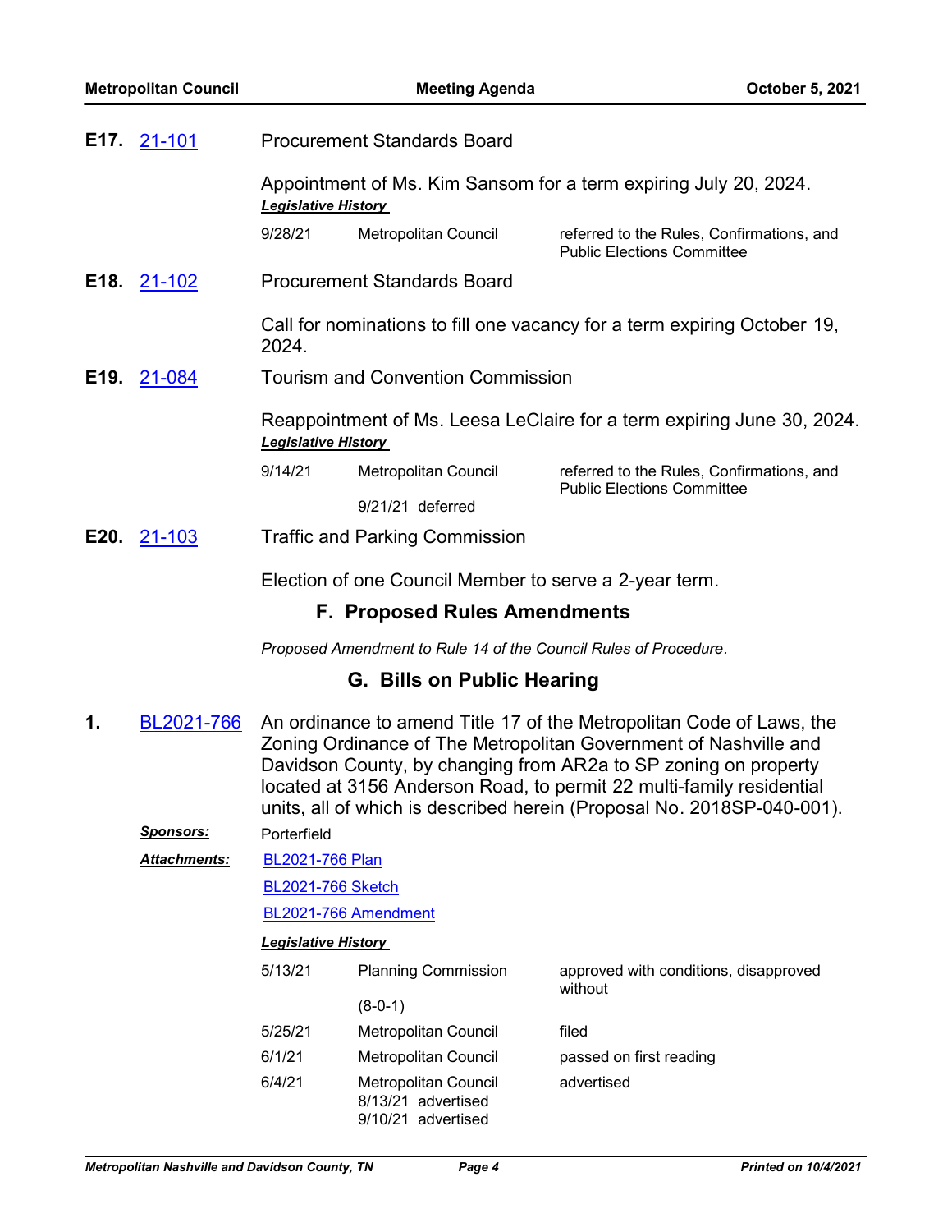**E17.** 21-101 Procurement Standards Board

Appointment of Ms. Kim Sansom for a term expiring July 20, 2024.

***Legislative History***

| | | |
|---|---|---|
| 9/28/21 | Metropolitan Council | referred to the Rules, Confirmations, and Public Elections Committee |

**E18.** 21-102 Procurement Standards Board

Call for nominations to fill one vacancy for a term expiring October 19, 2024.

**E19.** 21-084 Tourism and Convention Commission

Reappointment of Ms. Leesa LeClaire for a term expiring June 30, 2024.

***Legislative History***

| | | |
|---|---|---|
| 9/14/21 | Metropolitan Council | referred to the Rules, Confirmations, and Public Elections Committee |
| | 9/21/21 deferred | |

**E20.** 21-103 Traffic and Parking Commission

Election of one Council Member to serve a 2-year term.

## F. Proposed Rules Amendments

*Proposed Amendment to Rule 14 of the Council Rules of Procedure.*

## G. Bills on Public Hearing

**1.** BL2021-766 An ordinance to amend Title 17 of the Metropolitan Code of Laws, the Zoning Ordinance of The Metropolitan Government of Nashville and Davidson County, by changing from AR2a to SP zoning on property located at 3156 Anderson Road, to permit 22 multi-family residential units, all of which is described herein (Proposal No. 2018SP-040-001).

***Sponsors:*** Porterfield

***Attachments:*** BL2021-766 Plan

BL2021-766 Sketch

BL2021-766 Amendment

***Legislative History***

| | | |
|---|---|---|
| 5/13/21 | Planning Commission (8-0-1) | approved with conditions, disapproved without |
| 5/25/21 | Metropolitan Council | filed |
| 6/1/21 | Metropolitan Council | passed on first reading |
| 6/4/21 | Metropolitan Council<br>8/13/21 advertised<br>9/10/21 advertised | advertised |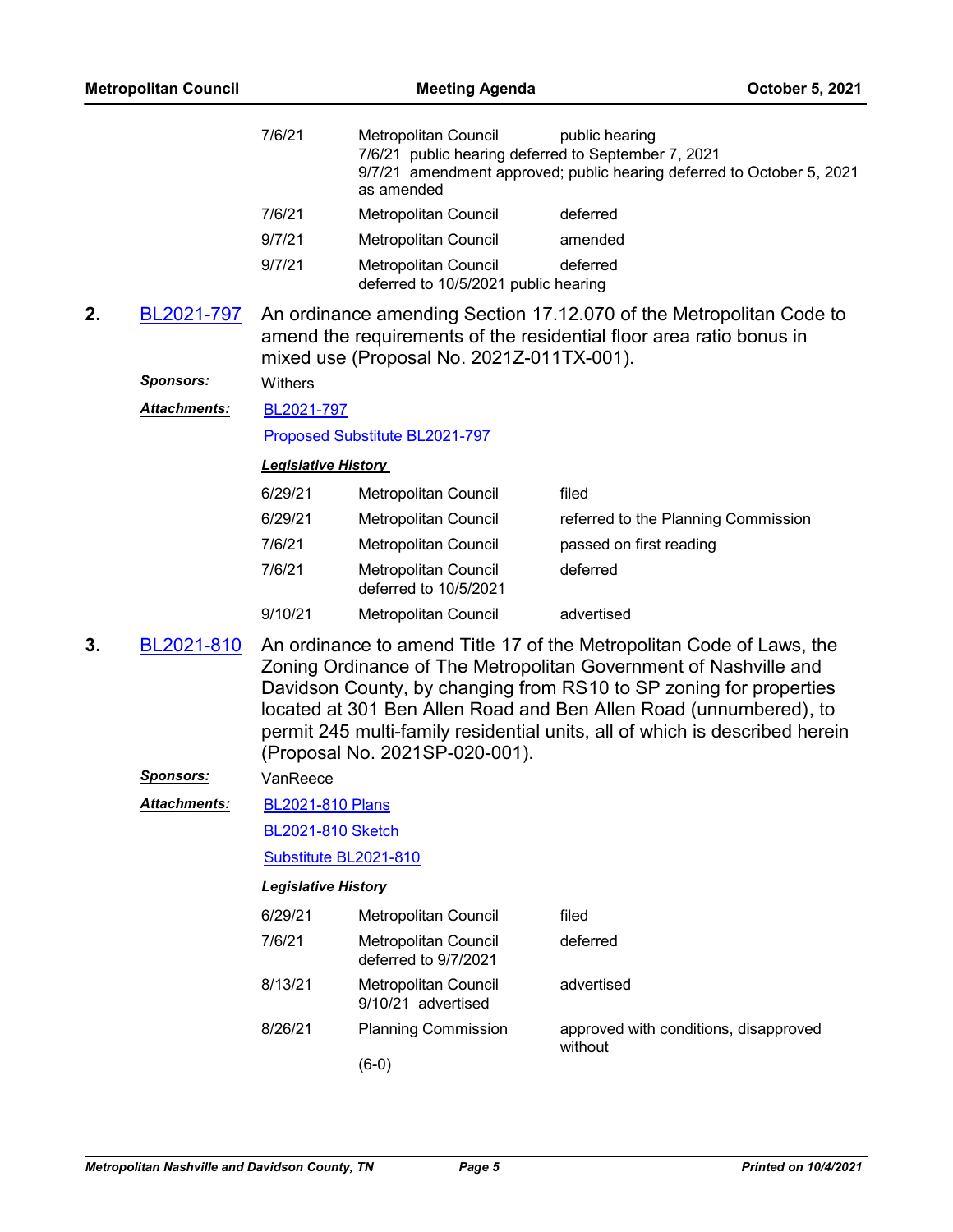| | | |
|---|---|---|
| 7/6/21 | Metropolitan Council<br>7/6/21 public hearing deferred to September 7, 2021<br>9/7/21 amendment approved; public hearing deferred to October 5, 2021 as amended | public hearing |
| 7/6/21 | Metropolitan Council | deferred |
| 9/7/21 | Metropolitan Council | amended |
| 9/7/21 | Metropolitan Council<br>deferred to 10/5/2021 public hearing | deferred |

**2. BL2021-797** An ordinance amending Section 17.12.070 of the Metropolitan Code to amend the requirements of the residential floor area ratio bonus in mixed use (Proposal No. 2021Z-011TX-001).

***Sponsors:*** Withers

***Attachments:*** BL2021-797

Proposed Substitute BL2021-797

***Legislative History***

| | | |
|---|---|---|
| 6/29/21 | Metropolitan Council | filed |
| 6/29/21 | Metropolitan Council | referred to the Planning Commission |
| 7/6/21 | Metropolitan Council | passed on first reading |
| 7/6/21 | Metropolitan Council<br>deferred to 10/5/2021 | deferred |
| 9/10/21 | Metropolitan Council | advertised |

**3. BL2021-810** An ordinance to amend Title 17 of the Metropolitan Code of Laws, the Zoning Ordinance of The Metropolitan Government of Nashville and Davidson County, by changing from RS10 to SP zoning for properties located at 301 Ben Allen Road and Ben Allen Road (unnumbered), to permit 245 multi-family residential units, all of which is described herein (Proposal No. 2021SP-020-001).

***Sponsors:*** VanReece

***Attachments:*** BL2021-810 Plans

BL2021-810 Sketch

Substitute BL2021-810

***Legislative History***

| | | |
|---|---|---|
| 6/29/21 | Metropolitan Council | filed |
| 7/6/21 | Metropolitan Council<br>deferred to 9/7/2021 | deferred |
| 8/13/21 | Metropolitan Council<br>9/10/21 advertised | advertised |
| 8/26/21 | Planning Commission<br>(6-0) | approved with conditions, disapproved without |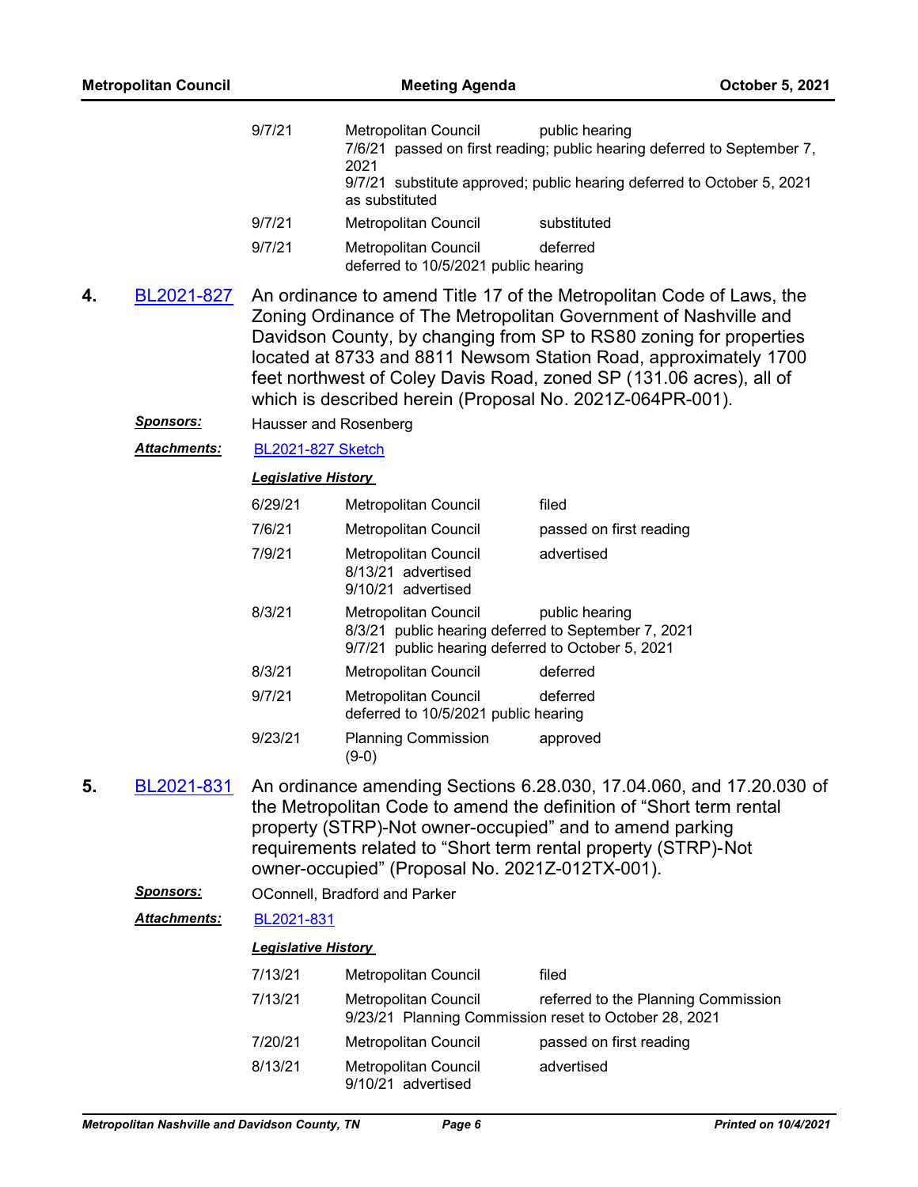| | | |
|---|---|---|
| 9/7/21 | Metropolitan Council<br>7/6/21 passed on first reading; public hearing deferred to September 7, 2021<br>9/7/21 substitute approved; public hearing deferred to October 5, 2021 as substituted | public hearing |
| 9/7/21 | Metropolitan Council | substituted |
| 9/7/21 | Metropolitan Council<br>deferred to 10/5/2021 public hearing | deferred |

**4. BL2021-827** An ordinance to amend Title 17 of the Metropolitan Code of Laws, the Zoning Ordinance of The Metropolitan Government of Nashville and Davidson County, by changing from SP to RS80 zoning for properties located at 8733 and 8811 Newsom Station Road, approximately 1700 feet northwest of Coley Davis Road, zoned SP (131.06 acres), all of which is described herein (Proposal No. 2021Z-064PR-001).

***Sponsors:*** Hausser and Rosenberg

***Attachments:*** BL2021-827 Sketch

***Legislative History***

| | | |
|---|---|---|
| 6/29/21 | Metropolitan Council | filed |
| 7/6/21 | Metropolitan Council | passed on first reading |
| 7/9/21 | Metropolitan Council<br>8/13/21 advertised<br>9/10/21 advertised | advertised |
| 8/3/21 | Metropolitan Council<br>8/3/21 public hearing deferred to September 7, 2021<br>9/7/21 public hearing deferred to October 5, 2021 | public hearing |
| 8/3/21 | Metropolitan Council | deferred |
| 9/7/21 | Metropolitan Council<br>deferred to 10/5/2021 public hearing | deferred |
| 9/23/21 | Planning Commission<br>(9-0) | approved |

**5. BL2021-831** An ordinance amending Sections 6.28.030, 17.04.060, and 17.20.030 of the Metropolitan Code to amend the definition of "Short term rental property (STRP)-Not owner-occupied" and to amend parking requirements related to "Short term rental property (STRP)-Not owner-occupied" (Proposal No. 2021Z-012TX-001).

***Sponsors:*** OConnell, Bradford and Parker

***Attachments:*** BL2021-831

***Legislative History***

| | | |
|---|---|---|
| 7/13/21 | Metropolitan Council | filed |
| 7/13/21 | Metropolitan Council<br>9/23/21 Planning Commission reset to October 28, 2021 | referred to the Planning Commission |
| 7/20/21 | Metropolitan Council | passed on first reading |
| 8/13/21 | Metropolitan Council<br>9/10/21 advertised | advertised |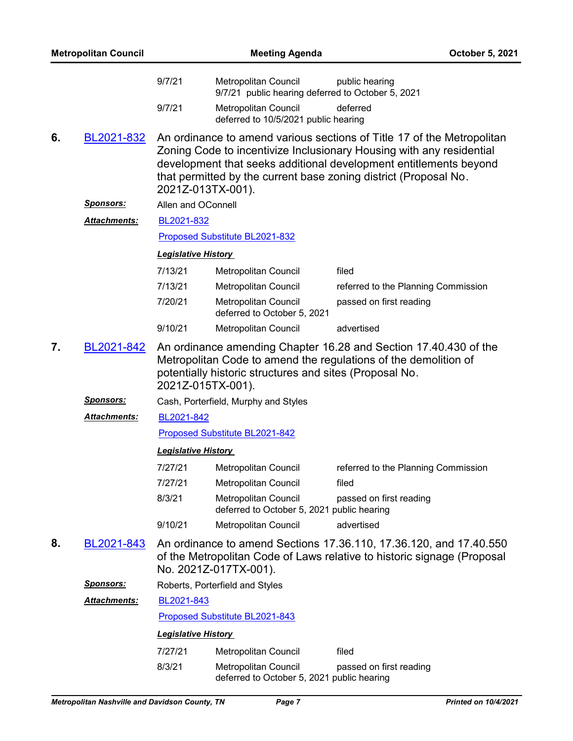| | | |
|---|---|---|
| 9/7/21 | Metropolitan Council<br>9/7/21 public hearing deferred to October 5, 2021 | public hearing |
| 9/7/21 | Metropolitan Council<br>deferred to 10/5/2021 public hearing | deferred |

**6. BL2021-832** An ordinance to amend various sections of Title 17 of the Metropolitan Zoning Code to incentivize Inclusionary Housing with any residential development that seeks additional development entitlements beyond that permitted by the current base zoning district (Proposal No. 2021Z-013TX-001).

***Sponsors:*** Allen and OConnell

***Attachments:*** BL2021-832

Proposed Substitute BL2021-832

***Legislative History***

| | | |
|---|---|---|
| 7/13/21 | Metropolitan Council | filed |
| 7/13/21 | Metropolitan Council | referred to the Planning Commission |
| 7/20/21 | Metropolitan Council<br>deferred to October 5, 2021 | passed on first reading |
| 9/10/21 | Metropolitan Council | advertised |

**7. BL2021-842** An ordinance amending Chapter 16.28 and Section 17.40.430 of the Metropolitan Code to amend the regulations of the demolition of potentially historic structures and sites (Proposal No. 2021Z-015TX-001).

***Sponsors:*** Cash, Porterfield, Murphy and Styles

***Attachments:*** BL2021-842

Proposed Substitute BL2021-842

***Legislative History***

| | | |
|---|---|---|
| 7/27/21 | Metropolitan Council | referred to the Planning Commission |
| 7/27/21 | Metropolitan Council | filed |
| 8/3/21 | Metropolitan Council<br>deferred to October 5, 2021 public hearing | passed on first reading |
| 9/10/21 | Metropolitan Council | advertised |

**8. BL2021-843** An ordinance to amend Sections 17.36.110, 17.36.120, and 17.40.550 of the Metropolitan Code of Laws relative to historic signage (Proposal No. 2021Z-017TX-001).

***Sponsors:*** Roberts, Porterfield and Styles

***Attachments:*** BL2021-843

Proposed Substitute BL2021-843

***Legislative History***

| | | |
|---|---|---|
| 7/27/21 | Metropolitan Council | filed |
| 8/3/21 | Metropolitan Council<br>deferred to October 5, 2021 public hearing | passed on first reading |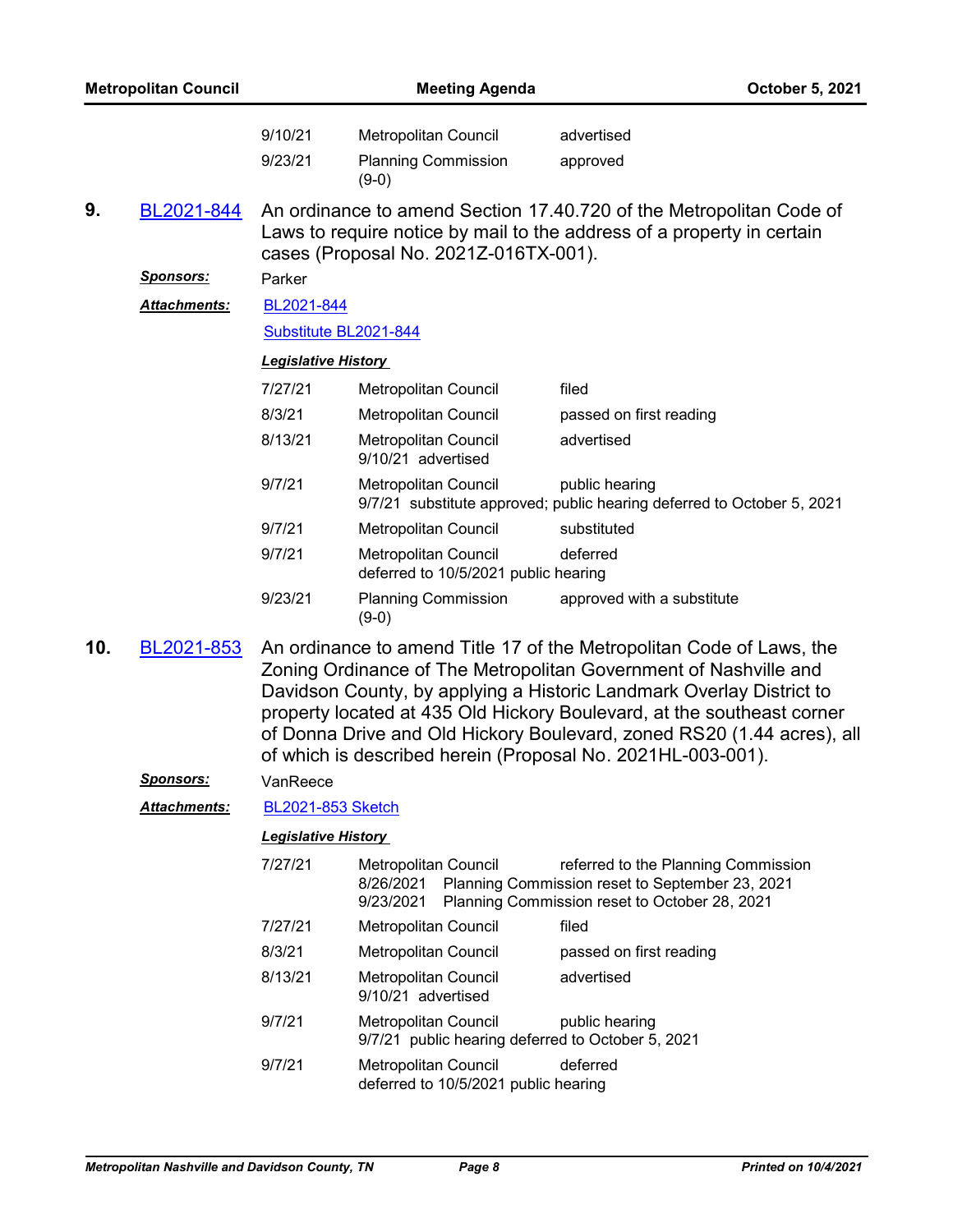| | | |
|---|---|---|
| 9/10/21 | Metropolitan Council | advertised |
| 9/23/21 | Planning Commission (9-0) | approved |

**9.** BL2021-844 An ordinance to amend Section 17.40.720 of the Metropolitan Code of Laws to require notice by mail to the address of a property in certain cases (Proposal No. 2021Z-016TX-001).

***Sponsors:*** Parker

***Attachments:*** BL2021-844

Substitute BL2021-844

***Legislative History***

| | | |
|---|---|---|
| 7/27/21 | Metropolitan Council | filed |
| 8/3/21 | Metropolitan Council | passed on first reading |
| 8/13/21 | Metropolitan Council<br>9/10/21 advertised | advertised |
| 9/7/21 | Metropolitan Council<br>9/7/21 substitute approved; public hearing deferred to October 5, 2021 | public hearing |
| 9/7/21 | Metropolitan Council | substituted |
| 9/7/21 | Metropolitan Council<br>deferred to 10/5/2021 public hearing | deferred |
| 9/23/21 | Planning Commission (9-0) | approved with a substitute |

**10.** BL2021-853 An ordinance to amend Title 17 of the Metropolitan Code of Laws, the Zoning Ordinance of The Metropolitan Government of Nashville and Davidson County, by applying a Historic Landmark Overlay District to property located at 435 Old Hickory Boulevard, at the southeast corner of Donna Drive and Old Hickory Boulevard, zoned RS20 (1.44 acres), all of which is described herein (Proposal No. 2021HL-003-001).

***Sponsors:*** VanReece

***Attachments:*** BL2021-853 Sketch

***Legislative History***

| | | |
|---|---|---|
| 7/27/21 | Metropolitan Council<br>8/26/2021 Planning Commission reset to September 23, 2021<br>9/23/2021 Planning Commission reset to October 28, 2021 | referred to the Planning Commission |
| 7/27/21 | Metropolitan Council | filed |
| 8/3/21 | Metropolitan Council | passed on first reading |
| 8/13/21 | Metropolitan Council<br>9/10/21 advertised | advertised |
| 9/7/21 | Metropolitan Council<br>9/7/21 public hearing deferred to October 5, 2021 | public hearing |
| 9/7/21 | Metropolitan Council<br>deferred to 10/5/2021 public hearing | deferred |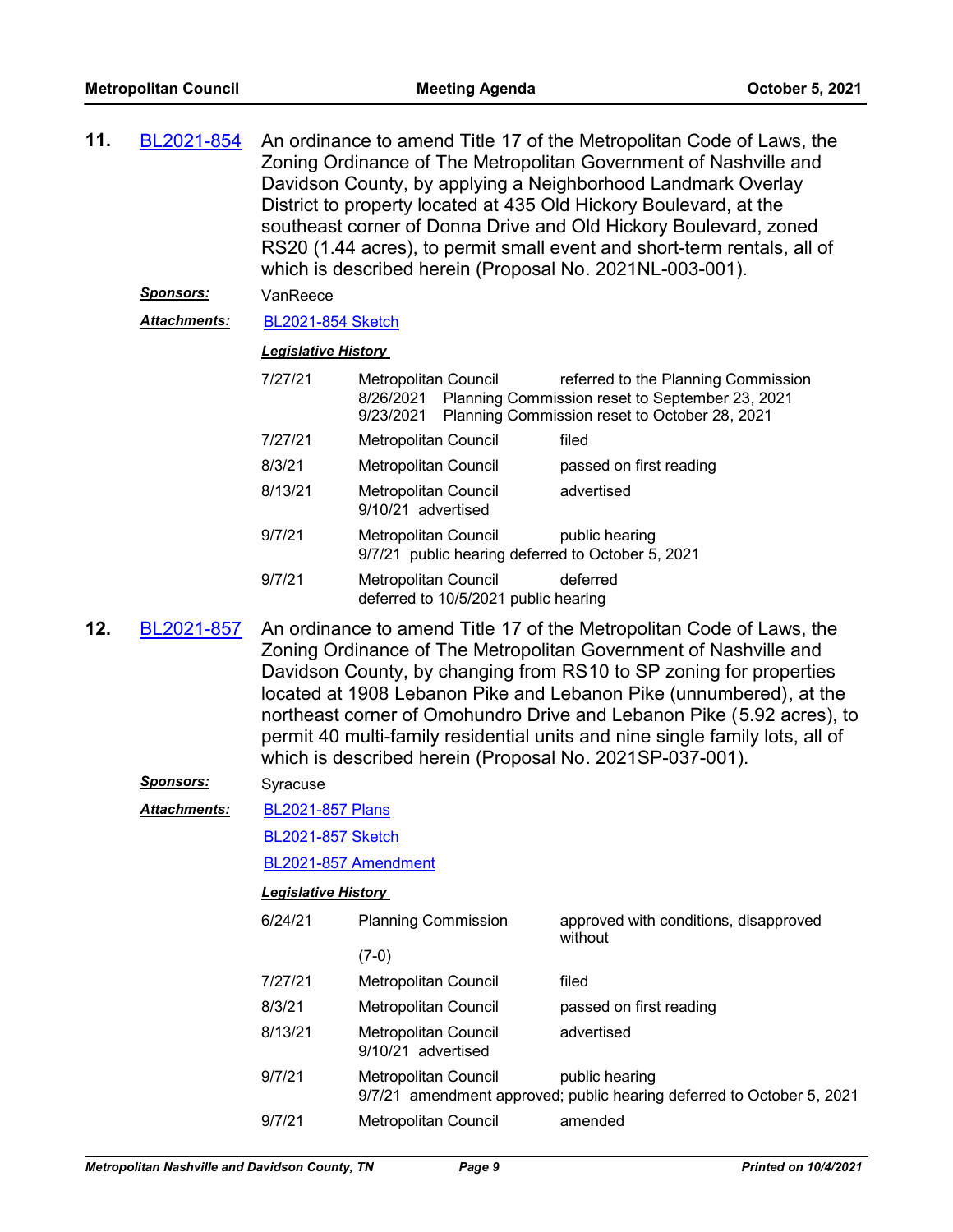**11.** BL2021-854 An ordinance to amend Title 17 of the Metropolitan Code of Laws, the Zoning Ordinance of The Metropolitan Government of Nashville and Davidson County, by applying a Neighborhood Landmark Overlay District to property located at 435 Old Hickory Boulevard, at the southeast corner of Donna Drive and Old Hickory Boulevard, zoned RS20 (1.44 acres), to permit small event and short-term rentals, all of which is described herein (Proposal No. 2021NL-003-001).

***Sponsors:*** VanReece

***Attachments:*** BL2021-854 Sketch

***Legislative History***

| | | |
|---|---|---|
| 7/27/21 | Metropolitan Council<br>8/26/2021 Planning Commission reset to September 23, 2021<br>9/23/2021 Planning Commission reset to October 28, 2021 | referred to the Planning Commission |
| 7/27/21 | Metropolitan Council | filed |
| 8/3/21 | Metropolitan Council | passed on first reading |
| 8/13/21 | Metropolitan Council<br>9/10/21 advertised | advertised |
| 9/7/21 | Metropolitan Council<br>9/7/21 public hearing deferred to October 5, 2021 | public hearing |
| 9/7/21 | Metropolitan Council<br>deferred to 10/5/2021 public hearing | deferred |

**12.** BL2021-857 An ordinance to amend Title 17 of the Metropolitan Code of Laws, the Zoning Ordinance of The Metropolitan Government of Nashville and Davidson County, by changing from RS10 to SP zoning for properties located at 1908 Lebanon Pike and Lebanon Pike (unnumbered), at the northeast corner of Omohundro Drive and Lebanon Pike (5.92 acres), to permit 40 multi-family residential units and nine single family lots, all of which is described herein (Proposal No. 2021SP-037-001).

***Sponsors:*** Syracuse

***Attachments:*** BL2021-857 Plans
BL2021-857 Sketch
BL2021-857 Amendment

***Legislative History***

| | | |
|---|---|---|
| 6/24/21 | Planning Commission<br>(7-0) | approved with conditions, disapproved without |
| 7/27/21 | Metropolitan Council | filed |
| 8/3/21 | Metropolitan Council | passed on first reading |
| 8/13/21 | Metropolitan Council<br>9/10/21 advertised | advertised |
| 9/7/21 | Metropolitan Council<br>9/7/21 amendment approved; public hearing deferred to October 5, 2021 | public hearing |
| 9/7/21 | Metropolitan Council | amended |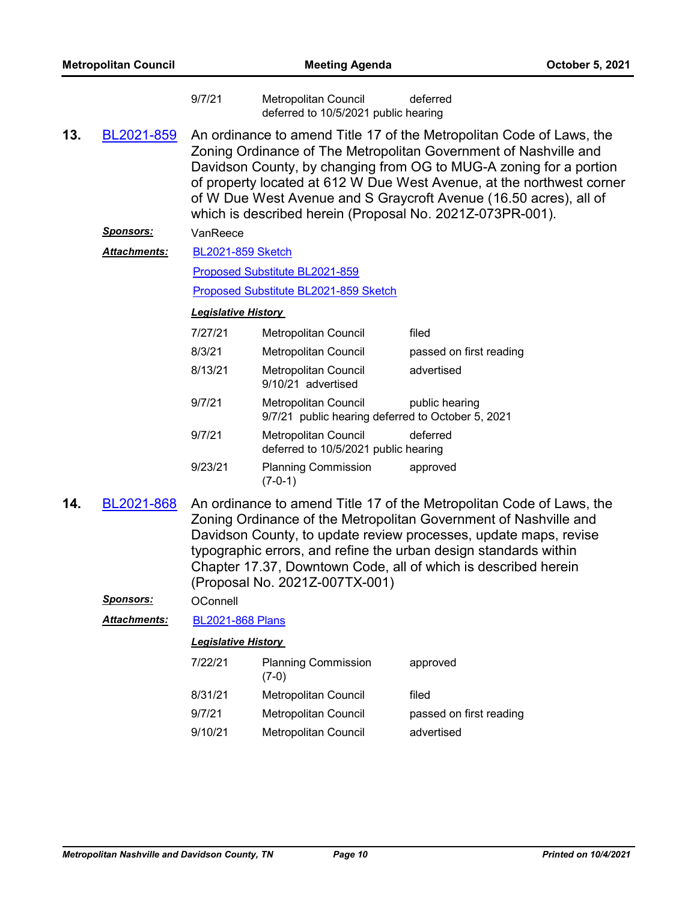| | | |
|---|---|---|
| 9/7/21 | Metropolitan Council<br>deferred to 10/5/2021 public hearing | deferred |

**13.** BL2021-859 An ordinance to amend Title 17 of the Metropolitan Code of Laws, the Zoning Ordinance of The Metropolitan Government of Nashville and Davidson County, by changing from OG to MUG-A zoning for a portion of property located at 612 W Due West Avenue, at the northwest corner of W Due West Avenue and S Graycroft Avenue (16.50 acres), all of which is described herein (Proposal No. 2021Z-073PR-001).

***Sponsors:*** VanReece

***Attachments:*** BL2021-859 Sketch

Proposed Substitute BL2021-859

Proposed Substitute BL2021-859 Sketch

***Legislative History***

| | | |
|---|---|---|
| 7/27/21 | Metropolitan Council | filed |
| 8/3/21 | Metropolitan Council | passed on first reading |
| 8/13/21 | Metropolitan Council<br>9/10/21 advertised | advertised |
| 9/7/21 | Metropolitan Council<br>9/7/21 public hearing deferred to October 5, 2021 | public hearing |
| 9/7/21 | Metropolitan Council<br>deferred to 10/5/2021 public hearing | deferred |
| 9/23/21 | Planning Commission<br>(7-0-1) | approved |

**14.** BL2021-868 An ordinance to amend Title 17 of the Metropolitan Code of Laws, the Zoning Ordinance of the Metropolitan Government of Nashville and Davidson County, to update review processes, update maps, revise typographic errors, and refine the urban design standards within Chapter 17.37, Downtown Code, all of which is described herein (Proposal No. 2021Z-007TX-001)

***Sponsors:*** OConnell

***Attachments:*** BL2021-868 Plans

***Legislative History***

| | | |
|---|---|---|
| 7/22/21 | Planning Commission<br>(7-0) | approved |
| 8/31/21 | Metropolitan Council | filed |
| 9/7/21 | Metropolitan Council | passed on first reading |
| 9/10/21 | Metropolitan Council | advertised |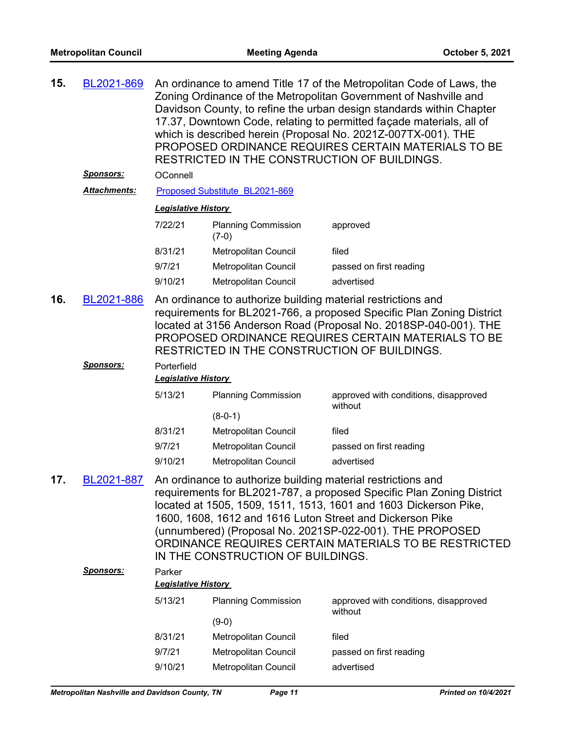**15.** BL2021-869 An ordinance to amend Title 17 of the Metropolitan Code of Laws, the Zoning Ordinance of the Metropolitan Government of Nashville and Davidson County, to refine the urban design standards within Chapter 17.37, Downtown Code, relating to permitted façade materials, all of which is described herein (Proposal No. 2021Z-007TX-001). THE PROPOSED ORDINANCE REQUIRES CERTAIN MATERIALS TO BE RESTRICTED IN THE CONSTRUCTION OF BUILDINGS.

***Sponsors:*** OConnell

***Attachments:*** Proposed Substitute BL2021-869

***Legislative History***

| Date | Body | Action |
|---|---|---|
| 7/22/21 | Planning Commission (7-0) | approved |
| 8/31/21 | Metropolitan Council | filed |
| 9/7/21 | Metropolitan Council | passed on first reading |
| 9/10/21 | Metropolitan Council | advertised |

**16.** BL2021-886 An ordinance to authorize building material restrictions and requirements for BL2021-766, a proposed Specific Plan Zoning District located at 3156 Anderson Road (Proposal No. 2018SP-040-001). THE PROPOSED ORDINANCE REQUIRES CERTAIN MATERIALS TO BE RESTRICTED IN THE CONSTRUCTION OF BUILDINGS.

***Sponsors:*** Porterfield

***Legislative History***

| Date | Body | Action |
|---|---|---|
| 5/13/21 | Planning Commission (8-0-1) | approved with conditions, disapproved without |
| 8/31/21 | Metropolitan Council | filed |
| 9/7/21 | Metropolitan Council | passed on first reading |
| 9/10/21 | Metropolitan Council | advertised |

**17.** BL2021-887 An ordinance to authorize building material restrictions and requirements for BL2021-787, a proposed Specific Plan Zoning District located at 1505, 1509, 1511, 1513, 1601 and 1603 Dickerson Pike, 1600, 1608, 1612 and 1616 Luton Street and Dickerson Pike (unnumbered) (Proposal No. 2021SP-022-001). THE PROPOSED ORDINANCE REQUIRES CERTAIN MATERIALS TO BE RESTRICTED IN THE CONSTRUCTION OF BUILDINGS.

***Sponsors:*** Parker

***Legislative History***

| Date | Body | Action |
|---|---|---|
| 5/13/21 | Planning Commission (9-0) | approved with conditions, disapproved without |
| 8/31/21 | Metropolitan Council | filed |
| 9/7/21 | Metropolitan Council | passed on first reading |
| 9/10/21 | Metropolitan Council | advertised |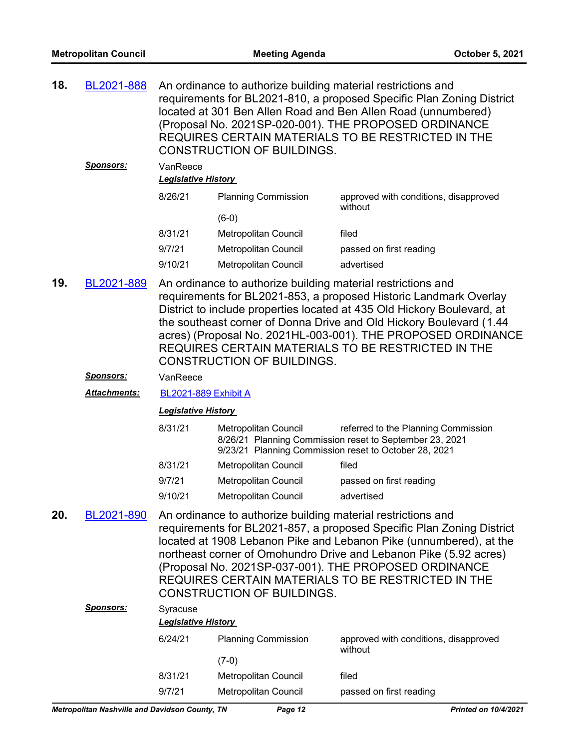**18. BL2021-888** An ordinance to authorize building material restrictions and requirements for BL2021-810, a proposed Specific Plan Zoning District located at 301 Ben Allen Road and Ben Allen Road (unnumbered) (Proposal No. 2021SP-020-001). THE PROPOSED ORDINANCE REQUIRES CERTAIN MATERIALS TO BE RESTRICTED IN THE CONSTRUCTION OF BUILDINGS.

***Sponsors:*** VanReece

***Legislative History***

| | | |
|---|---|---|
| 8/26/21 | Planning Commission (6-0) | approved with conditions, disapproved without |
| 8/31/21 | Metropolitan Council | filed |
| 9/7/21 | Metropolitan Council | passed on first reading |
| 9/10/21 | Metropolitan Council | advertised |

**19. BL2021-889** An ordinance to authorize building material restrictions and requirements for BL2021-853, a proposed Historic Landmark Overlay District to include properties located at 435 Old Hickory Boulevard, at the southeast corner of Donna Drive and Old Hickory Boulevard (1.44 acres) (Proposal No. 2021HL-003-001). THE PROPOSED ORDINANCE REQUIRES CERTAIN MATERIALS TO BE RESTRICTED IN THE CONSTRUCTION OF BUILDINGS.

***Sponsors:*** VanReece

***Attachments:*** BL2021-889 Exhibit A

***Legislative History***

| | | |
|---|---|---|
| 8/31/21 | Metropolitan Council | referred to the Planning Commission |
| | 8/26/21 Planning Commission reset to September 23, 2021 | |
| | 9/23/21 Planning Commission reset to October 28, 2021 | |
| 8/31/21 | Metropolitan Council | filed |
| 9/7/21 | Metropolitan Council | passed on first reading |
| 9/10/21 | Metropolitan Council | advertised |

**20. BL2021-890** An ordinance to authorize building material restrictions and requirements for BL2021-857, a proposed Specific Plan Zoning District located at 1908 Lebanon Pike and Lebanon Pike (unnumbered), at the northeast corner of Omohundro Drive and Lebanon Pike (5.92 acres) (Proposal No. 2021SP-037-001). THE PROPOSED ORDINANCE REQUIRES CERTAIN MATERIALS TO BE RESTRICTED IN THE CONSTRUCTION OF BUILDINGS.

***Sponsors:*** Syracuse

***Legislative History***

| | | |
|---|---|---|
| 6/24/21 | Planning Commission (7-0) | approved with conditions, disapproved without |
| 8/31/21 | Metropolitan Council | filed |
| 9/7/21 | Metropolitan Council | passed on first reading |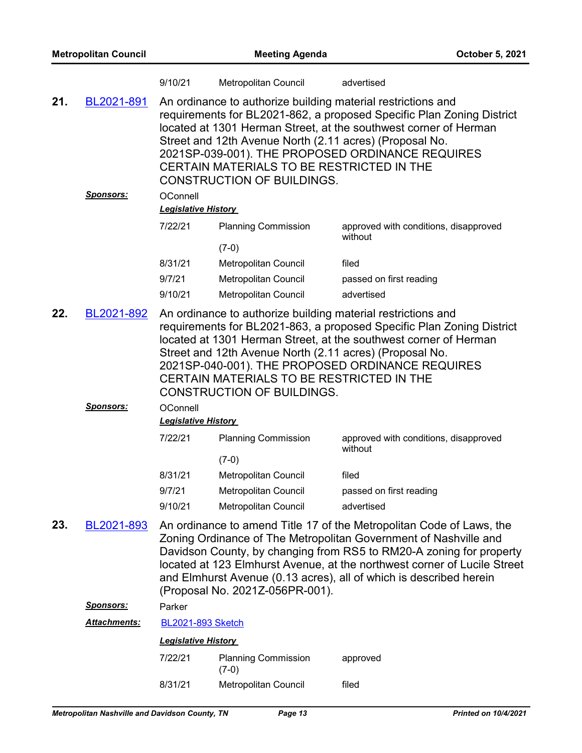| 9/10/21 | Metropolitan Council | advertised |
|---|---|---|

**21.** BL2021-891 An ordinance to authorize building material restrictions and requirements for BL2021-862, a proposed Specific Plan Zoning District located at 1301 Herman Street, at the southwest corner of Herman Street and 12th Avenue North (2.11 acres) (Proposal No. 2021SP-039-001). THE PROPOSED ORDINANCE REQUIRES CERTAIN MATERIALS TO BE RESTRICTED IN THE CONSTRUCTION OF BUILDINGS.

***Sponsors:*** OConnell

***Legislative History***

| Date | Body | Action |
|---|---|---|
| 7/22/21 | Planning Commission (7-0) | approved with conditions, disapproved without |
| 8/31/21 | Metropolitan Council | filed |
| 9/7/21 | Metropolitan Council | passed on first reading |
| 9/10/21 | Metropolitan Council | advertised |

**22.** BL2021-892 An ordinance to authorize building material restrictions and requirements for BL2021-863, a proposed Specific Plan Zoning District located at 1301 Herman Street, at the southwest corner of Herman Street and 12th Avenue North (2.11 acres) (Proposal No. 2021SP-040-001). THE PROPOSED ORDINANCE REQUIRES CERTAIN MATERIALS TO BE RESTRICTED IN THE CONSTRUCTION OF BUILDINGS.

***Sponsors:*** OConnell

***Legislative History***

| Date | Body | Action |
|---|---|---|
| 7/22/21 | Planning Commission (7-0) | approved with conditions, disapproved without |
| 8/31/21 | Metropolitan Council | filed |
| 9/7/21 | Metropolitan Council | passed on first reading |
| 9/10/21 | Metropolitan Council | advertised |

**23.** BL2021-893 An ordinance to amend Title 17 of the Metropolitan Code of Laws, the Zoning Ordinance of The Metropolitan Government of Nashville and Davidson County, by changing from RS5 to RM20-A zoning for property located at 123 Elmhurst Avenue, at the northwest corner of Lucile Street and Elmhurst Avenue (0.13 acres), all of which is described herein (Proposal No. 2021Z-056PR-001).

***Sponsors:*** Parker

***Attachments:*** BL2021-893 Sketch

***Legislative History***

| Date | Body | Action |
|---|---|---|
| 7/22/21 | Planning Commission (7-0) | approved |
| 8/31/21 | Metropolitan Council | filed |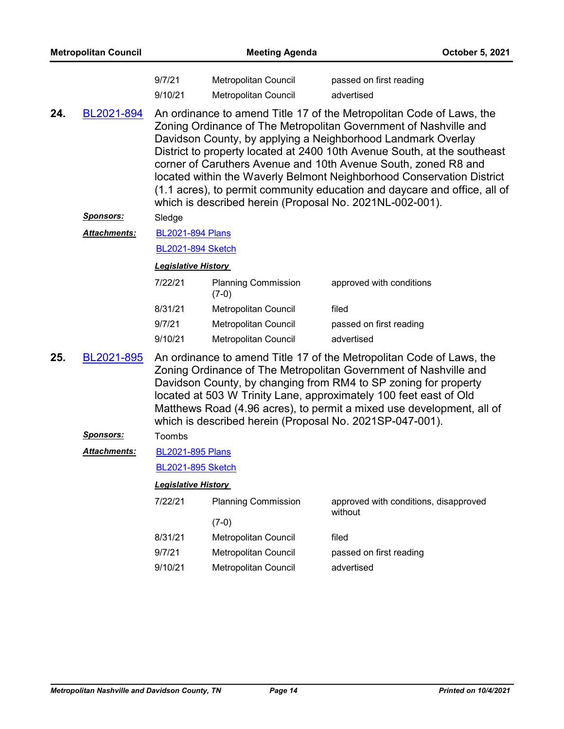| | | |
|---|---|---|
| 9/7/21 | Metropolitan Council | passed on first reading |
| 9/10/21 | Metropolitan Council | advertised |

**24.** BL2021-894 An ordinance to amend Title 17 of the Metropolitan Code of Laws, the Zoning Ordinance of The Metropolitan Government of Nashville and Davidson County, by applying a Neighborhood Landmark Overlay District to property located at 2400 10th Avenue South, at the southeast corner of Caruthers Avenue and 10th Avenue South, zoned R8 and located within the Waverly Belmont Neighborhood Conservation District (1.1 acres), to permit community education and daycare and office, all of which is described herein (Proposal No. 2021NL-002-001).

***Sponsors:*** Sledge

***Attachments:*** BL2021-894 Plans

BL2021-894 Sketch

***Legislative History***

| | | |
|---|---|---|
| 7/22/21 | Planning Commission (7-0) | approved with conditions |
| 8/31/21 | Metropolitan Council | filed |
| 9/7/21 | Metropolitan Council | passed on first reading |
| 9/10/21 | Metropolitan Council | advertised |

**25.** BL2021-895 An ordinance to amend Title 17 of the Metropolitan Code of Laws, the Zoning Ordinance of The Metropolitan Government of Nashville and Davidson County, by changing from RM4 to SP zoning for property located at 503 W Trinity Lane, approximately 100 feet east of Old Matthews Road (4.96 acres), to permit a mixed use development, all of which is described herein (Proposal No. 2021SP-047-001).

***Sponsors:*** Toombs

***Attachments:*** BL2021-895 Plans

BL2021-895 Sketch

***Legislative History***

| | | |
|---|---|---|
| 7/22/21 | Planning Commission (7-0) | approved with conditions, disapproved without |
| 8/31/21 | Metropolitan Council | filed |
| 9/7/21 | Metropolitan Council | passed on first reading |
| 9/10/21 | Metropolitan Council | advertised |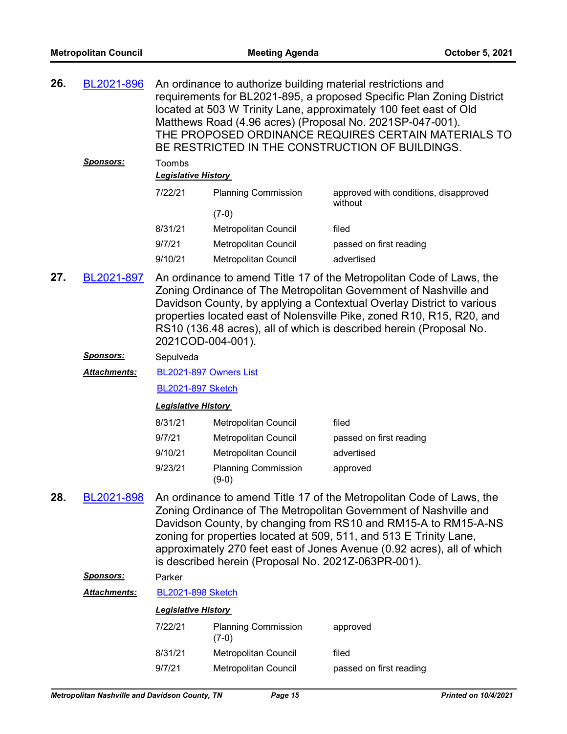**26.** BL2021-896 An ordinance to authorize building material restrictions and requirements for BL2021-895, a proposed Specific Plan Zoning District located at 503 W Trinity Lane, approximately 100 feet east of Old Matthews Road (4.96 acres) (Proposal No. 2021SP-047-001).
THE PROPOSED ORDINANCE REQUIRES CERTAIN MATERIALS TO BE RESTRICTED IN THE CONSTRUCTION OF BUILDINGS.

***Sponsors:*** Toombs

***Legislative History***

| | | |
|---|---|---|
| 7/22/21 | Planning Commission (7-0) | approved with conditions, disapproved without |
| 8/31/21 | Metropolitan Council | filed |
| 9/7/21 | Metropolitan Council | passed on first reading |
| 9/10/21 | Metropolitan Council | advertised |

**27.** BL2021-897 An ordinance to amend Title 17 of the Metropolitan Code of Laws, the Zoning Ordinance of The Metropolitan Government of Nashville and Davidson County, by applying a Contextual Overlay District to various properties located east of Nolensville Pike, zoned R10, R15, R20, and RS10 (136.48 acres), all of which is described herein (Proposal No. 2021COD-004-001).

***Sponsors:*** Sepulveda

***Attachments:*** BL2021-897 Owners List
BL2021-897 Sketch

***Legislative History***

| | | |
|---|---|---|
| 8/31/21 | Metropolitan Council | filed |
| 9/7/21 | Metropolitan Council | passed on first reading |
| 9/10/21 | Metropolitan Council | advertised |
| 9/23/21 | Planning Commission (9-0) | approved |

**28.** BL2021-898 An ordinance to amend Title 17 of the Metropolitan Code of Laws, the Zoning Ordinance of The Metropolitan Government of Nashville and Davidson County, by changing from RS10 and RM15-A to RM15-A-NS zoning for properties located at 509, 511, and 513 E Trinity Lane, approximately 270 feet east of Jones Avenue (0.92 acres), all of which is described herein (Proposal No. 2021Z-063PR-001).

***Sponsors:*** Parker

***Attachments:*** BL2021-898 Sketch

***Legislative History***

| | | |
|---|---|---|
| 7/22/21 | Planning Commission (7-0) | approved |
| 8/31/21 | Metropolitan Council | filed |
| 9/7/21 | Metropolitan Council | passed on first reading |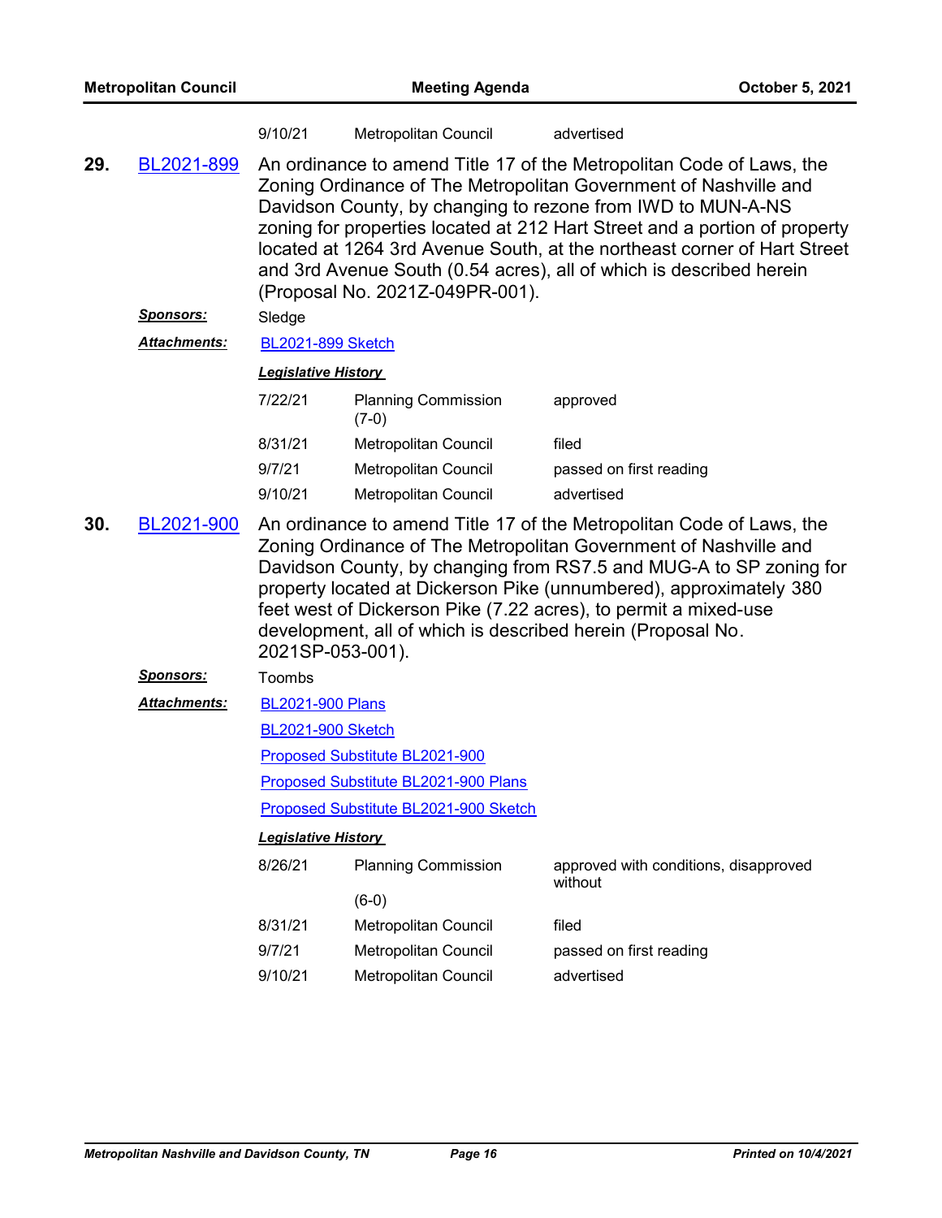| | | |
|---|---|---|
| 9/10/21 | Metropolitan Council | advertised |

**29.** BL2021-899

An ordinance to amend Title 17 of the Metropolitan Code of Laws, the Zoning Ordinance of The Metropolitan Government of Nashville and Davidson County, by changing to rezone from IWD to MUN-A-NS zoning for properties located at 212 Hart Street and a portion of property located at 1264 3rd Avenue South, at the northeast corner of Hart Street and 3rd Avenue South (0.54 acres), all of which is described herein (Proposal No. 2021Z-049PR-001).

***Sponsors:*** Sledge

***Attachments:*** BL2021-899 Sketch

***Legislative History***

| Date | Body | Action |
|---|---|---|
| 7/22/21 | Planning Commission (7-0) | approved |
| 8/31/21 | Metropolitan Council | filed |
| 9/7/21 | Metropolitan Council | passed on first reading |
| 9/10/21 | Metropolitan Council | advertised |

**30.** BL2021-900

An ordinance to amend Title 17 of the Metropolitan Code of Laws, the Zoning Ordinance of The Metropolitan Government of Nashville and Davidson County, by changing from RS7.5 and MUG-A to SP zoning for property located at Dickerson Pike (unnumbered), approximately 380 feet west of Dickerson Pike (7.22 acres), to permit a mixed-use development, all of which is described herein (Proposal No. 2021SP-053-001).

***Sponsors:*** Toombs

***Attachments:*** BL2021-900 Plans

BL2021-900 Sketch

Proposed Substitute BL2021-900

Proposed Substitute BL2021-900 Plans

Proposed Substitute BL2021-900 Sketch

***Legislative History***

| Date | Body | Action |
|---|---|---|
| 8/26/21 | Planning Commission (6-0) | approved with conditions, disapproved without |
| 8/31/21 | Metropolitan Council | filed |
| 9/7/21 | Metropolitan Council | passed on first reading |
| 9/10/21 | Metropolitan Council | advertised |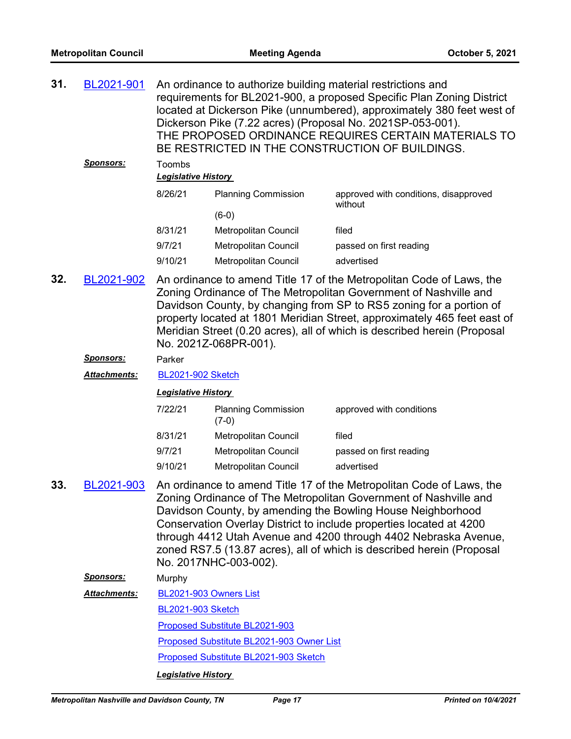**31.** BL2021-901 An ordinance to authorize building material restrictions and requirements for BL2021-900, a proposed Specific Plan Zoning District located at Dickerson Pike (unnumbered), approximately 380 feet west of Dickerson Pike (7.22 acres) (Proposal No. 2021SP-053-001).
THE PROPOSED ORDINANCE REQUIRES CERTAIN MATERIALS TO BE RESTRICTED IN THE CONSTRUCTION OF BUILDINGS.

***Sponsors:*** Toombs

***Legislative History***

| | | |
|---|---|---|
| 8/26/21 | Planning Commission (6-0) | approved with conditions, disapproved without |
| 8/31/21 | Metropolitan Council | filed |
| 9/7/21 | Metropolitan Council | passed on first reading |
| 9/10/21 | Metropolitan Council | advertised |

**32.** BL2021-902 An ordinance to amend Title 17 of the Metropolitan Code of Laws, the Zoning Ordinance of The Metropolitan Government of Nashville and Davidson County, by changing from SP to RS5 zoning for a portion of property located at 1801 Meridian Street, approximately 465 feet east of Meridian Street (0.20 acres), all of which is described herein (Proposal No. 2021Z-068PR-001).

***Sponsors:*** Parker

***Attachments:*** BL2021-902 Sketch

***Legislative History***

| | | |
|---|---|---|
| 7/22/21 | Planning Commission (7-0) | approved with conditions |
| 8/31/21 | Metropolitan Council | filed |
| 9/7/21 | Metropolitan Council | passed on first reading |
| 9/10/21 | Metropolitan Council | advertised |

**33.** BL2021-903 An ordinance to amend Title 17 of the Metropolitan Code of Laws, the Zoning Ordinance of The Metropolitan Government of Nashville and Davidson County, by amending the Bowling House Neighborhood Conservation Overlay District to include properties located at 4200 through 4412 Utah Avenue and 4200 through 4402 Nebraska Avenue, zoned RS7.5 (13.87 acres), all of which is described herein (Proposal No. 2017NHC-003-002).

***Sponsors:*** Murphy

***Attachments:*** BL2021-903 Owners List
BL2021-903 Sketch
Proposed Substitute BL2021-903
Proposed Substitute BL2021-903 Owner List
Proposed Substitute BL2021-903 Sketch

***Legislative History***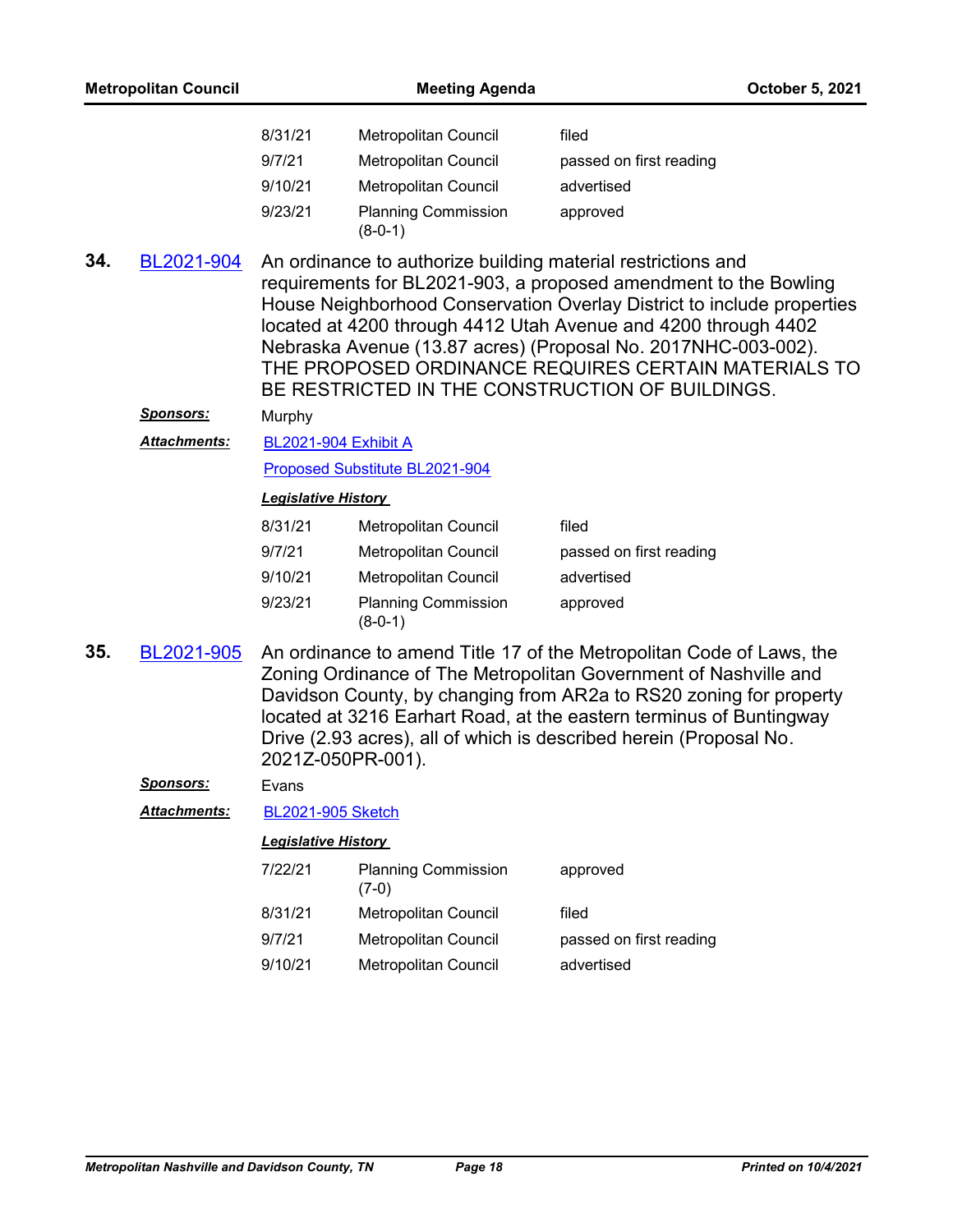| | | |
|---|---|---|
| 8/31/21 | Metropolitan Council | filed |
| 9/7/21 | Metropolitan Council | passed on first reading |
| 9/10/21 | Metropolitan Council | advertised |
| 9/23/21 | Planning Commission (8-0-1) | approved |

**34.** BL2021-904 An ordinance to authorize building material restrictions and requirements for BL2021-903, a proposed amendment to the Bowling House Neighborhood Conservation Overlay District to include properties located at 4200 through 4412 Utah Avenue and 4200 through 4402 Nebraska Avenue (13.87 acres) (Proposal No. 2017NHC-003-002). THE PROPOSED ORDINANCE REQUIRES CERTAIN MATERIALS TO BE RESTRICTED IN THE CONSTRUCTION OF BUILDINGS.

***Sponsors:*** Murphy

***Attachments:*** BL2021-904 Exhibit A

Proposed Substitute BL2021-904

***Legislative History***

| | | |
|---|---|---|
| 8/31/21 | Metropolitan Council | filed |
| 9/7/21 | Metropolitan Council | passed on first reading |
| 9/10/21 | Metropolitan Council | advertised |
| 9/23/21 | Planning Commission (8-0-1) | approved |

**35.** BL2021-905 An ordinance to amend Title 17 of the Metropolitan Code of Laws, the Zoning Ordinance of The Metropolitan Government of Nashville and Davidson County, by changing from AR2a to RS20 zoning for property located at 3216 Earhart Road, at the eastern terminus of Buntingway Drive (2.93 acres), all of which is described herein (Proposal No. 2021Z-050PR-001).

***Sponsors:*** Evans

***Attachments:*** BL2021-905 Sketch

***Legislative History***

| | | |
|---|---|---|
| 7/22/21 | Planning Commission (7-0) | approved |
| 8/31/21 | Metropolitan Council | filed |
| 9/7/21 | Metropolitan Council | passed on first reading |
| 9/10/21 | Metropolitan Council | advertised |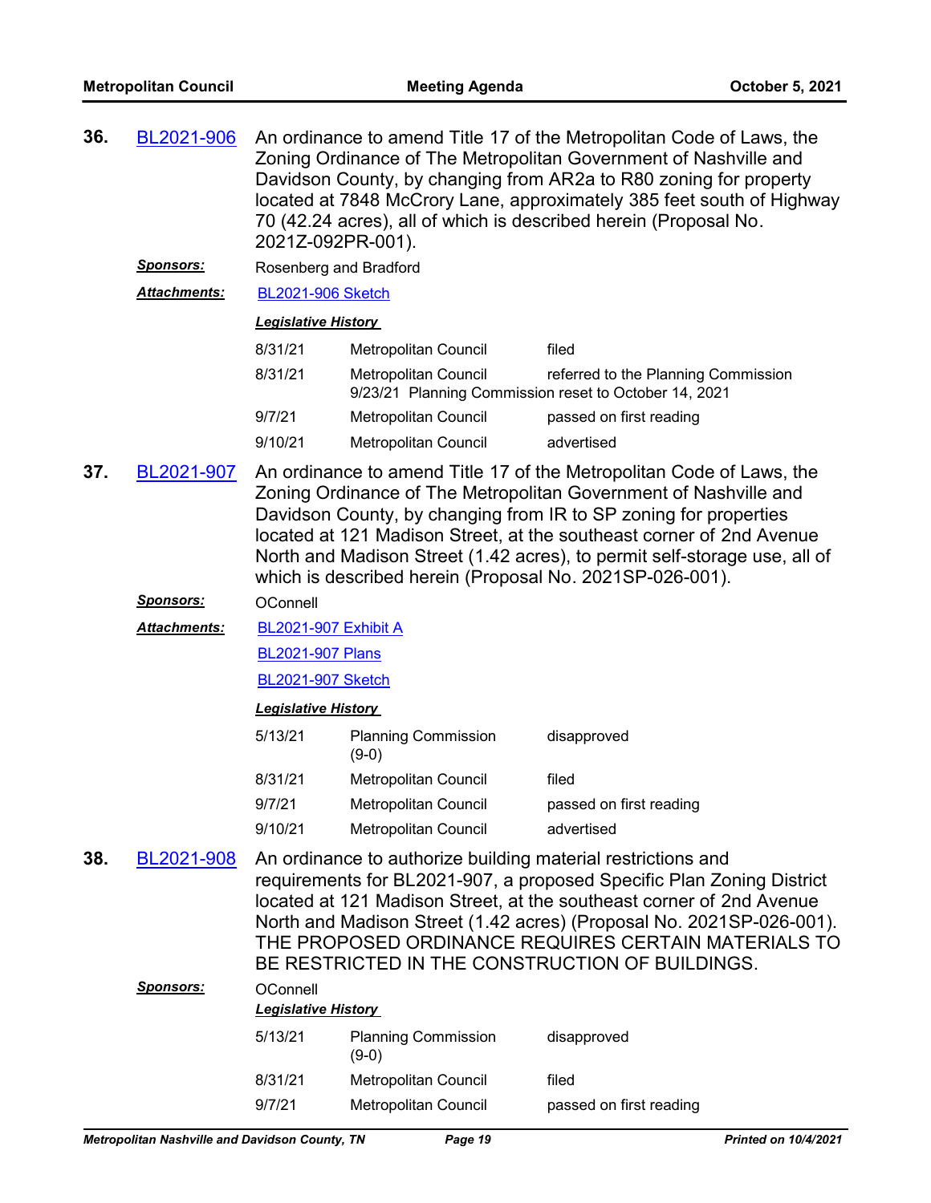**36.** BL2021-906 An ordinance to amend Title 17 of the Metropolitan Code of Laws, the Zoning Ordinance of The Metropolitan Government of Nashville and Davidson County, by changing from AR2a to R80 zoning for property located at 7848 McCrory Lane, approximately 385 feet south of Highway 70 (42.24 acres), all of which is described herein (Proposal No. 2021Z-092PR-001).

***Sponsors:*** Rosenberg and Bradford

***Attachments:*** BL2021-906 Sketch

***Legislative History***

| | | |
|---|---|---|
| 8/31/21 | Metropolitan Council | filed |
| 8/31/21 | Metropolitan Council | referred to the Planning Commission |
| | 9/23/21 Planning Commission reset to October 14, 2021 | |
| 9/7/21 | Metropolitan Council | passed on first reading |
| 9/10/21 | Metropolitan Council | advertised |

**37.** BL2021-907 An ordinance to amend Title 17 of the Metropolitan Code of Laws, the Zoning Ordinance of The Metropolitan Government of Nashville and Davidson County, by changing from IR to SP zoning for properties located at 121 Madison Street, at the southeast corner of 2nd Avenue North and Madison Street (1.42 acres), to permit self-storage use, all of which is described herein (Proposal No. 2021SP-026-001).

***Sponsors:*** OConnell

***Attachments:*** BL2021-907 Exhibit A

BL2021-907 Plans

BL2021-907 Sketch

***Legislative History***

| | | |
|---|---|---|
| 5/13/21 | Planning Commission (9-0) | disapproved |
| 8/31/21 | Metropolitan Council | filed |
| 9/7/21 | Metropolitan Council | passed on first reading |
| 9/10/21 | Metropolitan Council | advertised |

**38.** BL2021-908 An ordinance to authorize building material restrictions and requirements for BL2021-907, a proposed Specific Plan Zoning District located at 121 Madison Street, at the southeast corner of 2nd Avenue North and Madison Street (1.42 acres) (Proposal No. 2021SP-026-001). THE PROPOSED ORDINANCE REQUIRES CERTAIN MATERIALS TO BE RESTRICTED IN THE CONSTRUCTION OF BUILDINGS.

***Sponsors:*** OConnell

***Legislative History***

| | | |
|---|---|---|
| 5/13/21 | Planning Commission (9-0) | disapproved |
| 8/31/21 | Metropolitan Council | filed |
| 9/7/21 | Metropolitan Council | passed on first reading |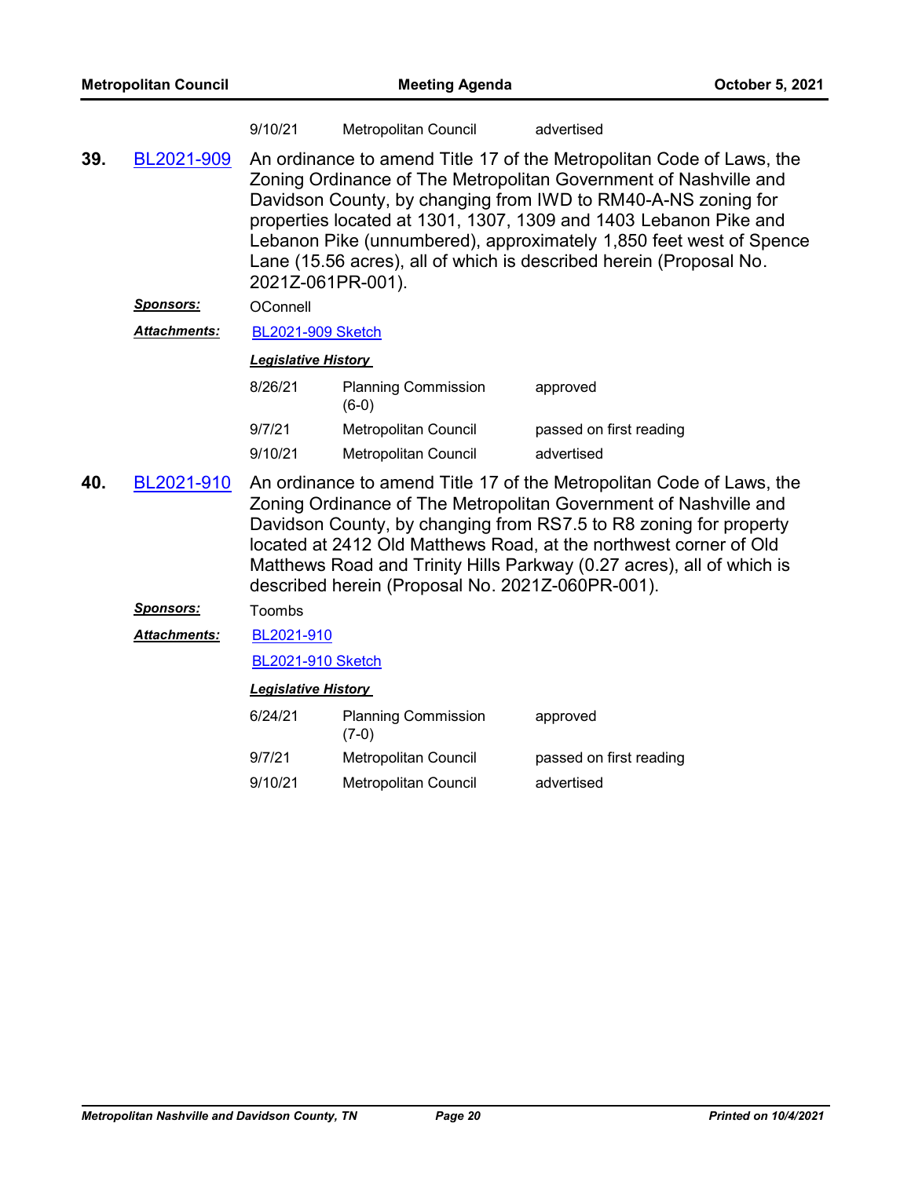| 9/10/21 | Metropolitan Council | advertised |
|---|---|---|

**39.** BL2021-909 An ordinance to amend Title 17 of the Metropolitan Code of Laws, the Zoning Ordinance of The Metropolitan Government of Nashville and Davidson County, by changing from IWD to RM40-A-NS zoning for properties located at 1301, 1307, 1309 and 1403 Lebanon Pike and Lebanon Pike (unnumbered), approximately 1,850 feet west of Spence Lane (15.56 acres), all of which is described herein (Proposal No. 2021Z-061PR-001).

***Sponsors:*** OConnell

***Attachments:*** BL2021-909 Sketch

***Legislative History***

| Date | Body | Action |
|---|---|---|
| 8/26/21 | Planning Commission (6-0) | approved |
| 9/7/21 | Metropolitan Council | passed on first reading |
| 9/10/21 | Metropolitan Council | advertised |

**40.** BL2021-910 An ordinance to amend Title 17 of the Metropolitan Code of Laws, the Zoning Ordinance of The Metropolitan Government of Nashville and Davidson County, by changing from RS7.5 to R8 zoning for property located at 2412 Old Matthews Road, at the northwest corner of Old Matthews Road and Trinity Hills Parkway (0.27 acres), all of which is described herein (Proposal No. 2021Z-060PR-001).

***Sponsors:*** Toombs

***Attachments:*** BL2021-910

BL2021-910 Sketch

***Legislative History***

| Date | Body | Action |
|---|---|---|
| 6/24/21 | Planning Commission (7-0) | approved |
| 9/7/21 | Metropolitan Council | passed on first reading |
| 9/10/21 | Metropolitan Council | advertised |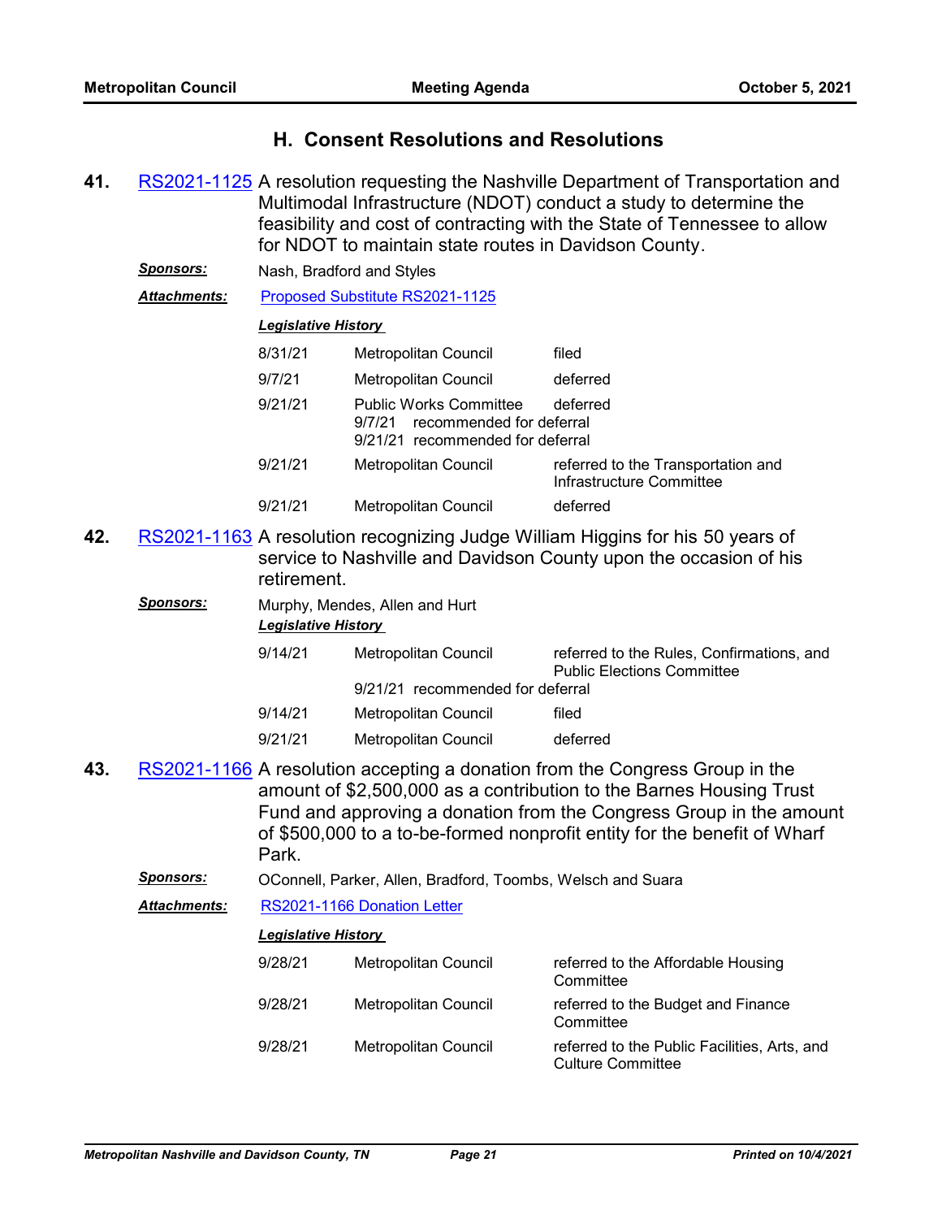## H. Consent Resolutions and Resolutions

**41.** RS2021-1125 A resolution requesting the Nashville Department of Transportation and Multimodal Infrastructure (NDOT) conduct a study to determine the feasibility and cost of contracting with the State of Tennessee to allow for NDOT to maintain state routes in Davidson County.

***Sponsors:*** Nash, Bradford and Styles

***Attachments:*** Proposed Substitute RS2021-1125

***Legislative History***

| | | |
|---|---|---|
| 8/31/21 | Metropolitan Council | filed |
| 9/7/21 | Metropolitan Council | deferred |
| 9/21/21 | Public Works Committee<br>9/7/21 recommended for deferral<br>9/21/21 recommended for deferral | deferred |
| 9/21/21 | Metropolitan Council | referred to the Transportation and Infrastructure Committee |
| 9/21/21 | Metropolitan Council | deferred |

**42.** RS2021-1163 A resolution recognizing Judge William Higgins for his 50 years of service to Nashville and Davidson County upon the occasion of his retirement.

***Sponsors:*** Murphy, Mendes, Allen and Hurt

***Legislative History***

| | | |
|---|---|---|
| 9/14/21 | Metropolitan Council<br>9/21/21 recommended for deferral | referred to the Rules, Confirmations, and Public Elections Committee |
| 9/14/21 | Metropolitan Council | filed |
| 9/21/21 | Metropolitan Council | deferred |

**43.** RS2021-1166 A resolution accepting a donation from the Congress Group in the amount of $2,500,000 as a contribution to the Barnes Housing Trust Fund and approving a donation from the Congress Group in the amount of $500,000 to a to-be-formed nonprofit entity for the benefit of Wharf Park.

***Sponsors:*** OConnell, Parker, Allen, Bradford, Toombs, Welsch and Suara

***Attachments:*** RS2021-1166 Donation Letter

***Legislative History***

| | | |
|---|---|---|
| 9/28/21 | Metropolitan Council | referred to the Affordable Housing Committee |
| 9/28/21 | Metropolitan Council | referred to the Budget and Finance Committee |
| 9/28/21 | Metropolitan Council | referred to the Public Facilities, Arts, and Culture Committee |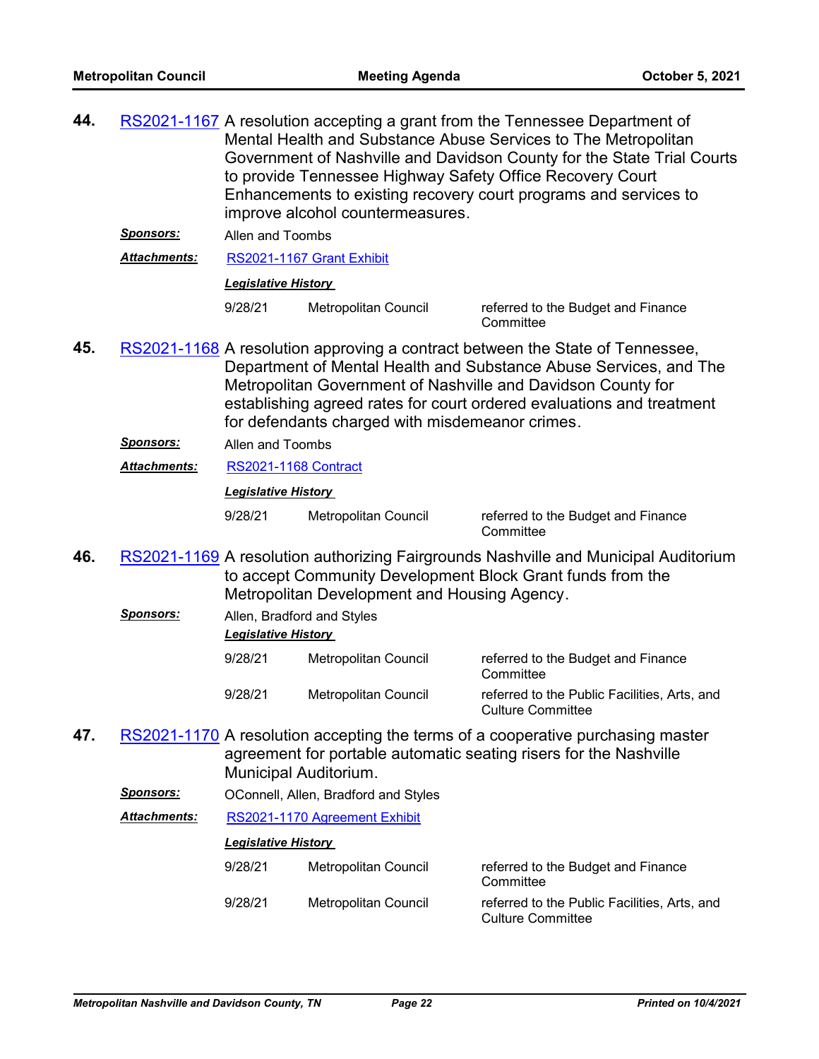**44.** RS2021-1167 A resolution accepting a grant from the Tennessee Department of Mental Health and Substance Abuse Services to The Metropolitan Government of Nashville and Davidson County for the State Trial Courts to provide Tennessee Highway Safety Office Recovery Court Enhancements to existing recovery court programs and services to improve alcohol countermeasures.

***Sponsors:*** Allen and Toombs

***Attachments:*** RS2021-1167 Grant Exhibit

***Legislative History***

| | | |
|---|---|---|
| 9/28/21 | Metropolitan Council | referred to the Budget and Finance Committee |

**45.** RS2021-1168 A resolution approving a contract between the State of Tennessee, Department of Mental Health and Substance Abuse Services, and The Metropolitan Government of Nashville and Davidson County for establishing agreed rates for court ordered evaluations and treatment for defendants charged with misdemeanor crimes.

***Sponsors:*** Allen and Toombs

***Attachments:*** RS2021-1168 Contract

***Legislative History***

| | | |
|---|---|---|
| 9/28/21 | Metropolitan Council | referred to the Budget and Finance Committee |

**46.** RS2021-1169 A resolution authorizing Fairgrounds Nashville and Municipal Auditorium to accept Community Development Block Grant funds from the Metropolitan Development and Housing Agency.

***Sponsors:*** Allen, Bradford and Styles

***Legislative History***

| | | |
|---|---|---|
| 9/28/21 | Metropolitan Council | referred to the Budget and Finance Committee |
| 9/28/21 | Metropolitan Council | referred to the Public Facilities, Arts, and Culture Committee |

**47.** RS2021-1170 A resolution accepting the terms of a cooperative purchasing master agreement for portable automatic seating risers for the Nashville Municipal Auditorium.

***Sponsors:*** OConnell, Allen, Bradford and Styles

***Attachments:*** RS2021-1170 Agreement Exhibit

***Legislative History***

| | | |
|---|---|---|
| 9/28/21 | Metropolitan Council | referred to the Budget and Finance Committee |
| 9/28/21 | Metropolitan Council | referred to the Public Facilities, Arts, and Culture Committee |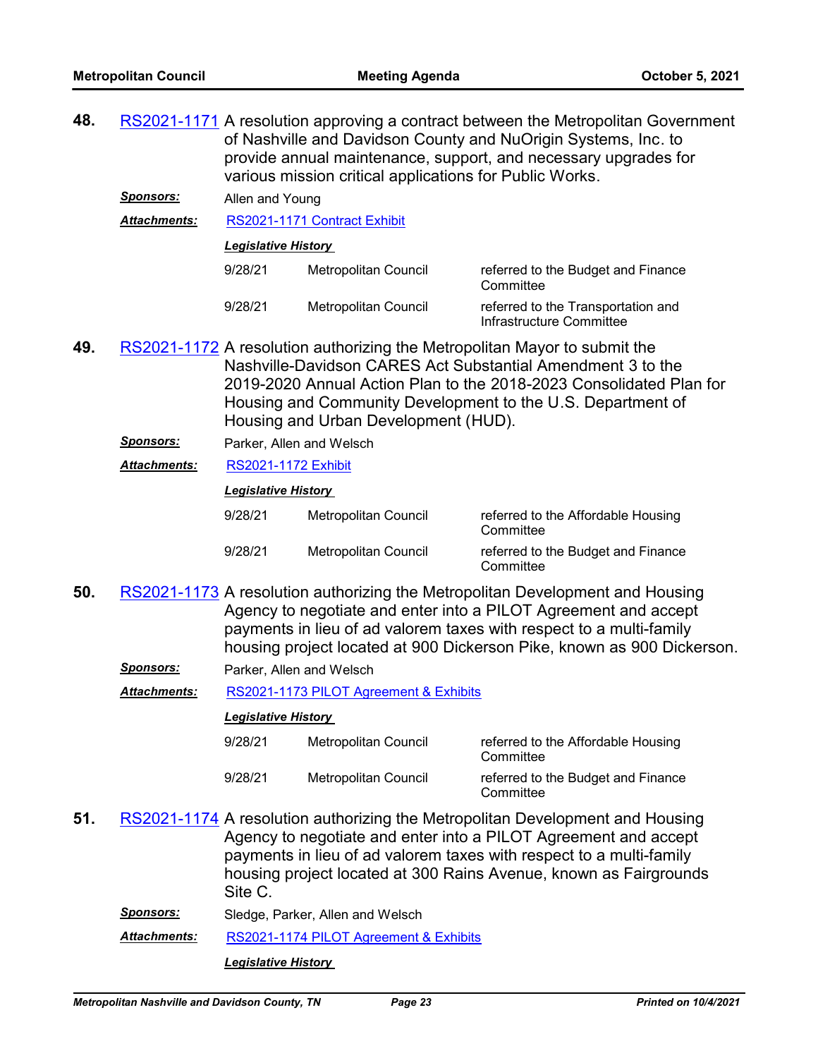**48.** RS2021-1171 A resolution approving a contract between the Metropolitan Government of Nashville and Davidson County and NuOrigin Systems, Inc. to provide annual maintenance, support, and necessary upgrades for various mission critical applications for Public Works.

***Sponsors:*** Allen and Young

***Attachments:*** RS2021-1171 Contract Exhibit

***Legislative History***

| | | |
|---|---|---|
| 9/28/21 | Metropolitan Council | referred to the Budget and Finance Committee |
| 9/28/21 | Metropolitan Council | referred to the Transportation and Infrastructure Committee |

**49.** RS2021-1172 A resolution authorizing the Metropolitan Mayor to submit the Nashville-Davidson CARES Act Substantial Amendment 3 to the 2019-2020 Annual Action Plan to the 2018-2023 Consolidated Plan for Housing and Community Development to the U.S. Department of Housing and Urban Development (HUD).

***Sponsors:*** Parker, Allen and Welsch

***Attachments:*** RS2021-1172 Exhibit

***Legislative History***

| | | |
|---|---|---|
| 9/28/21 | Metropolitan Council | referred to the Affordable Housing Committee |
| 9/28/21 | Metropolitan Council | referred to the Budget and Finance Committee |

**50.** RS2021-1173 A resolution authorizing the Metropolitan Development and Housing Agency to negotiate and enter into a PILOT Agreement and accept payments in lieu of ad valorem taxes with respect to a multi-family housing project located at 900 Dickerson Pike, known as 900 Dickerson.

***Sponsors:*** Parker, Allen and Welsch

***Attachments:*** RS2021-1173 PILOT Agreement & Exhibits

***Legislative History***

| | | |
|---|---|---|
| 9/28/21 | Metropolitan Council | referred to the Affordable Housing Committee |
| 9/28/21 | Metropolitan Council | referred to the Budget and Finance Committee |

**51.** RS2021-1174 A resolution authorizing the Metropolitan Development and Housing Agency to negotiate and enter into a PILOT Agreement and accept payments in lieu of ad valorem taxes with respect to a multi-family housing project located at 300 Rains Avenue, known as Fairgrounds Site C.

***Sponsors:*** Sledge, Parker, Allen and Welsch

***Attachments:*** RS2021-1174 PILOT Agreement & Exhibits

***Legislative History***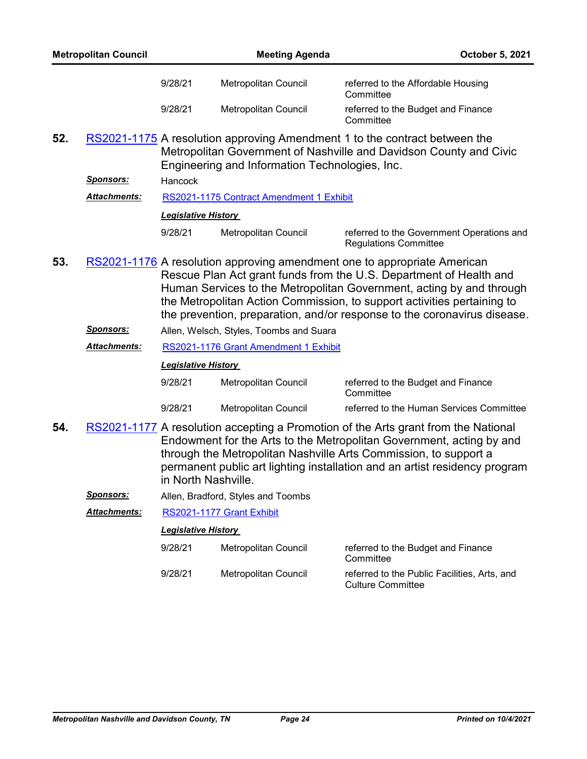| | | |
|---|---|---|
| 9/28/21 | Metropolitan Council | referred to the Affordable Housing Committee |
| 9/28/21 | Metropolitan Council | referred to the Budget and Finance Committee |

**52.** RS2021-1175 A resolution approving Amendment 1 to the contract between the Metropolitan Government of Nashville and Davidson County and Civic Engineering and Information Technologies, Inc.

***Sponsors:*** Hancock

***Attachments:*** RS2021-1175 Contract Amendment 1 Exhibit

***Legislative History***

| | | |
|---|---|---|
| 9/28/21 | Metropolitan Council | referred to the Government Operations and Regulations Committee |

**53.** RS2021-1176 A resolution approving amendment one to appropriate American Rescue Plan Act grant funds from the U.S. Department of Health and Human Services to the Metropolitan Government, acting by and through the Metropolitan Action Commission, to support activities pertaining to the prevention, preparation, and/or response to the coronavirus disease.

***Sponsors:*** Allen, Welsch, Styles, Toombs and Suara

***Attachments:*** RS2021-1176 Grant Amendment 1 Exhibit

***Legislative History***

| | | |
|---|---|---|
| 9/28/21 | Metropolitan Council | referred to the Budget and Finance Committee |
| 9/28/21 | Metropolitan Council | referred to the Human Services Committee |

**54.** RS2021-1177 A resolution accepting a Promotion of the Arts grant from the National Endowment for the Arts to the Metropolitan Government, acting by and through the Metropolitan Nashville Arts Commission, to support a permanent public art lighting installation and an artist residency program in North Nashville.

***Sponsors:*** Allen, Bradford, Styles and Toombs

***Attachments:*** RS2021-1177 Grant Exhibit

***Legislative History***

| | | |
|---|---|---|
| 9/28/21 | Metropolitan Council | referred to the Budget and Finance Committee |
| 9/28/21 | Metropolitan Council | referred to the Public Facilities, Arts, and Culture Committee |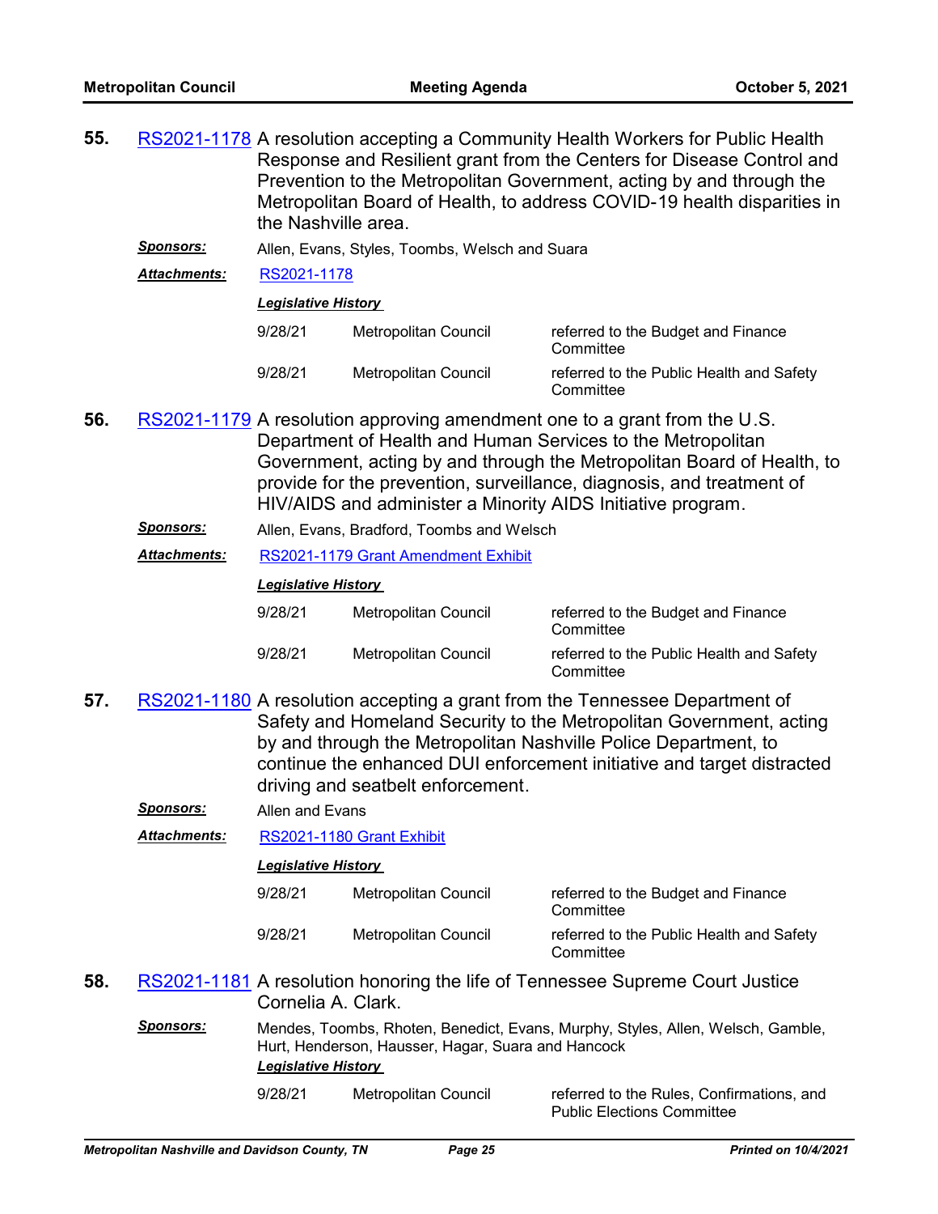**55.** RS2021-1178 A resolution accepting a Community Health Workers for Public Health Response and Resilient grant from the Centers for Disease Control and Prevention to the Metropolitan Government, acting by and through the Metropolitan Board of Health, to address COVID-19 health disparities in the Nashville area.

***Sponsors:*** Allen, Evans, Styles, Toombs, Welsch and Suara

***Attachments:*** RS2021-1178

***Legislative History***

| | | |
|---|---|---|
| 9/28/21 | Metropolitan Council | referred to the Budget and Finance Committee |
| 9/28/21 | Metropolitan Council | referred to the Public Health and Safety Committee |

**56.** RS2021-1179 A resolution approving amendment one to a grant from the U.S. Department of Health and Human Services to the Metropolitan Government, acting by and through the Metropolitan Board of Health, to provide for the prevention, surveillance, diagnosis, and treatment of HIV/AIDS and administer a Minority AIDS Initiative program.

***Sponsors:*** Allen, Evans, Bradford, Toombs and Welsch

***Attachments:*** RS2021-1179 Grant Amendment Exhibit

***Legislative History***

| | | |
|---|---|---|
| 9/28/21 | Metropolitan Council | referred to the Budget and Finance Committee |
| 9/28/21 | Metropolitan Council | referred to the Public Health and Safety Committee |

**57.** RS2021-1180 A resolution accepting a grant from the Tennessee Department of Safety and Homeland Security to the Metropolitan Government, acting by and through the Metropolitan Nashville Police Department, to continue the enhanced DUI enforcement initiative and target distracted driving and seatbelt enforcement.

***Sponsors:*** Allen and Evans

***Attachments:*** RS2021-1180 Grant Exhibit

***Legislative History***

| | | |
|---|---|---|
| 9/28/21 | Metropolitan Council | referred to the Budget and Finance Committee |
| 9/28/21 | Metropolitan Council | referred to the Public Health and Safety Committee |

**58.** RS2021-1181 A resolution honoring the life of Tennessee Supreme Court Justice Cornelia A. Clark.

***Sponsors:*** Mendes, Toombs, Rhoten, Benedict, Evans, Murphy, Styles, Allen, Welsch, Gamble, Hurt, Henderson, Hausser, Hagar, Suara and Hancock

***Legislative History***

| | | |
|---|---|---|
| 9/28/21 | Metropolitan Council | referred to the Rules, Confirmations, and Public Elections Committee |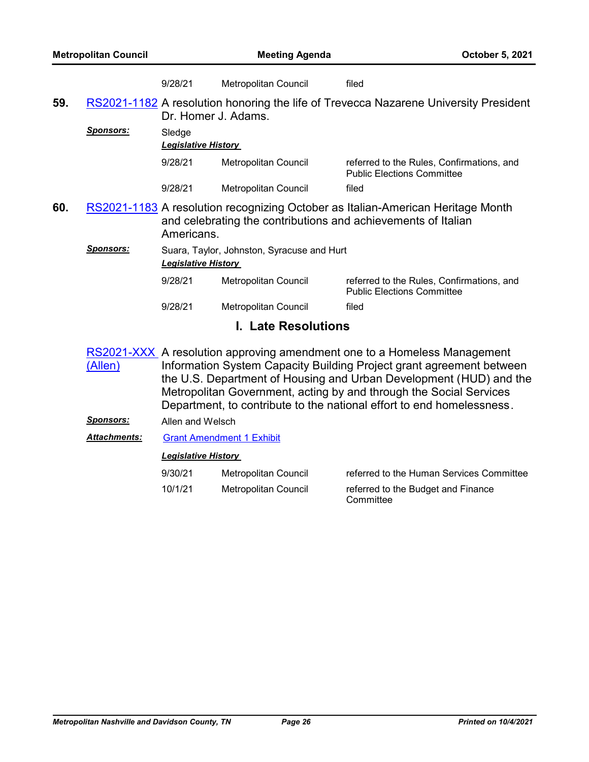| | | |
|---|---|---|
| 9/28/21 | Metropolitan Council | filed |

**59.** RS2021-1182 A resolution honoring the life of Trevecca Nazarene University President Dr. Homer J. Adams.

***Sponsors:*** Sledge

***Legislative History***

| | | |
|---|---|---|
| 9/28/21 | Metropolitan Council | referred to the Rules, Confirmations, and Public Elections Committee |
| 9/28/21 | Metropolitan Council | filed |

**60.** RS2021-1183 A resolution recognizing October as Italian-American Heritage Month and celebrating the contributions and achievements of Italian Americans.

***Sponsors:*** Suara, Taylor, Johnston, Syracuse and Hurt

***Legislative History***

| | | |
|---|---|---|
| 9/28/21 | Metropolitan Council | referred to the Rules, Confirmations, and Public Elections Committee |
| 9/28/21 | Metropolitan Council | filed |

## I. Late Resolutions

RS2021-XXX (Allen) A resolution approving amendment one to a Homeless Management Information System Capacity Building Project grant agreement between the U.S. Department of Housing and Urban Development (HUD) and the Metropolitan Government, acting by and through the Social Services Department, to contribute to the national effort to end homelessness.

***Sponsors:*** Allen and Welsch

***Attachments:*** Grant Amendment 1 Exhibit

***Legislative History***

| | | |
|---|---|---|
| 9/30/21 | Metropolitan Council | referred to the Human Services Committee |
| 10/1/21 | Metropolitan Council | referred to the Budget and Finance Committee |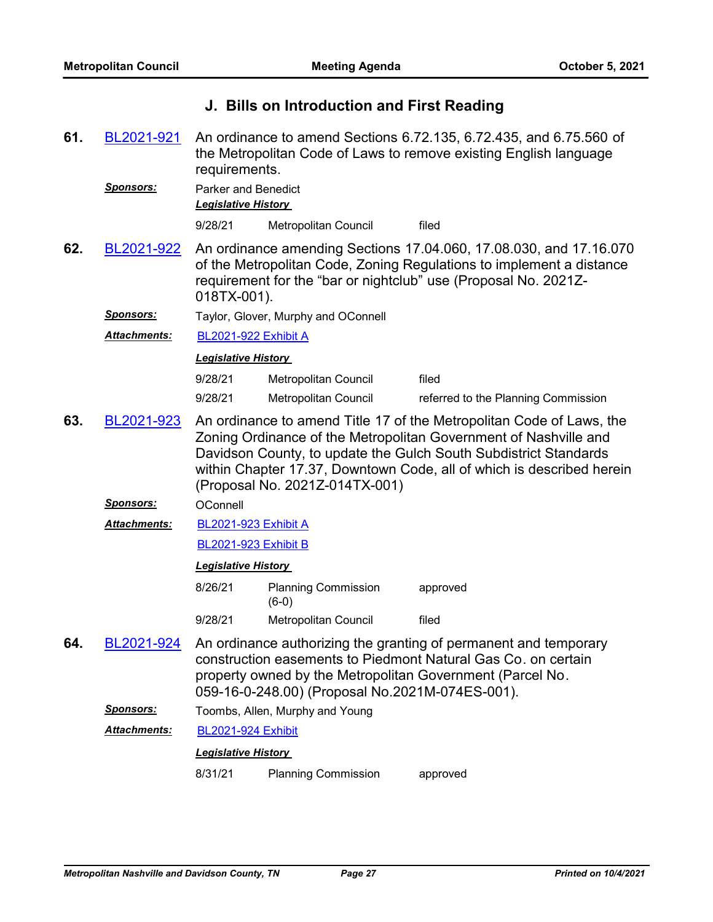## J. Bills on Introduction and First Reading

**61.** BL2021-921 An ordinance to amend Sections 6.72.135, 6.72.435, and 6.75.560 of the Metropolitan Code of Laws to remove existing English language requirements.

***Sponsors:*** Parker and Benedict

***Legislative History***

| | | |
|---|---|---|
| 9/28/21 | Metropolitan Council | filed |

**62.** BL2021-922 An ordinance amending Sections 17.04.060, 17.08.030, and 17.16.070 of the Metropolitan Code, Zoning Regulations to implement a distance requirement for the "bar or nightclub" use (Proposal No. 2021Z-018TX-001).

***Sponsors:*** Taylor, Glover, Murphy and OConnell

***Attachments:*** BL2021-922 Exhibit A

***Legislative History***

| | | |
|---|---|---|
| 9/28/21 | Metropolitan Council | filed |
| 9/28/21 | Metropolitan Council | referred to the Planning Commission |

**63.** BL2021-923 An ordinance to amend Title 17 of the Metropolitan Code of Laws, the Zoning Ordinance of the Metropolitan Government of Nashville and Davidson County, to update the Gulch South Subdistrict Standards within Chapter 17.37, Downtown Code, all of which is described herein (Proposal No. 2021Z-014TX-001)

***Sponsors:*** OConnell

***Attachments:*** BL2021-923 Exhibit A

BL2021-923 Exhibit B

***Legislative History***

| | | |
|---|---|---|
| 8/26/21 | Planning Commission (6-0) | approved |
| 9/28/21 | Metropolitan Council | filed |

**64.** BL2021-924 An ordinance authorizing the granting of permanent and temporary construction easements to Piedmont Natural Gas Co. on certain property owned by the Metropolitan Government (Parcel No. 059-16-0-248.00) (Proposal No.2021M-074ES-001).

***Sponsors:*** Toombs, Allen, Murphy and Young

***Attachments:*** BL2021-924 Exhibit

***Legislative History***

| | | |
|---|---|---|
| 8/31/21 | Planning Commission | approved |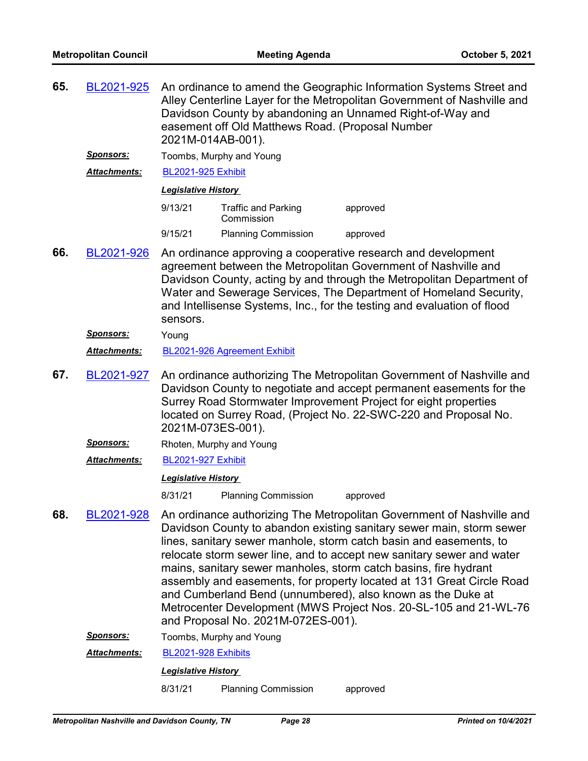**65.** BL2021-925 An ordinance to amend the Geographic Information Systems Street and Alley Centerline Layer for the Metropolitan Government of Nashville and Davidson County by abandoning an Unnamed Right-of-Way and easement off Old Matthews Road. (Proposal Number 2021M-014AB-001).

***Sponsors:*** Toombs, Murphy and Young

***Attachments:*** BL2021-925 Exhibit

***Legislative History***

| | | |
|---|---|---|
| 9/13/21 | Traffic and Parking Commission | approved |
| 9/15/21 | Planning Commission | approved |

**66.** BL2021-926 An ordinance approving a cooperative research and development agreement between the Metropolitan Government of Nashville and Davidson County, acting by and through the Metropolitan Department of Water and Sewerage Services, The Department of Homeland Security, and Intellisense Systems, Inc., for the testing and evaluation of flood sensors.

***Sponsors:*** Young

***Attachments:*** BL2021-926 Agreement Exhibit

**67.** BL2021-927 An ordinance authorizing The Metropolitan Government of Nashville and Davidson County to negotiate and accept permanent easements for the Surrey Road Stormwater Improvement Project for eight properties located on Surrey Road, (Project No. 22-SWC-220 and Proposal No. 2021M-073ES-001).

***Sponsors:*** Rhoten, Murphy and Young

***Attachments:*** BL2021-927 Exhibit

***Legislative History***

| | | |
|---|---|---|
| 8/31/21 | Planning Commission | approved |

**68.** BL2021-928 An ordinance authorizing The Metropolitan Government of Nashville and Davidson County to abandon existing sanitary sewer main, storm sewer lines, sanitary sewer manhole, storm catch basin and easements, to relocate storm sewer line, and to accept new sanitary sewer and water mains, sanitary sewer manholes, storm catch basins, fire hydrant assembly and easements, for property located at 131 Great Circle Road and Cumberland Bend (unnumbered), also known as the Duke at Metrocenter Development (MWS Project Nos. 20-SL-105 and 21-WL-76 and Proposal No. 2021M-072ES-001).

***Sponsors:*** Toombs, Murphy and Young

***Attachments:*** BL2021-928 Exhibits

***Legislative History***

| | | |
|---|---|---|
| 8/31/21 | Planning Commission | approved |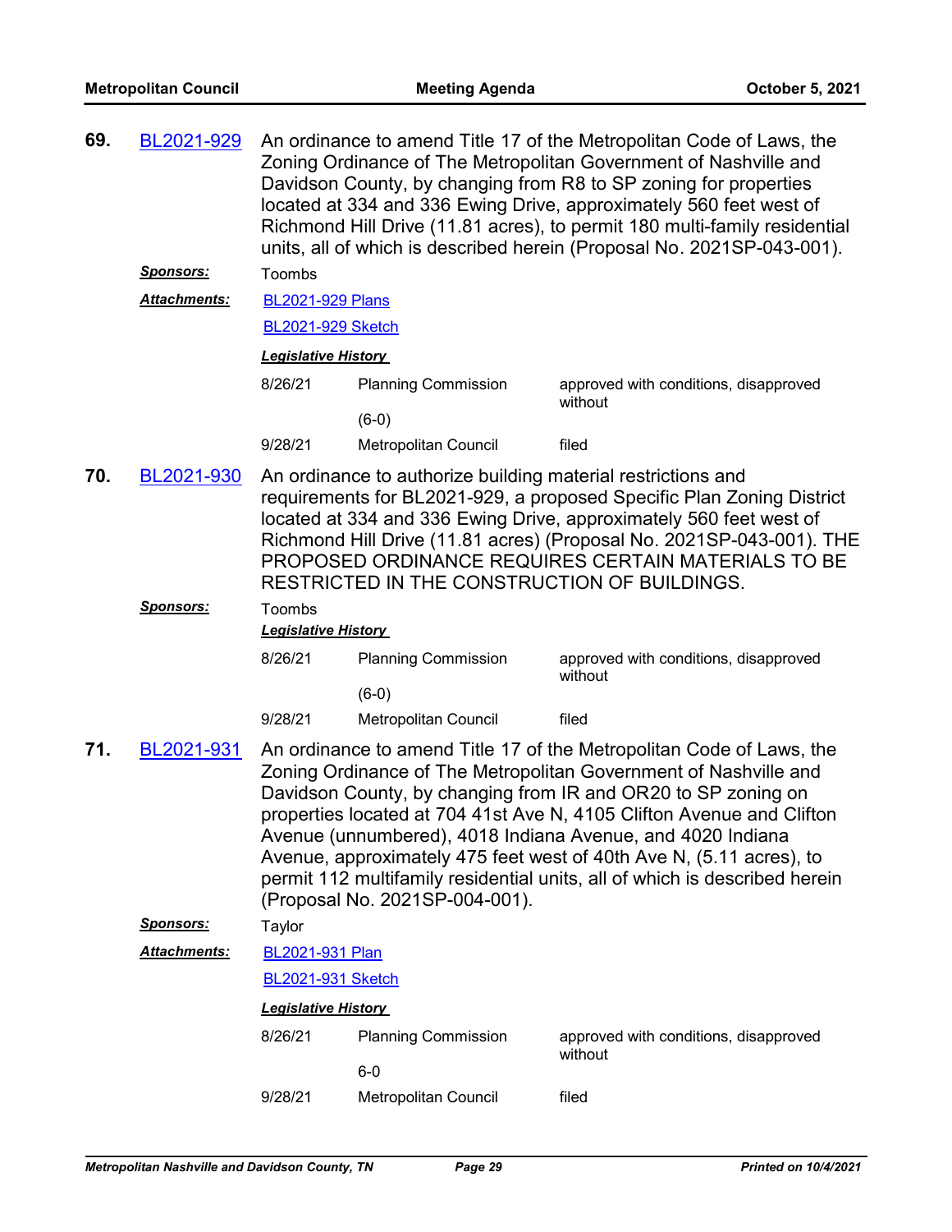**69.** BL2021-929 An ordinance to amend Title 17 of the Metropolitan Code of Laws, the Zoning Ordinance of The Metropolitan Government of Nashville and Davidson County, by changing from R8 to SP zoning for properties located at 334 and 336 Ewing Drive, approximately 560 feet west of Richmond Hill Drive (11.81 acres), to permit 180 multi-family residential units, all of which is described herein (Proposal No. 2021SP-043-001).

***Sponsors:*** Toombs

***Attachments:*** BL2021-929 Plans

BL2021-929 Sketch

***Legislative History***

| Date | Body | Action |
|---|---|---|
| 8/26/21 | Planning Commission (6-0) | approved with conditions, disapproved without |
| 9/28/21 | Metropolitan Council | filed |

**70.** BL2021-930 An ordinance to authorize building material restrictions and requirements for BL2021-929, a proposed Specific Plan Zoning District located at 334 and 336 Ewing Drive, approximately 560 feet west of Richmond Hill Drive (11.81 acres) (Proposal No. 2021SP-043-001). THE PROPOSED ORDINANCE REQUIRES CERTAIN MATERIALS TO BE RESTRICTED IN THE CONSTRUCTION OF BUILDINGS.

***Sponsors:*** Toombs

***Legislative History***

| Date | Body | Action |
|---|---|---|
| 8/26/21 | Planning Commission (6-0) | approved with conditions, disapproved without |
| 9/28/21 | Metropolitan Council | filed |

**71.** BL2021-931 An ordinance to amend Title 17 of the Metropolitan Code of Laws, the Zoning Ordinance of The Metropolitan Government of Nashville and Davidson County, by changing from IR and OR20 to SP zoning on properties located at 704 41st Ave N, 4105 Clifton Avenue and Clifton Avenue (unnumbered), 4018 Indiana Avenue, and 4020 Indiana Avenue, approximately 475 feet west of 40th Ave N, (5.11 acres), to permit 112 multifamily residential units, all of which is described herein (Proposal No. 2021SP-004-001).

***Sponsors:*** Taylor

***Attachments:*** BL2021-931 Plan

BL2021-931 Sketch

***Legislative History***

| Date | Body | Action |
|---|---|---|
| 8/26/21 | Planning Commission 6-0 | approved with conditions, disapproved without |
| 9/28/21 | Metropolitan Council | filed |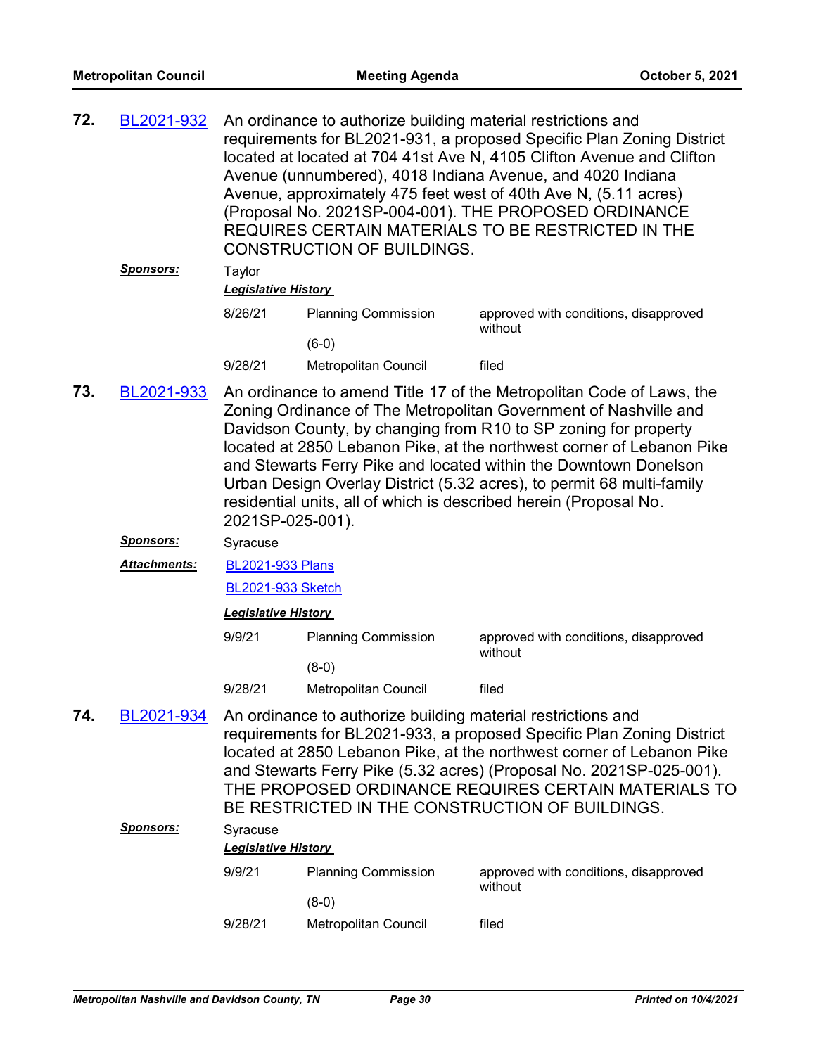**72.** BL2021-932 An ordinance to authorize building material restrictions and requirements for BL2021-931, a proposed Specific Plan Zoning District located at located at 704 41st Ave N, 4105 Clifton Avenue and Clifton Avenue (unnumbered), 4018 Indiana Avenue, and 4020 Indiana Avenue, approximately 475 feet west of 40th Ave N, (5.11 acres) (Proposal No. 2021SP-004-001). THE PROPOSED ORDINANCE REQUIRES CERTAIN MATERIALS TO BE RESTRICTED IN THE CONSTRUCTION OF BUILDINGS.

***Sponsors:*** Taylor

***Legislative History***

| | | |
|---|---|---|
| 8/26/21 | Planning Commission (6-0) | approved with conditions, disapproved without |
| 9/28/21 | Metropolitan Council | filed |

**73.** BL2021-933 An ordinance to amend Title 17 of the Metropolitan Code of Laws, the Zoning Ordinance of The Metropolitan Government of Nashville and Davidson County, by changing from R10 to SP zoning for property located at 2850 Lebanon Pike, at the northwest corner of Lebanon Pike and Stewarts Ferry Pike and located within the Downtown Donelson Urban Design Overlay District (5.32 acres), to permit 68 multi-family residential units, all of which is described herein (Proposal No. 2021SP-025-001).

***Sponsors:*** Syracuse

***Attachments:*** BL2021-933 Plans
BL2021-933 Sketch

***Legislative History***

| | | |
|---|---|---|
| 9/9/21 | Planning Commission (8-0) | approved with conditions, disapproved without |
| 9/28/21 | Metropolitan Council | filed |

**74.** BL2021-934 An ordinance to authorize building material restrictions and requirements for BL2021-933, a proposed Specific Plan Zoning District located at 2850 Lebanon Pike, at the northwest corner of Lebanon Pike and Stewarts Ferry Pike (5.32 acres) (Proposal No. 2021SP-025-001). THE PROPOSED ORDINANCE REQUIRES CERTAIN MATERIALS TO BE RESTRICTED IN THE CONSTRUCTION OF BUILDINGS.

***Sponsors:*** Syracuse

***Legislative History***

| | | |
|---|---|---|
| 9/9/21 | Planning Commission (8-0) | approved with conditions, disapproved without |
| 9/28/21 | Metropolitan Council | filed |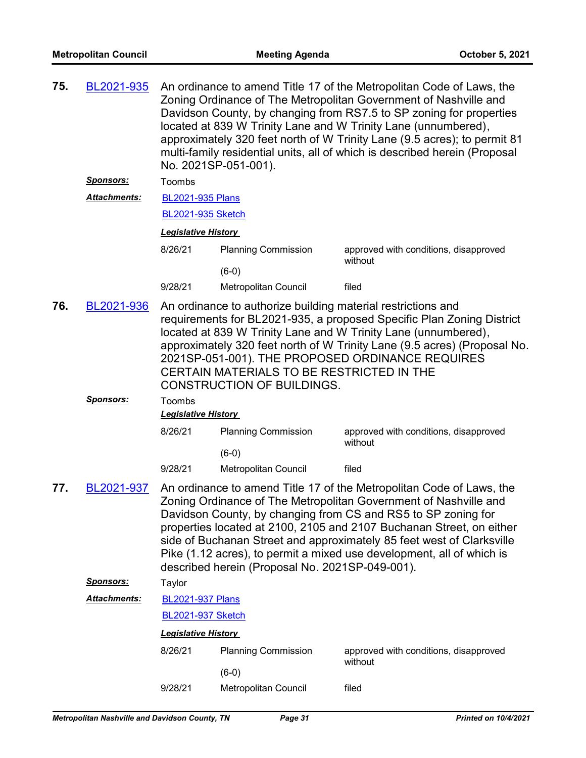**75.** **BL2021-935** An ordinance to amend Title 17 of the Metropolitan Code of Laws, the Zoning Ordinance of The Metropolitan Government of Nashville and Davidson County, by changing from RS7.5 to SP zoning for properties located at 839 W Trinity Lane and W Trinity Lane (unnumbered), approximately 320 feet north of W Trinity Lane (9.5 acres); to permit 81 multi-family residential units, all of which is described herein (Proposal No. 2021SP-051-001).

***Sponsors:*** Toombs

***Attachments:*** BL2021-935 Plans

BL2021-935 Sketch

***Legislative History***

| Date | Body | Action |
|---|---|---|
| 8/26/21 | Planning Commission (6-0) | approved with conditions, disapproved without |
| 9/28/21 | Metropolitan Council | filed |

**76.** **BL2021-936** An ordinance to authorize building material restrictions and requirements for BL2021-935, a proposed Specific Plan Zoning District located at 839 W Trinity Lane and W Trinity Lane (unnumbered), approximately 320 feet north of W Trinity Lane (9.5 acres) (Proposal No. 2021SP-051-001). THE PROPOSED ORDINANCE REQUIRES CERTAIN MATERIALS TO BE RESTRICTED IN THE CONSTRUCTION OF BUILDINGS.

***Sponsors:*** Toombs

***Legislative History***

| Date | Body | Action |
|---|---|---|
| 8/26/21 | Planning Commission (6-0) | approved with conditions, disapproved without |
| 9/28/21 | Metropolitan Council | filed |

**77.** **BL2021-937** An ordinance to amend Title 17 of the Metropolitan Code of Laws, the Zoning Ordinance of The Metropolitan Government of Nashville and Davidson County, by changing from CS and RS5 to SP zoning for properties located at 2100, 2105 and 2107 Buchanan Street, on either side of Buchanan Street and approximately 85 feet west of Clarksville Pike (1.12 acres), to permit a mixed use development, all of which is described herein (Proposal No. 2021SP-049-001).

***Sponsors:*** Taylor

***Attachments:*** BL2021-937 Plans

BL2021-937 Sketch

***Legislative History***

| Date | Body | Action |
|---|---|---|
| 8/26/21 | Planning Commission (6-0) | approved with conditions, disapproved without |
| 9/28/21 | Metropolitan Council | filed |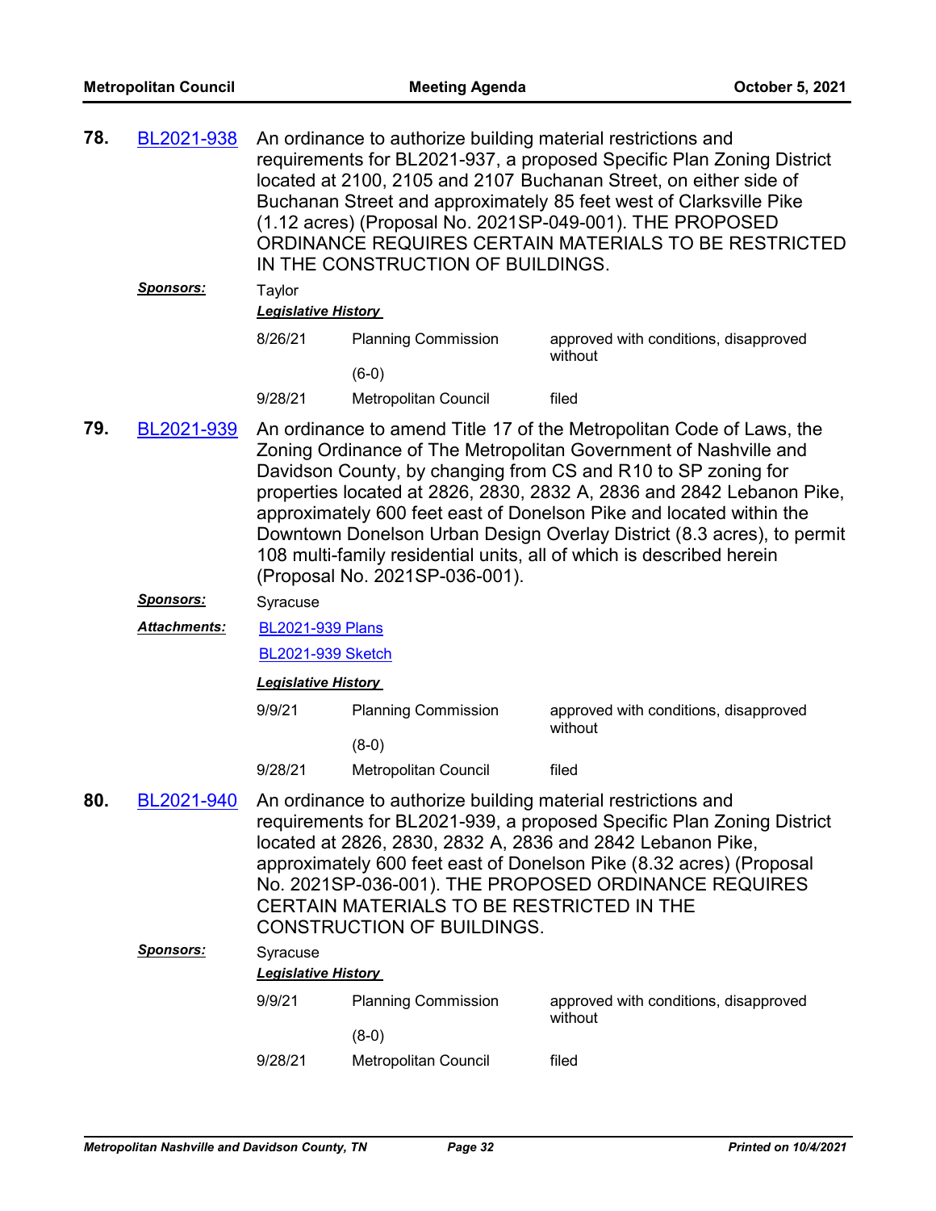**78.** BL2021-938 An ordinance to authorize building material restrictions and requirements for BL2021-937, a proposed Specific Plan Zoning District located at 2100, 2105 and 2107 Buchanan Street, on either side of Buchanan Street and approximately 85 feet west of Clarksville Pike (1.12 acres) (Proposal No. 2021SP-049-001). THE PROPOSED ORDINANCE REQUIRES CERTAIN MATERIALS TO BE RESTRICTED IN THE CONSTRUCTION OF BUILDINGS.

***Sponsors:*** Taylor

***Legislative History***

| | | |
|---|---|---|
| 8/26/21 | Planning Commission (6-0) | approved with conditions, disapproved without |
| 9/28/21 | Metropolitan Council | filed |

**79.** BL2021-939 An ordinance to amend Title 17 of the Metropolitan Code of Laws, the Zoning Ordinance of The Metropolitan Government of Nashville and Davidson County, by changing from CS and R10 to SP zoning for properties located at 2826, 2830, 2832 A, 2836 and 2842 Lebanon Pike, approximately 600 feet east of Donelson Pike and located within the Downtown Donelson Urban Design Overlay District (8.3 acres), to permit 108 multi-family residential units, all of which is described herein (Proposal No. 2021SP-036-001).

***Sponsors:*** Syracuse

***Attachments:*** BL2021-939 Plans

BL2021-939 Sketch

***Legislative History***

| | | |
|---|---|---|
| 9/9/21 | Planning Commission (8-0) | approved with conditions, disapproved without |
| 9/28/21 | Metropolitan Council | filed |

**80.** BL2021-940 An ordinance to authorize building material restrictions and requirements for BL2021-939, a proposed Specific Plan Zoning District located at 2826, 2830, 2832 A, 2836 and 2842 Lebanon Pike, approximately 600 feet east of Donelson Pike (8.32 acres) (Proposal No. 2021SP-036-001). THE PROPOSED ORDINANCE REQUIRES CERTAIN MATERIALS TO BE RESTRICTED IN THE CONSTRUCTION OF BUILDINGS.

***Sponsors:*** Syracuse

***Legislative History***

| | | |
|---|---|---|
| 9/9/21 | Planning Commission (8-0) | approved with conditions, disapproved without |
| 9/28/21 | Metropolitan Council | filed |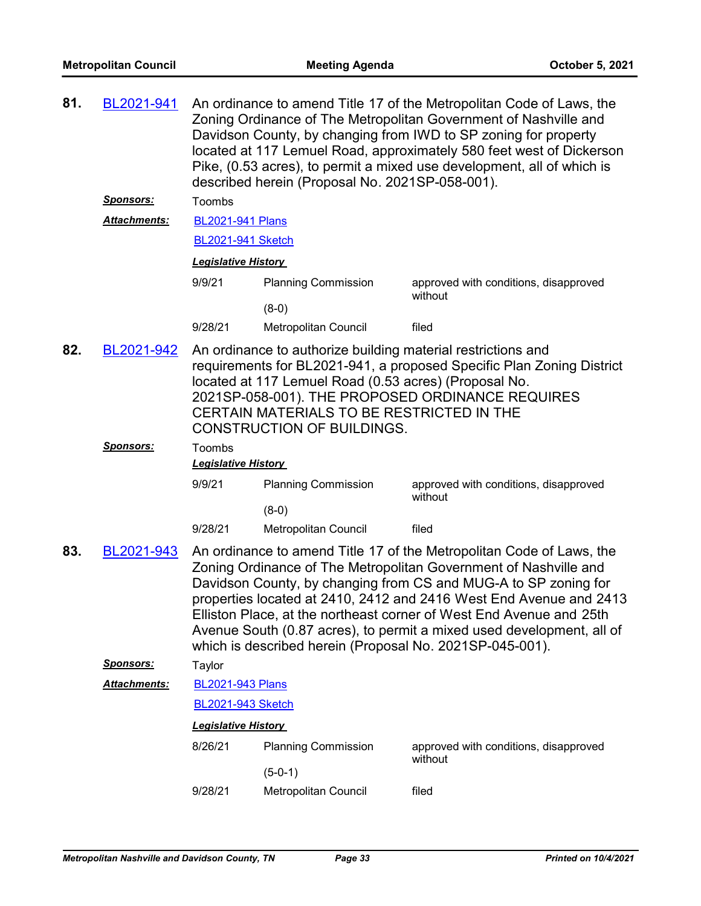**81.** BL2021-941 An ordinance to amend Title 17 of the Metropolitan Code of Laws, the Zoning Ordinance of The Metropolitan Government of Nashville and Davidson County, by changing from IWD to SP zoning for property located at 117 Lemuel Road, approximately 580 feet west of Dickerson Pike, (0.53 acres), to permit a mixed use development, all of which is described herein (Proposal No. 2021SP-058-001).

***Sponsors:*** Toombs

***Attachments:*** BL2021-941 Plans

BL2021-941 Sketch

***Legislative History***

| | | |
|---|---|---|
| 9/9/21 | Planning Commission (8-0) | approved with conditions, disapproved without |
| 9/28/21 | Metropolitan Council | filed |

**82.** BL2021-942 An ordinance to authorize building material restrictions and requirements for BL2021-941, a proposed Specific Plan Zoning District located at 117 Lemuel Road (0.53 acres) (Proposal No. 2021SP-058-001). THE PROPOSED ORDINANCE REQUIRES CERTAIN MATERIALS TO BE RESTRICTED IN THE CONSTRUCTION OF BUILDINGS.

***Sponsors:*** Toombs

***Legislative History***

| | | |
|---|---|---|
| 9/9/21 | Planning Commission (8-0) | approved with conditions, disapproved without |
| 9/28/21 | Metropolitan Council | filed |

**83.** BL2021-943 An ordinance to amend Title 17 of the Metropolitan Code of Laws, the Zoning Ordinance of The Metropolitan Government of Nashville and Davidson County, by changing from CS and MUG-A to SP zoning for properties located at 2410, 2412 and 2416 West End Avenue and 2413 Elliston Place, at the northeast corner of West End Avenue and 25th Avenue South (0.87 acres), to permit a mixed used development, all of which is described herein (Proposal No. 2021SP-045-001).

***Sponsors:*** Taylor

***Attachments:*** BL2021-943 Plans

BL2021-943 Sketch

***Legislative History***

| | | |
|---|---|---|
| 8/26/21 | Planning Commission (5-0-1) | approved with conditions, disapproved without |
| 9/28/21 | Metropolitan Council | filed |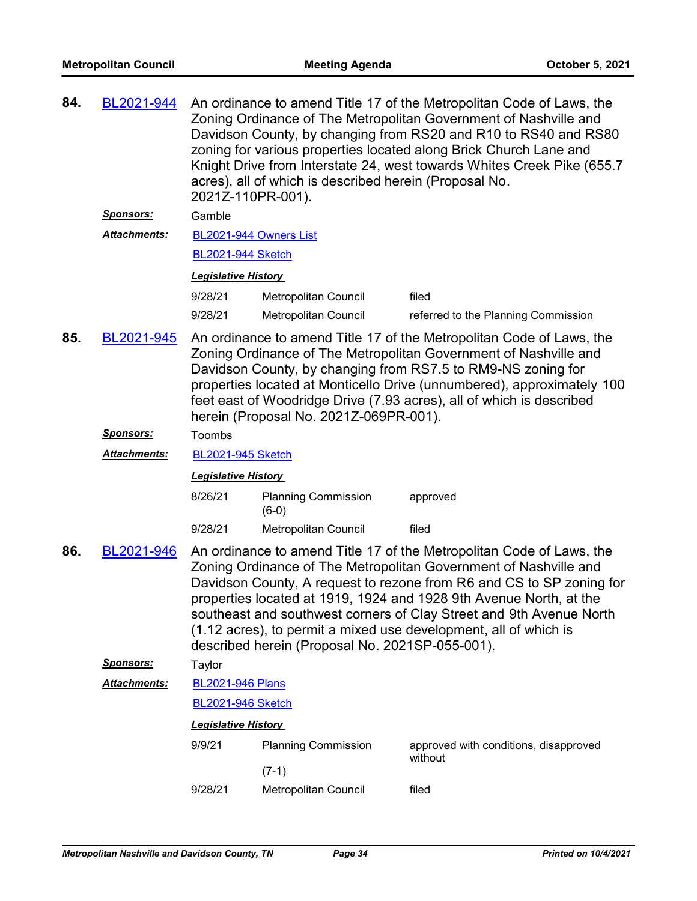**84.** BL2021-944 An ordinance to amend Title 17 of the Metropolitan Code of Laws, the Zoning Ordinance of The Metropolitan Government of Nashville and Davidson County, by changing from RS20 and R10 to RS40 and RS80 zoning for various properties located along Brick Church Lane and Knight Drive from Interstate 24, west towards Whites Creek Pike (655.7 acres), all of which is described herein (Proposal No. 2021Z-110PR-001).

***Sponsors:*** Gamble

***Attachments:*** BL2021-944 Owners List

BL2021-944 Sketch

***Legislative History***

| | | |
|---|---|---|
| 9/28/21 | Metropolitan Council | filed |
| 9/28/21 | Metropolitan Council | referred to the Planning Commission |

**85.** BL2021-945 An ordinance to amend Title 17 of the Metropolitan Code of Laws, the Zoning Ordinance of The Metropolitan Government of Nashville and Davidson County, by changing from RS7.5 to RM9-NS zoning for properties located at Monticello Drive (unnumbered), approximately 100 feet east of Woodridge Drive (7.93 acres), all of which is described herein (Proposal No. 2021Z-069PR-001).

***Sponsors:*** Toombs

***Attachments:*** BL2021-945 Sketch

***Legislative History***

| | | |
|---|---|---|
| 8/26/21 | Planning Commission (6-0) | approved |
| 9/28/21 | Metropolitan Council | filed |

**86.** BL2021-946 An ordinance to amend Title 17 of the Metropolitan Code of Laws, the Zoning Ordinance of The Metropolitan Government of Nashville and Davidson County, A request to rezone from R6 and CS to SP zoning for properties located at 1919, 1924 and 1928 9th Avenue North, at the southeast and southwest corners of Clay Street and 9th Avenue North (1.12 acres), to permit a mixed use development, all of which is described herein (Proposal No. 2021SP-055-001).

***Sponsors:*** Taylor

***Attachments:*** BL2021-946 Plans

BL2021-946 Sketch

***Legislative History***

| | | |
|---|---|---|
| 9/9/21 | Planning Commission (7-1) | approved with conditions, disapproved without |
| 9/28/21 | Metropolitan Council | filed |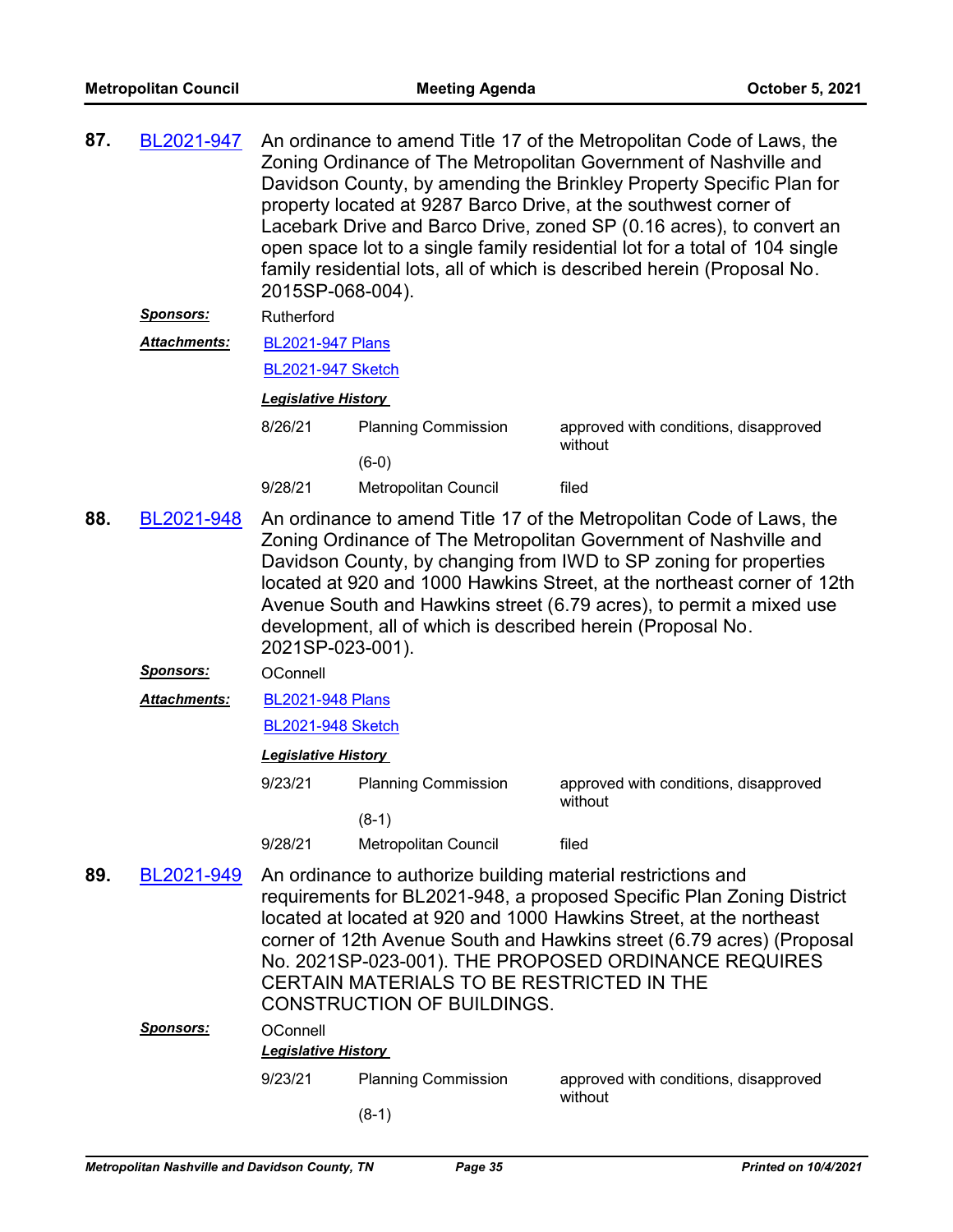**87.** BL2021-947 An ordinance to amend Title 17 of the Metropolitan Code of Laws, the Zoning Ordinance of The Metropolitan Government of Nashville and Davidson County, by amending the Brinkley Property Specific Plan for property located at 9287 Barco Drive, at the southwest corner of Lacebark Drive and Barco Drive, zoned SP (0.16 acres), to convert an open space lot to a single family residential lot for a total of 104 single family residential lots, all of which is described herein (Proposal No. 2015SP-068-004).

***Sponsors:*** Rutherford

***Attachments:*** BL2021-947 Plans

BL2021-947 Sketch

***Legislative History***

| | | |
|---|---|---|
| 8/26/21 | Planning Commission (6-0) | approved with conditions, disapproved without |
| 9/28/21 | Metropolitan Council | filed |

**88.** BL2021-948 An ordinance to amend Title 17 of the Metropolitan Code of Laws, the Zoning Ordinance of The Metropolitan Government of Nashville and Davidson County, by changing from IWD to SP zoning for properties located at 920 and 1000 Hawkins Street, at the northeast corner of 12th Avenue South and Hawkins street (6.79 acres), to permit a mixed use development, all of which is described herein (Proposal No. 2021SP-023-001).

***Sponsors:*** OConnell

***Attachments:*** BL2021-948 Plans

BL2021-948 Sketch

***Legislative History***

| | | |
|---|---|---|
| 9/23/21 | Planning Commission (8-1) | approved with conditions, disapproved without |
| 9/28/21 | Metropolitan Council | filed |

**89.** BL2021-949 An ordinance to authorize building material restrictions and requirements for BL2021-948, a proposed Specific Plan Zoning District located at located at 920 and 1000 Hawkins Street, at the northeast corner of 12th Avenue South and Hawkins street (6.79 acres) (Proposal No. 2021SP-023-001). THE PROPOSED ORDINANCE REQUIRES CERTAIN MATERIALS TO BE RESTRICTED IN THE CONSTRUCTION OF BUILDINGS.

***Sponsors:*** OConnell

***Legislative History***

| | | |
|---|---|---|
| 9/23/21 | Planning Commission (8-1) | approved with conditions, disapproved without |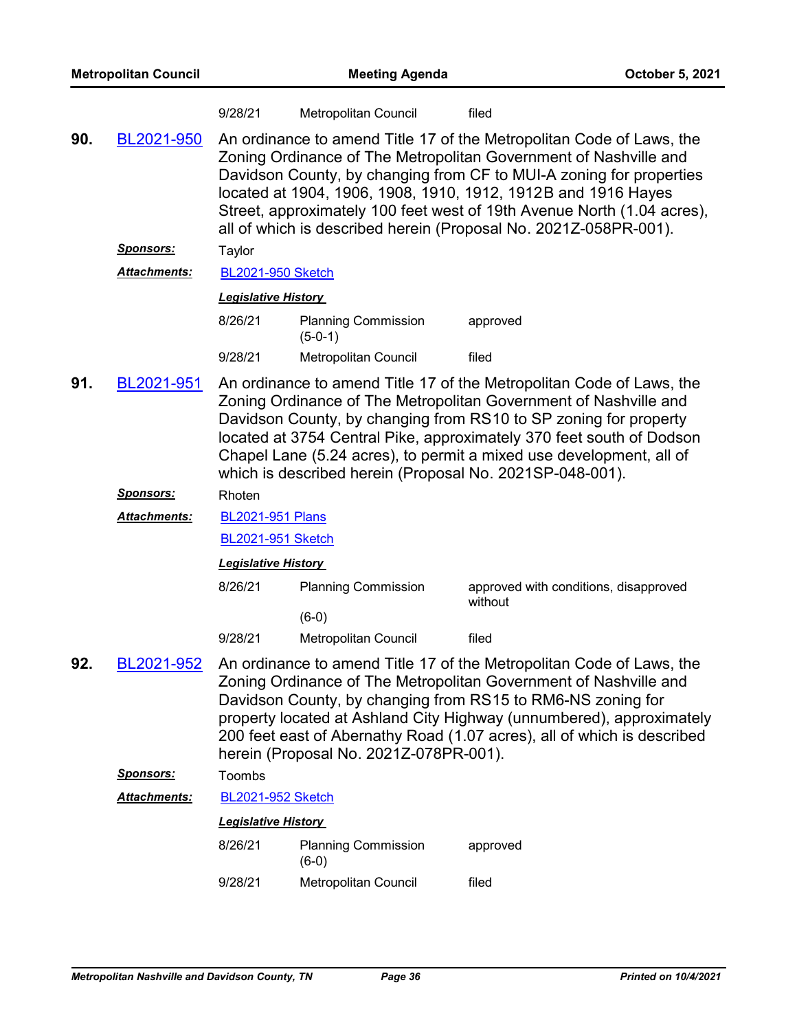| | | |
|---|---|---|
| 9/28/21 | Metropolitan Council | filed |

**90.** BL2021-950 An ordinance to amend Title 17 of the Metropolitan Code of Laws, the Zoning Ordinance of The Metropolitan Government of Nashville and Davidson County, by changing from CF to MUI-A zoning for properties located at 1904, 1906, 1908, 1910, 1912, 1912B and 1916 Hayes Street, approximately 100 feet west of 19th Avenue North (1.04 acres), all of which is described herein (Proposal No. 2021Z-058PR-001).

***Sponsors:*** Taylor

***Attachments:*** BL2021-950 Sketch

***Legislative History***

| | | |
|---|---|---|
| 8/26/21 | Planning Commission (5-0-1) | approved |
| 9/28/21 | Metropolitan Council | filed |

**91.** BL2021-951 An ordinance to amend Title 17 of the Metropolitan Code of Laws, the Zoning Ordinance of The Metropolitan Government of Nashville and Davidson County, by changing from RS10 to SP zoning for property located at 3754 Central Pike, approximately 370 feet south of Dodson Chapel Lane (5.24 acres), to permit a mixed use development, all of which is described herein (Proposal No. 2021SP-048-001).

***Sponsors:*** Rhoten

***Attachments:*** BL2021-951 Plans
BL2021-951 Sketch

***Legislative History***

| | | |
|---|---|---|
| 8/26/21 | Planning Commission (6-0) | approved with conditions, disapproved without |
| 9/28/21 | Metropolitan Council | filed |

**92.** BL2021-952 An ordinance to amend Title 17 of the Metropolitan Code of Laws, the Zoning Ordinance of The Metropolitan Government of Nashville and Davidson County, by changing from RS15 to RM6-NS zoning for property located at Ashland City Highway (unnumbered), approximately 200 feet east of Abernathy Road (1.07 acres), all of which is described herein (Proposal No. 2021Z-078PR-001).

***Sponsors:*** Toombs

***Attachments:*** BL2021-952 Sketch

***Legislative History***

| | | |
|---|---|---|
| 8/26/21 | Planning Commission (6-0) | approved |
| 9/28/21 | Metropolitan Council | filed |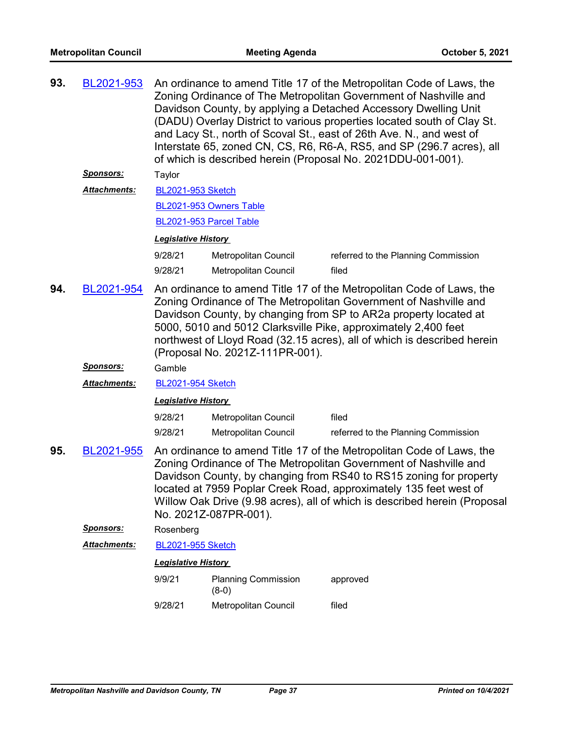**93.** BL2021-953 An ordinance to amend Title 17 of the Metropolitan Code of Laws, the Zoning Ordinance of The Metropolitan Government of Nashville and Davidson County, by applying a Detached Accessory Dwelling Unit (DADU) Overlay District to various properties located south of Clay St. and Lacy St., north of Scoval St., east of 26th Ave. N., and west of Interstate 65, zoned CN, CS, R6, R6-A, RS5, and SP (296.7 acres), all of which is described herein (Proposal No. 2021DDU-001-001).

***Sponsors:*** Taylor

***Attachments:*** BL2021-953 Sketch

BL2021-953 Owners Table

BL2021-953 Parcel Table

***Legislative History***

| | | |
|---|---|---|
| 9/28/21 | Metropolitan Council | referred to the Planning Commission |
| 9/28/21 | Metropolitan Council | filed |

**94.** BL2021-954 An ordinance to amend Title 17 of the Metropolitan Code of Laws, the Zoning Ordinance of The Metropolitan Government of Nashville and Davidson County, by changing from SP to AR2a property located at 5000, 5010 and 5012 Clarksville Pike, approximately 2,400 feet northwest of Lloyd Road (32.15 acres), all of which is described herein (Proposal No. 2021Z-111PR-001).

***Sponsors:*** Gamble

***Attachments:*** BL2021-954 Sketch

***Legislative History***

| | | |
|---|---|---|
| 9/28/21 | Metropolitan Council | filed |
| 9/28/21 | Metropolitan Council | referred to the Planning Commission |

**95.** BL2021-955 An ordinance to amend Title 17 of the Metropolitan Code of Laws, the Zoning Ordinance of The Metropolitan Government of Nashville and Davidson County, by changing from RS40 to RS15 zoning for property located at 7959 Poplar Creek Road, approximately 135 feet west of Willow Oak Drive (9.98 acres), all of which is described herein (Proposal No. 2021Z-087PR-001).

***Sponsors:*** Rosenberg

***Attachments:*** BL2021-955 Sketch

***Legislative History***

| | | |
|---|---|---|
| 9/9/21 | Planning Commission (8-0) | approved |
| 9/28/21 | Metropolitan Council | filed |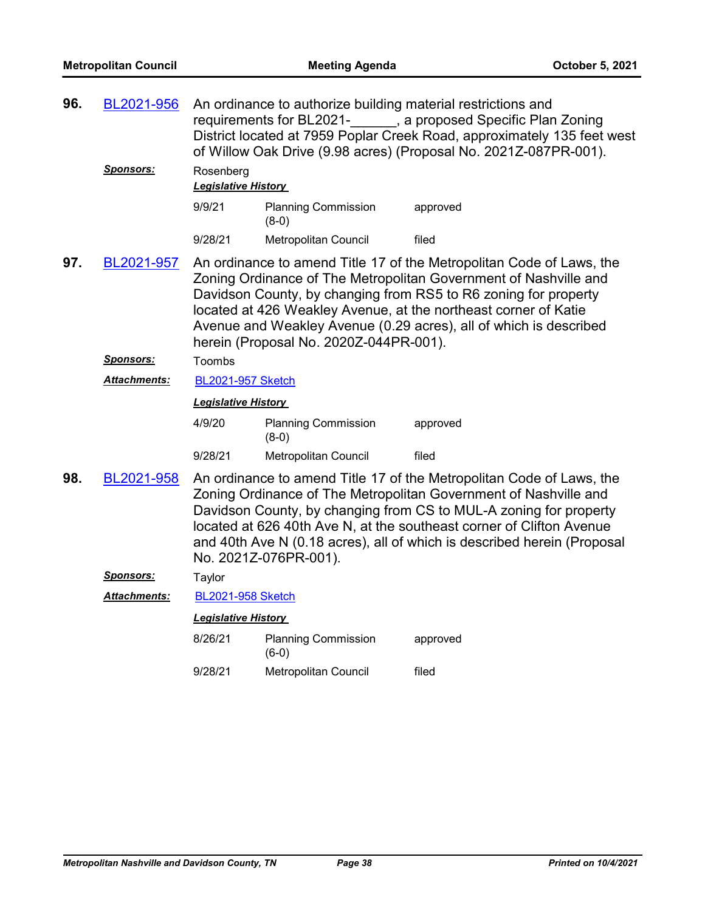**96.** BL2021-956 An ordinance to authorize building material restrictions and requirements for BL2021-______, a proposed Specific Plan Zoning District located at 7959 Poplar Creek Road, approximately 135 feet west of Willow Oak Drive (9.98 acres) (Proposal No. 2021Z-087PR-001).

***Sponsors:*** Rosenberg

***Legislative History***

| | | |
|---|---|---|
| 9/9/21 | Planning Commission (8-0) | approved |
| 9/28/21 | Metropolitan Council | filed |

**97.** BL2021-957 An ordinance to amend Title 17 of the Metropolitan Code of Laws, the Zoning Ordinance of The Metropolitan Government of Nashville and Davidson County, by changing from RS5 to R6 zoning for property located at 426 Weakley Avenue, at the northeast corner of Katie Avenue and Weakley Avenue (0.29 acres), all of which is described herein (Proposal No. 2020Z-044PR-001).

***Sponsors:*** Toombs

***Attachments:*** BL2021-957 Sketch

***Legislative History***

| | | |
|---|---|---|
| 4/9/20 | Planning Commission (8-0) | approved |
| 9/28/21 | Metropolitan Council | filed |

**98.** BL2021-958 An ordinance to amend Title 17 of the Metropolitan Code of Laws, the Zoning Ordinance of The Metropolitan Government of Nashville and Davidson County, by changing from CS to MUL-A zoning for property located at 626 40th Ave N, at the southeast corner of Clifton Avenue and 40th Ave N (0.18 acres), all of which is described herein (Proposal No. 2021Z-076PR-001).

***Sponsors:*** Taylor

***Attachments:*** BL2021-958 Sketch

***Legislative History***

| | | |
|---|---|---|
| 8/26/21 | Planning Commission (6-0) | approved |
| 9/28/21 | Metropolitan Council | filed |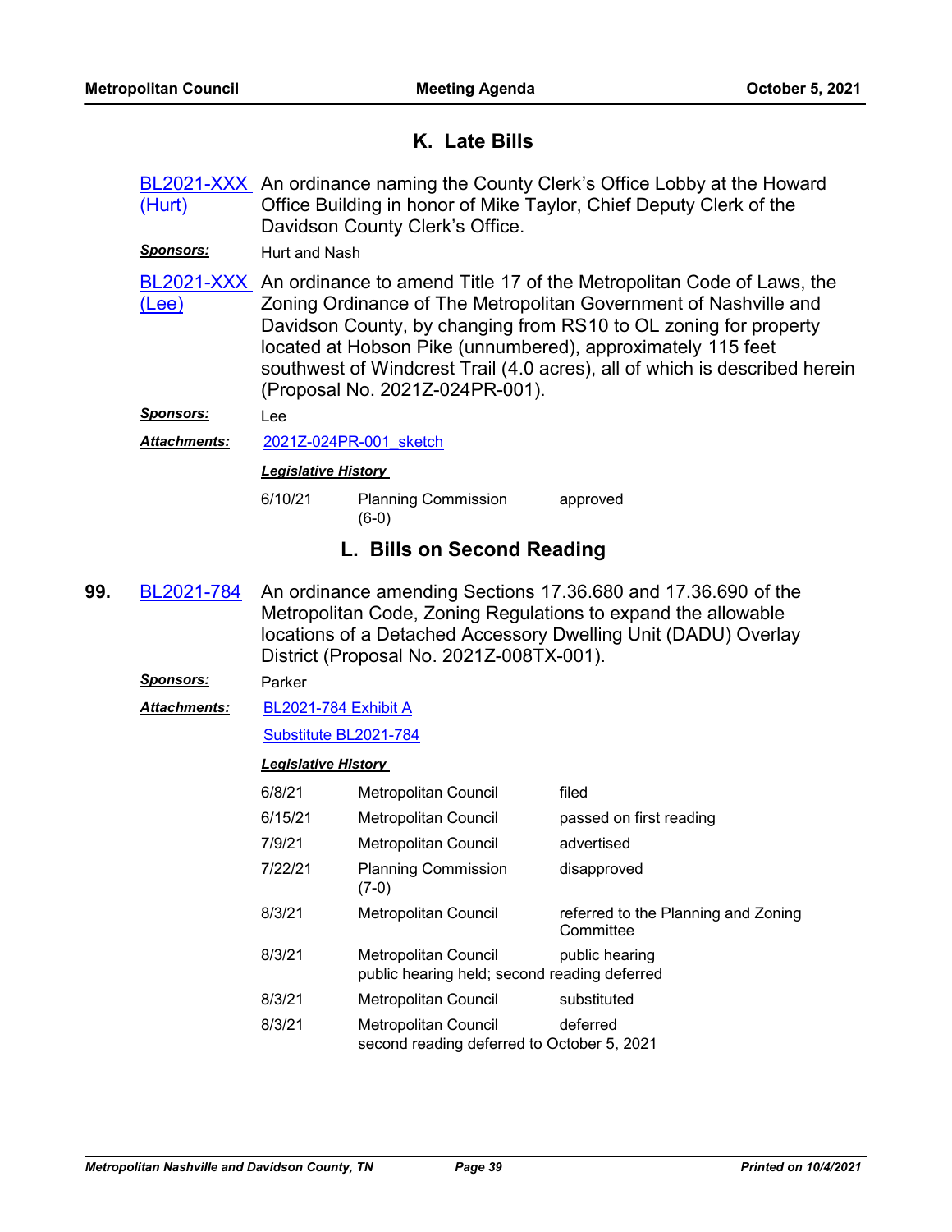## K. Late Bills

BL2021-XXX (Hurt) An ordinance naming the County Clerk's Office Lobby at the Howard Office Building in honor of Mike Taylor, Chief Deputy Clerk of the Davidson County Clerk's Office.

***Sponsors:*** Hurt and Nash

BL2021-XXX (Lee) An ordinance to amend Title 17 of the Metropolitan Code of Laws, the Zoning Ordinance of The Metropolitan Government of Nashville and Davidson County, by changing from RS10 to OL zoning for property located at Hobson Pike (unnumbered), approximately 115 feet southwest of Windcrest Trail (4.0 acres), all of which is described herein (Proposal No. 2021Z-024PR-001).

***Sponsors:*** Lee

***Attachments:*** 2021Z-024PR-001_sketch

***Legislative History***

| | | |
|---|---|---|
| 6/10/21 | Planning Commission (6-0) | approved |

## L. Bills on Second Reading

**99.** BL2021-784 An ordinance amending Sections 17.36.680 and 17.36.690 of the Metropolitan Code, Zoning Regulations to expand the allowable locations of a Detached Accessory Dwelling Unit (DADU) Overlay District (Proposal No. 2021Z-008TX-001).

***Sponsors:*** Parker

***Attachments:*** BL2021-784 Exhibit A

Substitute BL2021-784

***Legislative History***

| | | |
|---|---|---|
| 6/8/21 | Metropolitan Council | filed |
| 6/15/21 | Metropolitan Council | passed on first reading |
| 7/9/21 | Metropolitan Council | advertised |
| 7/22/21 | Planning Commission (7-0) | disapproved |
| 8/3/21 | Metropolitan Council | referred to the Planning and Zoning Committee |
| 8/3/21 | Metropolitan Council | public hearing |
| | public hearing held; second reading deferred | |
| 8/3/21 | Metropolitan Council | substituted |
| 8/3/21 | Metropolitan Council | deferred |
| | second reading deferred to October 5, 2021 | |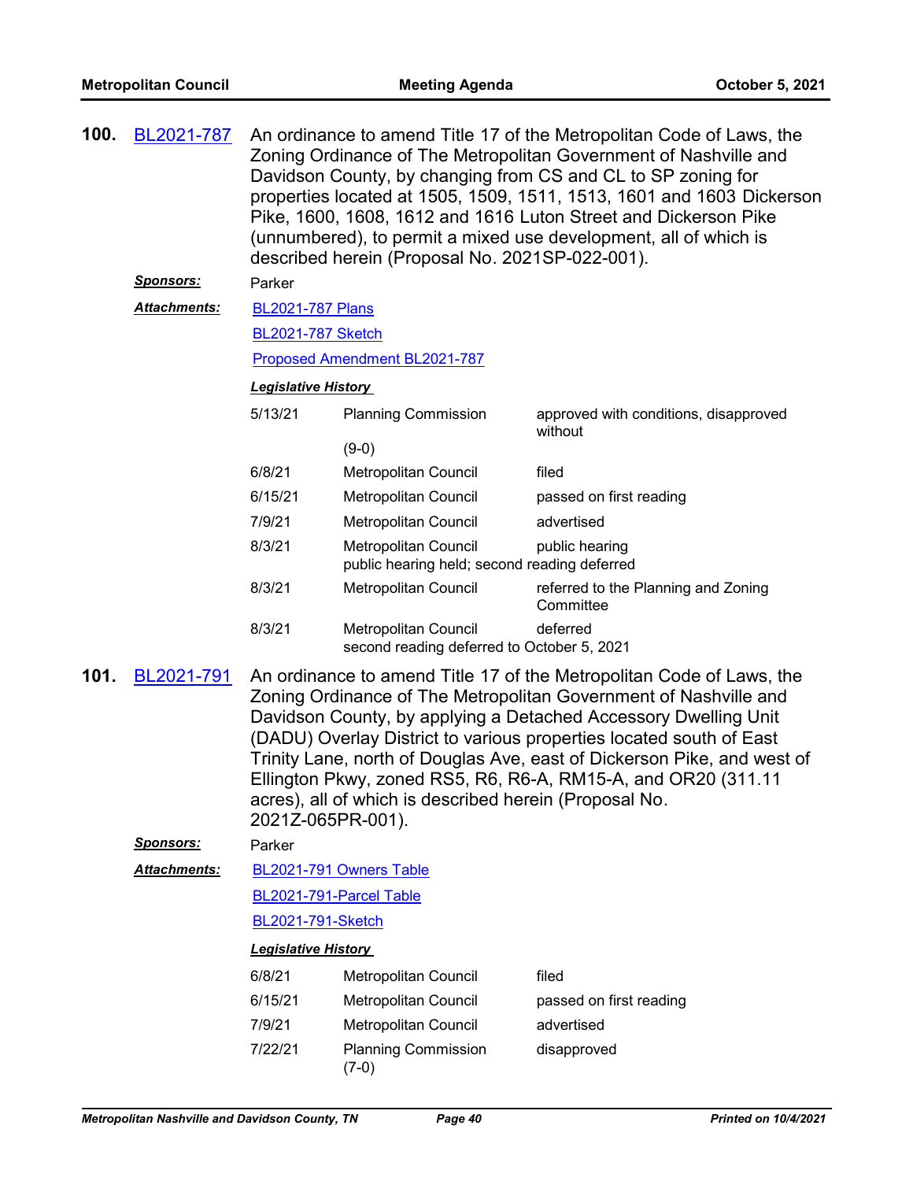**100.** BL2021-787 An ordinance to amend Title 17 of the Metropolitan Code of Laws, the Zoning Ordinance of The Metropolitan Government of Nashville and Davidson County, by changing from CS and CL to SP zoning for properties located at 1505, 1509, 1511, 1513, 1601 and 1603 Dickerson Pike, 1600, 1608, 1612 and 1616 Luton Street and Dickerson Pike (unnumbered), to permit a mixed use development, all of which is described herein (Proposal No. 2021SP-022-001).

***Sponsors:*** Parker

***Attachments:*** BL2021-787 Plans

BL2021-787 Sketch

Proposed Amendment BL2021-787

***Legislative History***

| Date | Body | Action |
|---|---|---|
| 5/13/21 | Planning Commission (9-0) | approved with conditions, disapproved without |
| 6/8/21 | Metropolitan Council | filed |
| 6/15/21 | Metropolitan Council | passed on first reading |
| 7/9/21 | Metropolitan Council | advertised |
| 8/3/21 | Metropolitan Council | public hearing<br>public hearing held; second reading deferred |
| 8/3/21 | Metropolitan Council | referred to the Planning and Zoning Committee |
| 8/3/21 | Metropolitan Council | deferred<br>second reading deferred to October 5, 2021 |

**101.** BL2021-791 An ordinance to amend Title 17 of the Metropolitan Code of Laws, the Zoning Ordinance of The Metropolitan Government of Nashville and Davidson County, by applying a Detached Accessory Dwelling Unit (DADU) Overlay District to various properties located south of East Trinity Lane, north of Douglas Ave, east of Dickerson Pike, and west of Ellington Pkwy, zoned RS5, R6, R6-A, RM15-A, and OR20 (311.11 acres), all of which is described herein (Proposal No. 2021Z-065PR-001).

***Sponsors:*** Parker

***Attachments:*** BL2021-791 Owners Table

BL2021-791-Parcel Table

BL2021-791-Sketch

***Legislative History***

| Date | Body | Action |
|---|---|---|
| 6/8/21 | Metropolitan Council | filed |
| 6/15/21 | Metropolitan Council | passed on first reading |
| 7/9/21 | Metropolitan Council | advertised |
| 7/22/21 | Planning Commission (7-0) | disapproved |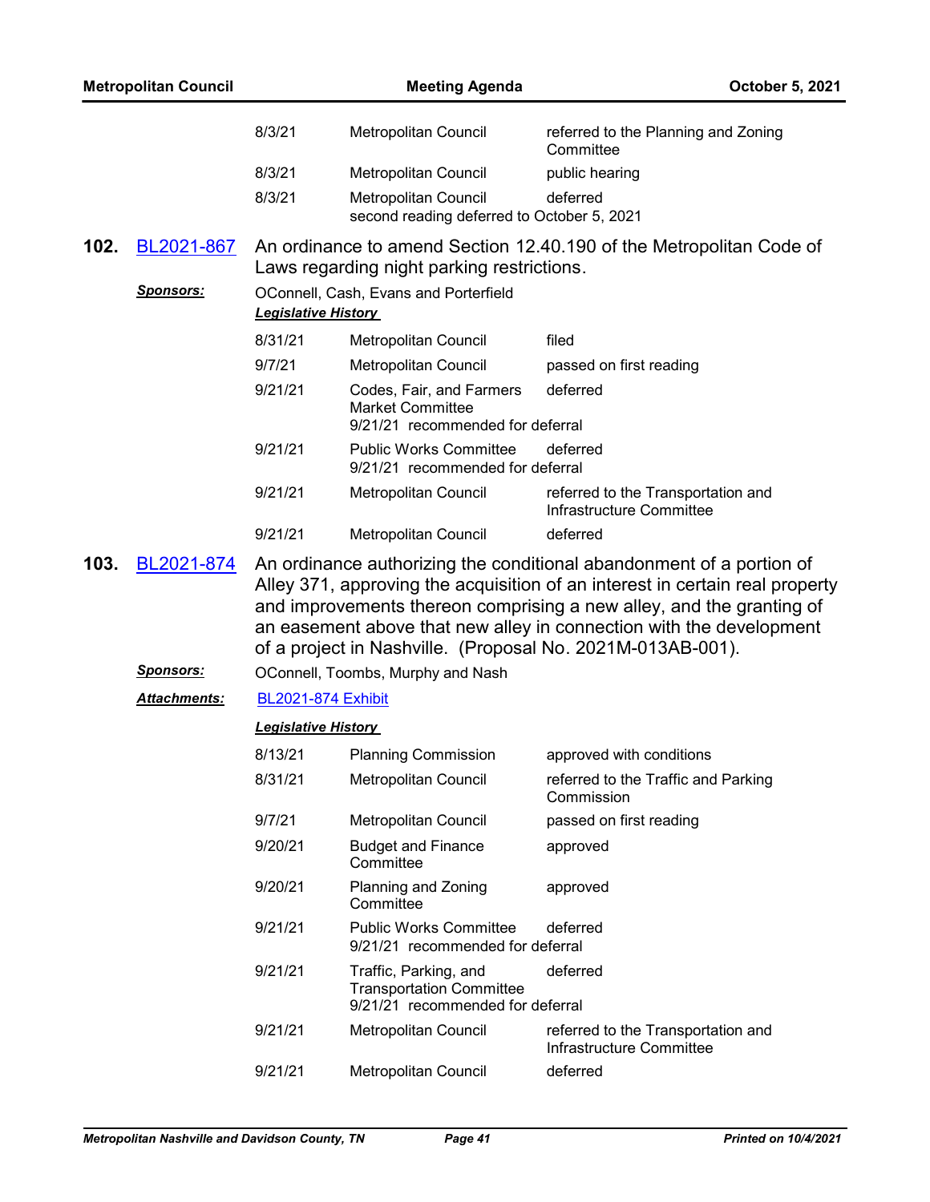| | | |
|---|---|---|
| 8/3/21 | Metropolitan Council | referred to the Planning and Zoning Committee |
| 8/3/21 | Metropolitan Council | public hearing |
| 8/3/21 | Metropolitan Council<br>second reading deferred to October 5, 2021 | deferred |

**102.** BL2021-867 An ordinance to amend Section 12.40.190 of the Metropolitan Code of Laws regarding night parking restrictions.

***Sponsors:*** OConnell, Cash, Evans and Porterfield

***Legislative History***

| | | |
|---|---|---|
| 8/31/21 | Metropolitan Council | filed |
| 9/7/21 | Metropolitan Council | passed on first reading |
| 9/21/21 | Codes, Fair, and Farmers Market Committee<br>9/21/21 recommended for deferral | deferred |
| 9/21/21 | Public Works Committee<br>9/21/21 recommended for deferral | deferred |
| 9/21/21 | Metropolitan Council | referred to the Transportation and Infrastructure Committee |
| 9/21/21 | Metropolitan Council | deferred |

**103.** BL2021-874 An ordinance authorizing the conditional abandonment of a portion of Alley 371, approving the acquisition of an interest in certain real property and improvements thereon comprising a new alley, and the granting of an easement above that new alley in connection with the development of a project in Nashville. (Proposal No. 2021M-013AB-001).

***Sponsors:*** OConnell, Toombs, Murphy and Nash

***Attachments:*** BL2021-874 Exhibit

***Legislative History***

| | | |
|---|---|---|
| 8/13/21 | Planning Commission | approved with conditions |
| 8/31/21 | Metropolitan Council | referred to the Traffic and Parking Commission |
| 9/7/21 | Metropolitan Council | passed on first reading |
| 9/20/21 | Budget and Finance Committee | approved |
| 9/20/21 | Planning and Zoning Committee | approved |
| 9/21/21 | Public Works Committee<br>9/21/21 recommended for deferral | deferred |
| 9/21/21 | Traffic, Parking, and Transportation Committee<br>9/21/21 recommended for deferral | deferred |
| 9/21/21 | Metropolitan Council | referred to the Transportation and Infrastructure Committee |
| 9/21/21 | Metropolitan Council | deferred |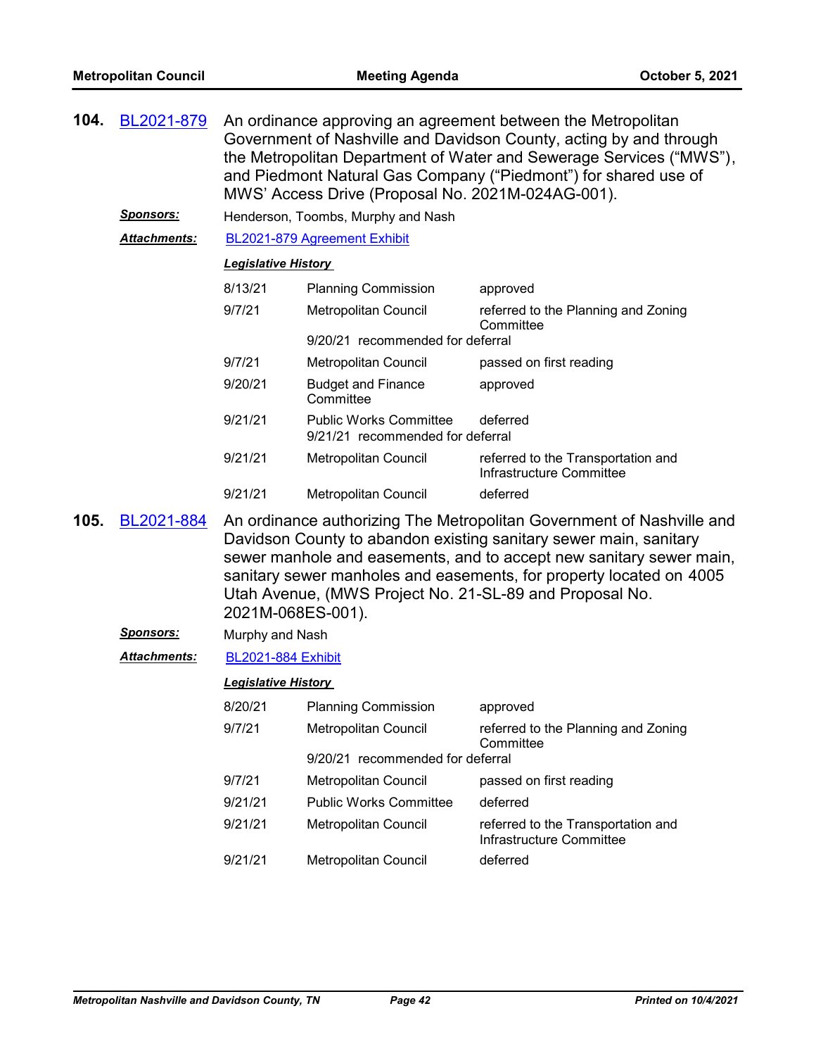**104.** BL2021-879 An ordinance approving an agreement between the Metropolitan Government of Nashville and Davidson County, acting by and through the Metropolitan Department of Water and Sewerage Services ("MWS"), and Piedmont Natural Gas Company ("Piedmont") for shared use of MWS' Access Drive (Proposal No. 2021M-024AG-001).

***Sponsors:*** Henderson, Toombs, Murphy and Nash

***Attachments:*** BL2021-879 Agreement Exhibit

***Legislative History***

| | | |
|---|---|---|
| 8/13/21 | Planning Commission | approved |
| 9/7/21 | Metropolitan Council | referred to the Planning and Zoning Committee |
| | 9/20/21 recommended for deferral | |
| 9/7/21 | Metropolitan Council | passed on first reading |
| 9/20/21 | Budget and Finance Committee | approved |
| 9/21/21 | Public Works Committee | deferred |
| | 9/21/21 recommended for deferral | |
| 9/21/21 | Metropolitan Council | referred to the Transportation and Infrastructure Committee |
| 9/21/21 | Metropolitan Council | deferred |

**105.** BL2021-884 An ordinance authorizing The Metropolitan Government of Nashville and Davidson County to abandon existing sanitary sewer main, sanitary sewer manhole and easements, and to accept new sanitary sewer main, sanitary sewer manholes and easements, for property located on 4005 Utah Avenue, (MWS Project No. 21-SL-89 and Proposal No. 2021M-068ES-001).

***Sponsors:*** Murphy and Nash

***Attachments:*** BL2021-884 Exhibit

***Legislative History***

| | | |
|---|---|---|
| 8/20/21 | Planning Commission | approved |
| 9/7/21 | Metropolitan Council | referred to the Planning and Zoning Committee |
| | 9/20/21 recommended for deferral | |
| 9/7/21 | Metropolitan Council | passed on first reading |
| 9/21/21 | Public Works Committee | deferred |
| 9/21/21 | Metropolitan Council | referred to the Transportation and Infrastructure Committee |
| 9/21/21 | Metropolitan Council | deferred |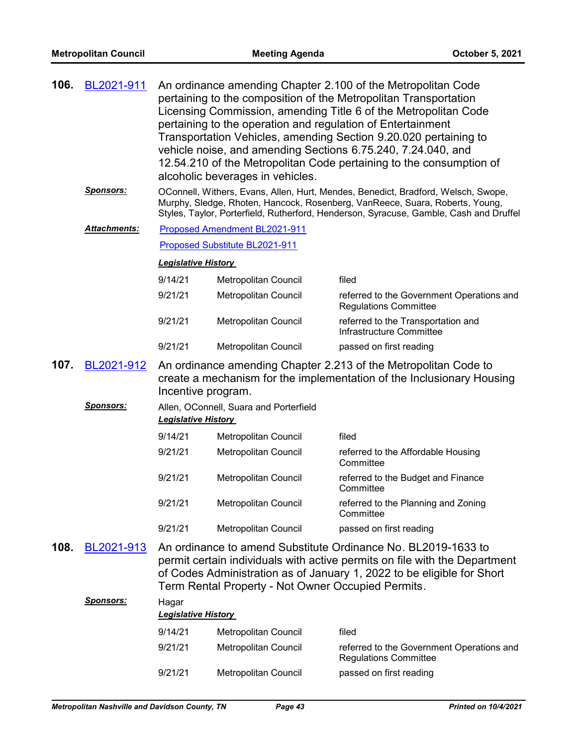**106.** BL2021-911 An ordinance amending Chapter 2.100 of the Metropolitan Code pertaining to the composition of the Metropolitan Transportation Licensing Commission, amending Title 6 of the Metropolitan Code pertaining to the operation and regulation of Entertainment Transportation Vehicles, amending Section 9.20.020 pertaining to vehicle noise, and amending Sections 6.75.240, 7.24.040, and 12.54.210 of the Metropolitan Code pertaining to the consumption of alcoholic beverages in vehicles.

***Sponsors:*** OConnell, Withers, Evans, Allen, Hurt, Mendes, Benedict, Bradford, Welsch, Swope, Murphy, Sledge, Rhoten, Hancock, Rosenberg, VanReece, Suara, Roberts, Young, Styles, Taylor, Porterfield, Rutherford, Henderson, Syracuse, Gamble, Cash and Druffel

***Attachments:*** Proposed Amendment BL2021-911

Proposed Substitute BL2021-911

***Legislative History***

| | | |
|---|---|---|
| 9/14/21 | Metropolitan Council | filed |
| 9/21/21 | Metropolitan Council | referred to the Government Operations and Regulations Committee |
| 9/21/21 | Metropolitan Council | referred to the Transportation and Infrastructure Committee |
| 9/21/21 | Metropolitan Council | passed on first reading |

**107.** BL2021-912 An ordinance amending Chapter 2.213 of the Metropolitan Code to create a mechanism for the implementation of the Inclusionary Housing Incentive program.

***Sponsors:*** Allen, OConnell, Suara and Porterfield

***Legislative History***

| | | |
|---|---|---|
| 9/14/21 | Metropolitan Council | filed |
| 9/21/21 | Metropolitan Council | referred to the Affordable Housing Committee |
| 9/21/21 | Metropolitan Council | referred to the Budget and Finance Committee |
| 9/21/21 | Metropolitan Council | referred to the Planning and Zoning Committee |
| 9/21/21 | Metropolitan Council | passed on first reading |

**108.** BL2021-913 An ordinance to amend Substitute Ordinance No. BL2019-1633 to permit certain individuals with active permits on file with the Department of Codes Administration as of January 1, 2022 to be eligible for Short Term Rental Property - Not Owner Occupied Permits.

***Sponsors:*** Hagar

***Legislative History***

| | | |
|---|---|---|
| 9/14/21 | Metropolitan Council | filed |
| 9/21/21 | Metropolitan Council | referred to the Government Operations and Regulations Committee |
| 9/21/21 | Metropolitan Council | passed on first reading |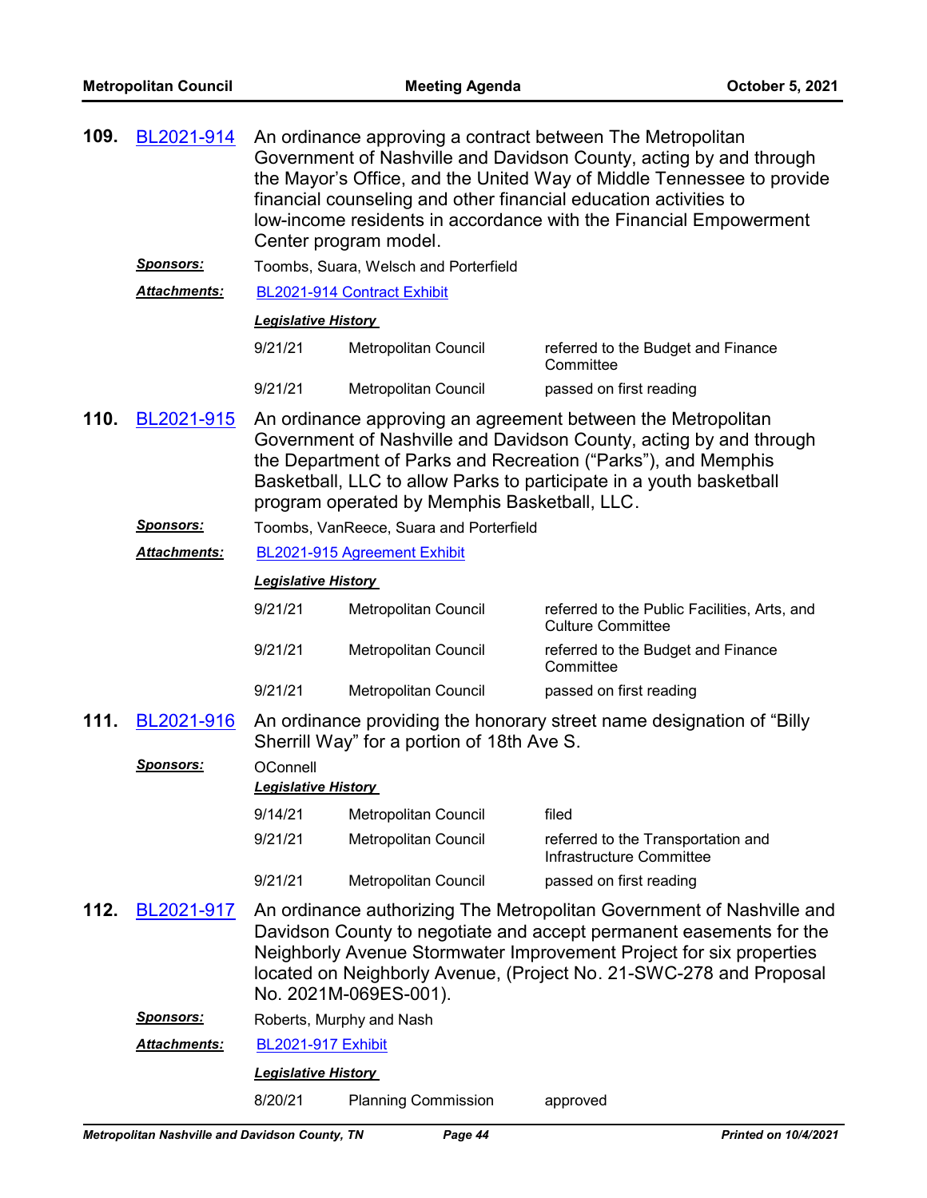**109.** BL2021-914 An ordinance approving a contract between The Metropolitan Government of Nashville and Davidson County, acting by and through the Mayor's Office, and the United Way of Middle Tennessee to provide financial counseling and other financial education activities to low-income residents in accordance with the Financial Empowerment Center program model.

***Sponsors:*** Toombs, Suara, Welsch and Porterfield

***Attachments:*** BL2021-914 Contract Exhibit

***Legislative History***

| | | |
|---|---|---|
| 9/21/21 | Metropolitan Council | referred to the Budget and Finance Committee |
| 9/21/21 | Metropolitan Council | passed on first reading |

**110.** BL2021-915 An ordinance approving an agreement between the Metropolitan Government of Nashville and Davidson County, acting by and through the Department of Parks and Recreation ("Parks"), and Memphis Basketball, LLC to allow Parks to participate in a youth basketball program operated by Memphis Basketball, LLC.

***Sponsors:*** Toombs, VanReece, Suara and Porterfield

***Attachments:*** BL2021-915 Agreement Exhibit

***Legislative History***

| | | |
|---|---|---|
| 9/21/21 | Metropolitan Council | referred to the Public Facilities, Arts, and Culture Committee |
| 9/21/21 | Metropolitan Council | referred to the Budget and Finance Committee |
| 9/21/21 | Metropolitan Council | passed on first reading |

**111.** BL2021-916 An ordinance providing the honorary street name designation of "Billy Sherrill Way" for a portion of 18th Ave S.

***Sponsors:*** OConnell

***Legislative History***

| | | |
|---|---|---|
| 9/14/21 | Metropolitan Council | filed |
| 9/21/21 | Metropolitan Council | referred to the Transportation and Infrastructure Committee |
| 9/21/21 | Metropolitan Council | passed on first reading |

**112.** BL2021-917 An ordinance authorizing The Metropolitan Government of Nashville and Davidson County to negotiate and accept permanent easements for the Neighborly Avenue Stormwater Improvement Project for six properties located on Neighborly Avenue, (Project No. 21-SWC-278 and Proposal No. 2021M-069ES-001).

***Sponsors:*** Roberts, Murphy and Nash

***Attachments:*** BL2021-917 Exhibit

***Legislative History***

| | | |
|---|---|---|
| 8/20/21 | Planning Commission | approved |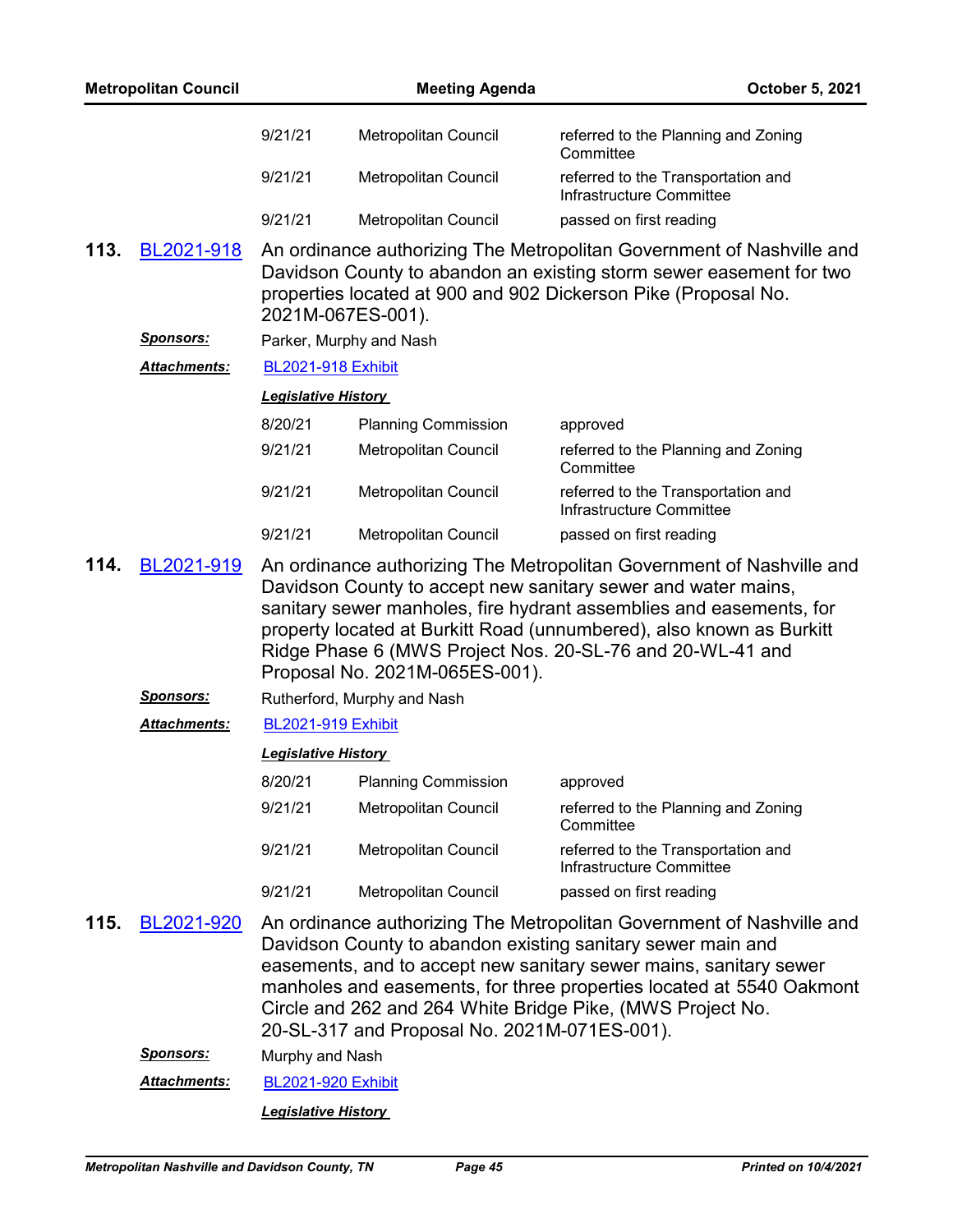| | | |
|---|---|---|
| 9/21/21 | Metropolitan Council | referred to the Planning and Zoning Committee |
| 9/21/21 | Metropolitan Council | referred to the Transportation and Infrastructure Committee |
| 9/21/21 | Metropolitan Council | passed on first reading |

**113.** BL2021-918 An ordinance authorizing The Metropolitan Government of Nashville and Davidson County to abandon an existing storm sewer easement for two properties located at 900 and 902 Dickerson Pike (Proposal No. 2021M-067ES-001).

***Sponsors:*** Parker, Murphy and Nash

***Attachments:*** BL2021-918 Exhibit

***Legislative History***

| | | |
|---|---|---|
| 8/20/21 | Planning Commission | approved |
| 9/21/21 | Metropolitan Council | referred to the Planning and Zoning Committee |
| 9/21/21 | Metropolitan Council | referred to the Transportation and Infrastructure Committee |
| 9/21/21 | Metropolitan Council | passed on first reading |

**114.** BL2021-919 An ordinance authorizing The Metropolitan Government of Nashville and Davidson County to accept new sanitary sewer and water mains, sanitary sewer manholes, fire hydrant assemblies and easements, for property located at Burkitt Road (unnumbered), also known as Burkitt Ridge Phase 6 (MWS Project Nos. 20-SL-76 and 20-WL-41 and Proposal No. 2021M-065ES-001).

***Sponsors:*** Rutherford, Murphy and Nash

***Attachments:*** BL2021-919 Exhibit

***Legislative History***

| | | |
|---|---|---|
| 8/20/21 | Planning Commission | approved |
| 9/21/21 | Metropolitan Council | referred to the Planning and Zoning Committee |
| 9/21/21 | Metropolitan Council | referred to the Transportation and Infrastructure Committee |
| 9/21/21 | Metropolitan Council | passed on first reading |

**115.** BL2021-920 An ordinance authorizing The Metropolitan Government of Nashville and Davidson County to abandon existing sanitary sewer main and easements, and to accept new sanitary sewer mains, sanitary sewer manholes and easements, for three properties located at 5540 Oakmont Circle and 262 and 264 White Bridge Pike, (MWS Project No. 20-SL-317 and Proposal No. 2021M-071ES-001).

***Sponsors:*** Murphy and Nash

***Attachments:*** BL2021-920 Exhibit

***Legislative History***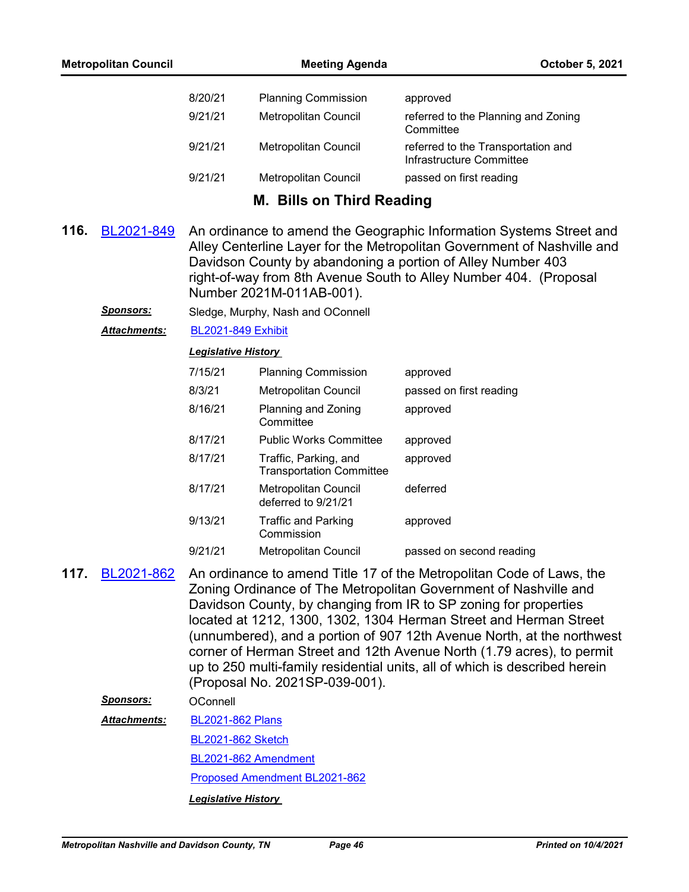| | | |
|---|---|---|
| 8/20/21 | Planning Commission | approved |
| 9/21/21 | Metropolitan Council | referred to the Planning and Zoning Committee |
| 9/21/21 | Metropolitan Council | referred to the Transportation and Infrastructure Committee |
| 9/21/21 | Metropolitan Council | passed on first reading |

## M. Bills on Third Reading

**116.** BL2021-849 An ordinance to amend the Geographic Information Systems Street and Alley Centerline Layer for the Metropolitan Government of Nashville and Davidson County by abandoning a portion of Alley Number 403 right-of-way from 8th Avenue South to Alley Number 404. (Proposal Number 2021M-011AB-001).

***Sponsors:*** Sledge, Murphy, Nash and OConnell

***Attachments:*** BL2021-849 Exhibit

***Legislative History***

| | | |
|---|---|---|
| 7/15/21 | Planning Commission | approved |
| 8/3/21 | Metropolitan Council | passed on first reading |
| 8/16/21 | Planning and Zoning Committee | approved |
| 8/17/21 | Public Works Committee | approved |
| 8/17/21 | Traffic, Parking, and Transportation Committee | approved |
| 8/17/21 | Metropolitan Council deferred to 9/21/21 | deferred |
| 9/13/21 | Traffic and Parking Commission | approved |
| 9/21/21 | Metropolitan Council | passed on second reading |

**117.** BL2021-862 An ordinance to amend Title 17 of the Metropolitan Code of Laws, the Zoning Ordinance of The Metropolitan Government of Nashville and Davidson County, by changing from IR to SP zoning for properties located at 1212, 1300, 1302, 1304 Herman Street and Herman Street (unnumbered), and a portion of 907 12th Avenue North, at the northwest corner of Herman Street and 12th Avenue North (1.79 acres), to permit up to 250 multi-family residential units, all of which is described herein (Proposal No. 2021SP-039-001).

***Sponsors:*** OConnell

***Attachments:*** BL2021-862 Plans

BL2021-862 Sketch

BL2021-862 Amendment

Proposed Amendment BL2021-862

***Legislative History***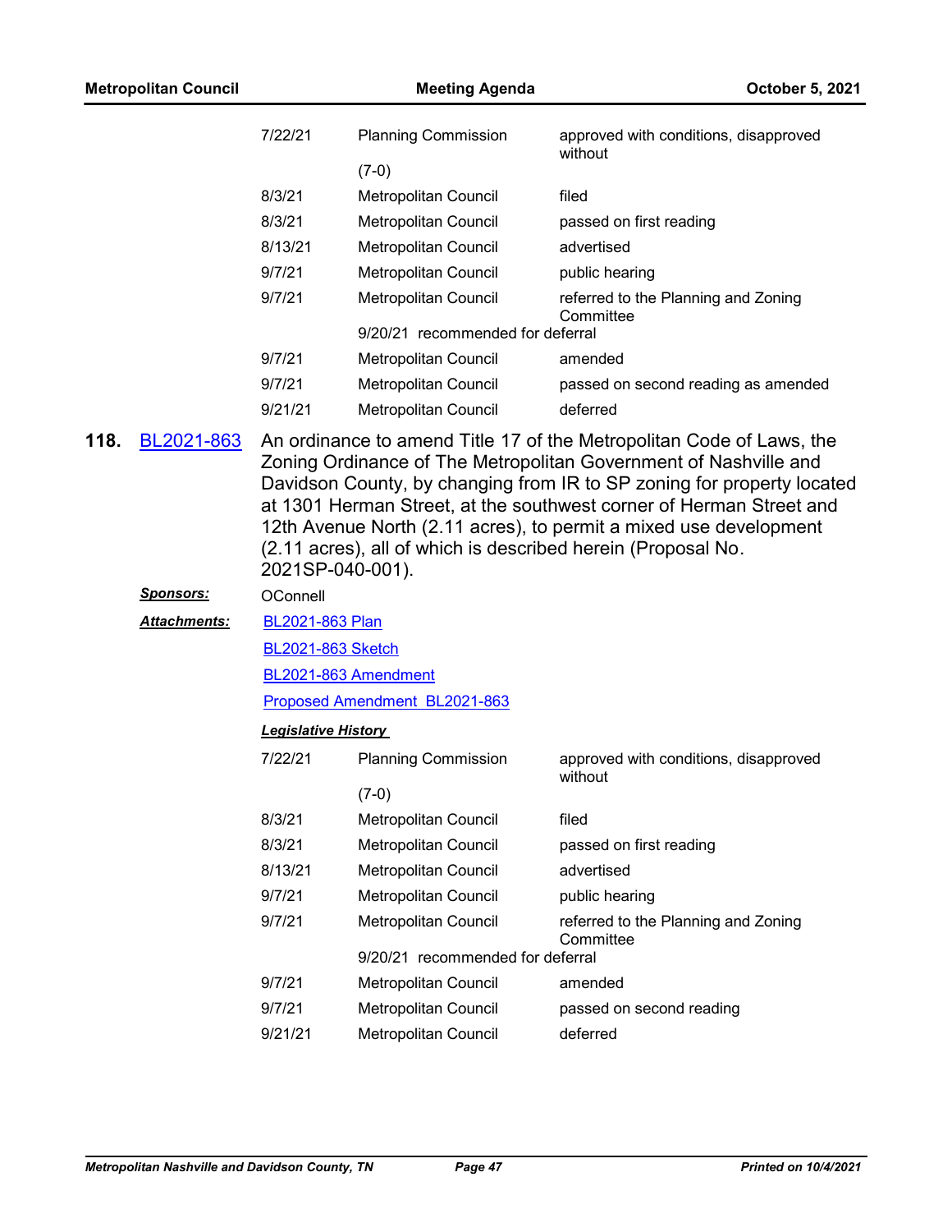| | | |
|---|---|---|
| 7/22/21 | Planning Commission (7-0) | approved with conditions, disapproved without |
| 8/3/21 | Metropolitan Council | filed |
| 8/3/21 | Metropolitan Council | passed on first reading |
| 8/13/21 | Metropolitan Council | advertised |
| 9/7/21 | Metropolitan Council | public hearing |
| 9/7/21 | Metropolitan Council | referred to the Planning and Zoning Committee |
| | 9/20/21 recommended for deferral | |
| 9/7/21 | Metropolitan Council | amended |
| 9/7/21 | Metropolitan Council | passed on second reading as amended |
| 9/21/21 | Metropolitan Council | deferred |

**118. BL2021-863** An ordinance to amend Title 17 of the Metropolitan Code of Laws, the Zoning Ordinance of The Metropolitan Government of Nashville and Davidson County, by changing from IR to SP zoning for property located at 1301 Herman Street, at the southwest corner of Herman Street and 12th Avenue North (2.11 acres), to permit a mixed use development (2.11 acres), all of which is described herein (Proposal No. 2021SP-040-001).

***Sponsors:*** OConnell

***Attachments:*** BL2021-863 Plan

BL2021-863 Sketch

BL2021-863 Amendment

Proposed Amendment BL2021-863

***Legislative History***

| | | |
|---|---|---|
| 7/22/21 | Planning Commission (7-0) | approved with conditions, disapproved without |
| 8/3/21 | Metropolitan Council | filed |
| 8/3/21 | Metropolitan Council | passed on first reading |
| 8/13/21 | Metropolitan Council | advertised |
| 9/7/21 | Metropolitan Council | public hearing |
| 9/7/21 | Metropolitan Council | referred to the Planning and Zoning Committee |
| | 9/20/21 recommended for deferral | |
| 9/7/21 | Metropolitan Council | amended |
| 9/7/21 | Metropolitan Council | passed on second reading |
| 9/21/21 | Metropolitan Council | deferred |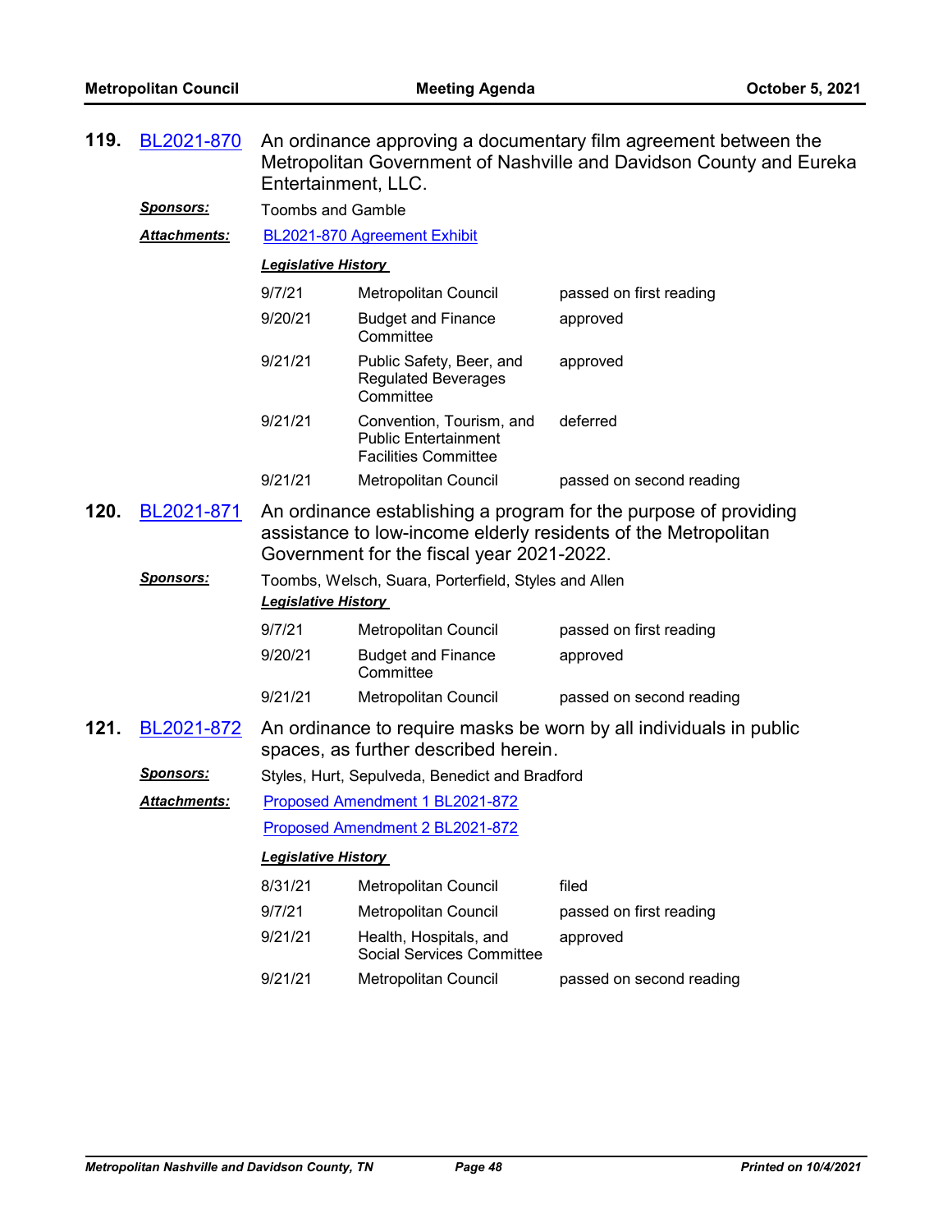**119. BL2021-870** An ordinance approving a documentary film agreement between the Metropolitan Government of Nashville and Davidson County and Eureka Entertainment, LLC.

***Sponsors:*** Toombs and Gamble

***Attachments:*** BL2021-870 Agreement Exhibit

***Legislative History***

| | | |
|---|---|---|
| 9/7/21 | Metropolitan Council | passed on first reading |
| 9/20/21 | Budget and Finance Committee | approved |
| 9/21/21 | Public Safety, Beer, and Regulated Beverages Committee | approved |
| 9/21/21 | Convention, Tourism, and Public Entertainment Facilities Committee | deferred |
| 9/21/21 | Metropolitan Council | passed on second reading |

**120. BL2021-871** An ordinance establishing a program for the purpose of providing assistance to low-income elderly residents of the Metropolitan Government for the fiscal year 2021-2022.

***Sponsors:*** Toombs, Welsch, Suara, Porterfield, Styles and Allen

***Legislative History***

| | | |
|---|---|---|
| 9/7/21 | Metropolitan Council | passed on first reading |
| 9/20/21 | Budget and Finance Committee | approved |
| 9/21/21 | Metropolitan Council | passed on second reading |

**121. BL2021-872** An ordinance to require masks be worn by all individuals in public spaces, as further described herein.

***Sponsors:*** Styles, Hurt, Sepulveda, Benedict and Bradford

***Attachments:*** Proposed Amendment 1 BL2021-872

Proposed Amendment 2 BL2021-872

***Legislative History***

| | | |
|---|---|---|
| 8/31/21 | Metropolitan Council | filed |
| 9/7/21 | Metropolitan Council | passed on first reading |
| 9/21/21 | Health, Hospitals, and Social Services Committee | approved |
| 9/21/21 | Metropolitan Council | passed on second reading |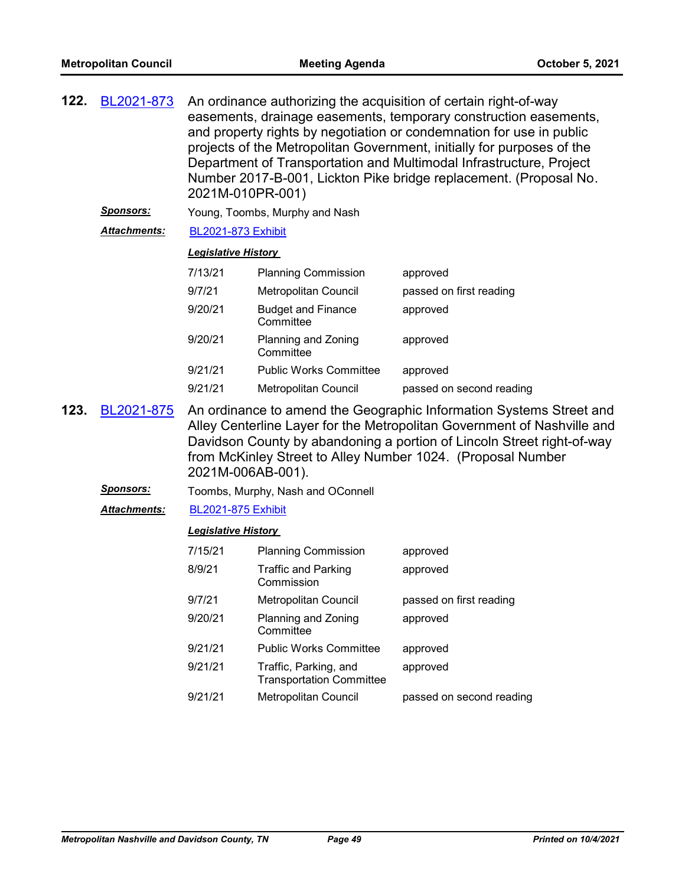**122.** BL2021-873 An ordinance authorizing the acquisition of certain right-of-way easements, drainage easements, temporary construction easements, and property rights by negotiation or condemnation for use in public projects of the Metropolitan Government, initially for purposes of the Department of Transportation and Multimodal Infrastructure, Project Number 2017-B-001, Lickton Pike bridge replacement. (Proposal No. 2021M-010PR-001)

***Sponsors:*** Young, Toombs, Murphy and Nash

***Attachments:*** BL2021-873 Exhibit

***Legislative History***

| | | |
|---|---|---|
| 7/13/21 | Planning Commission | approved |
| 9/7/21 | Metropolitan Council | passed on first reading |
| 9/20/21 | Budget and Finance Committee | approved |
| 9/20/21 | Planning and Zoning Committee | approved |
| 9/21/21 | Public Works Committee | approved |
| 9/21/21 | Metropolitan Council | passed on second reading |

**123.** BL2021-875 An ordinance to amend the Geographic Information Systems Street and Alley Centerline Layer for the Metropolitan Government of Nashville and Davidson County by abandoning a portion of Lincoln Street right-of-way from McKinley Street to Alley Number 1024. (Proposal Number 2021M-006AB-001).

***Sponsors:*** Toombs, Murphy, Nash and OConnell

***Attachments:*** BL2021-875 Exhibit

***Legislative History***

| | | |
|---|---|---|
| 7/15/21 | Planning Commission | approved |
| 8/9/21 | Traffic and Parking Commission | approved |
| 9/7/21 | Metropolitan Council | passed on first reading |
| 9/20/21 | Planning and Zoning Committee | approved |
| 9/21/21 | Public Works Committee | approved |
| 9/21/21 | Traffic, Parking, and Transportation Committee | approved |
| 9/21/21 | Metropolitan Council | passed on second reading |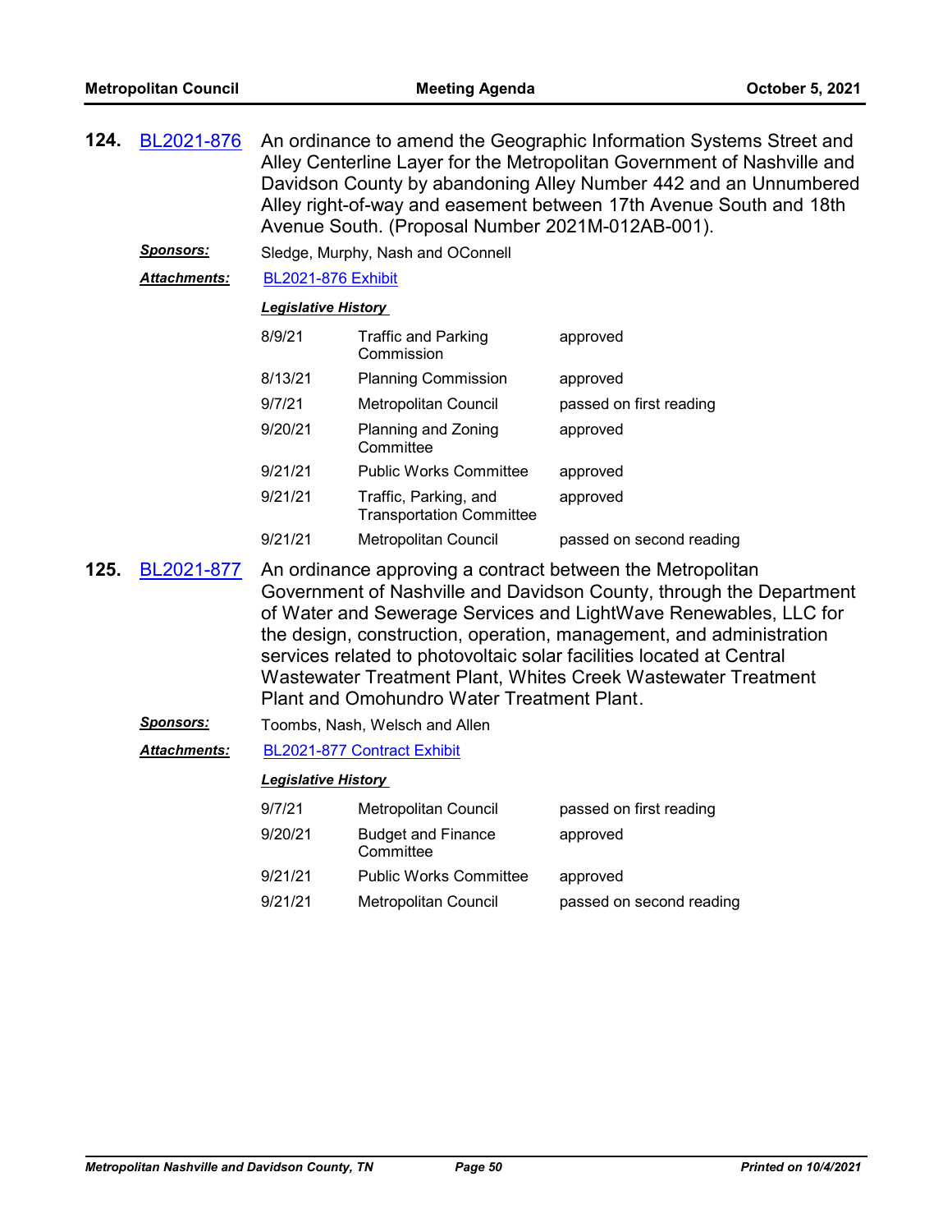**124.** BL2021-876 An ordinance to amend the Geographic Information Systems Street and Alley Centerline Layer for the Metropolitan Government of Nashville and Davidson County by abandoning Alley Number 442 and an Unnumbered Alley right-of-way and easement between 17th Avenue South and 18th Avenue South. (Proposal Number 2021M-012AB-001).

***Sponsors:*** Sledge, Murphy, Nash and OConnell

***Attachments:*** BL2021-876 Exhibit

***Legislative History***

| | | |
|---|---|---|
| 8/9/21 | Traffic and Parking Commission | approved |
| 8/13/21 | Planning Commission | approved |
| 9/7/21 | Metropolitan Council | passed on first reading |
| 9/20/21 | Planning and Zoning Committee | approved |
| 9/21/21 | Public Works Committee | approved |
| 9/21/21 | Traffic, Parking, and Transportation Committee | approved |
| 9/21/21 | Metropolitan Council | passed on second reading |

**125.** BL2021-877 An ordinance approving a contract between the Metropolitan Government of Nashville and Davidson County, through the Department of Water and Sewerage Services and LightWave Renewables, LLC for the design, construction, operation, management, and administration services related to photovoltaic solar facilities located at Central Wastewater Treatment Plant, Whites Creek Wastewater Treatment Plant and Omohundro Water Treatment Plant.

***Sponsors:*** Toombs, Nash, Welsch and Allen

***Attachments:*** BL2021-877 Contract Exhibit

***Legislative History***

| | | |
|---|---|---|
| 9/7/21 | Metropolitan Council | passed on first reading |
| 9/20/21 | Budget and Finance Committee | approved |
| 9/21/21 | Public Works Committee | approved |
| 9/21/21 | Metropolitan Council | passed on second reading |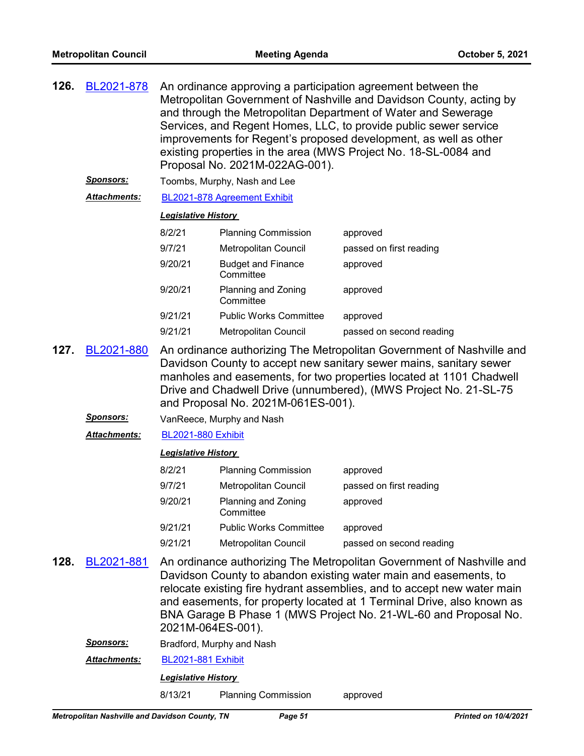**126.** BL2021-878 An ordinance approving a participation agreement between the Metropolitan Government of Nashville and Davidson County, acting by and through the Metropolitan Department of Water and Sewerage Services, and Regent Homes, LLC, to provide public sewer service improvements for Regent's proposed development, as well as other existing properties in the area (MWS Project No. 18-SL-0084 and Proposal No. 2021M-022AG-001).

***Sponsors:*** Toombs, Murphy, Nash and Lee

***Attachments:*** BL2021-878 Agreement Exhibit

***Legislative History***

| | | |
|---|---|---|
| 8/2/21 | Planning Commission | approved |
| 9/7/21 | Metropolitan Council | passed on first reading |
| 9/20/21 | Budget and Finance Committee | approved |
| 9/20/21 | Planning and Zoning Committee | approved |
| 9/21/21 | Public Works Committee | approved |
| 9/21/21 | Metropolitan Council | passed on second reading |

**127.** BL2021-880 An ordinance authorizing The Metropolitan Government of Nashville and Davidson County to accept new sanitary sewer mains, sanitary sewer manholes and easements, for two properties located at 1101 Chadwell Drive and Chadwell Drive (unnumbered), (MWS Project No. 21-SL-75 and Proposal No. 2021M-061ES-001).

***Sponsors:*** VanReece, Murphy and Nash

***Attachments:*** BL2021-880 Exhibit

***Legislative History***

| | | |
|---|---|---|
| 8/2/21 | Planning Commission | approved |
| 9/7/21 | Metropolitan Council | passed on first reading |
| 9/20/21 | Planning and Zoning Committee | approved |
| 9/21/21 | Public Works Committee | approved |
| 9/21/21 | Metropolitan Council | passed on second reading |

**128.** BL2021-881 An ordinance authorizing The Metropolitan Government of Nashville and Davidson County to abandon existing water main and easements, to relocate existing fire hydrant assemblies, and to accept new water main and easements, for property located at 1 Terminal Drive, also known as BNA Garage B Phase 1 (MWS Project No. 21-WL-60 and Proposal No. 2021M-064ES-001).

***Sponsors:*** Bradford, Murphy and Nash

***Attachments:*** BL2021-881 Exhibit

***Legislative History***

| | | |
|---|---|---|
| 8/13/21 | Planning Commission | approved |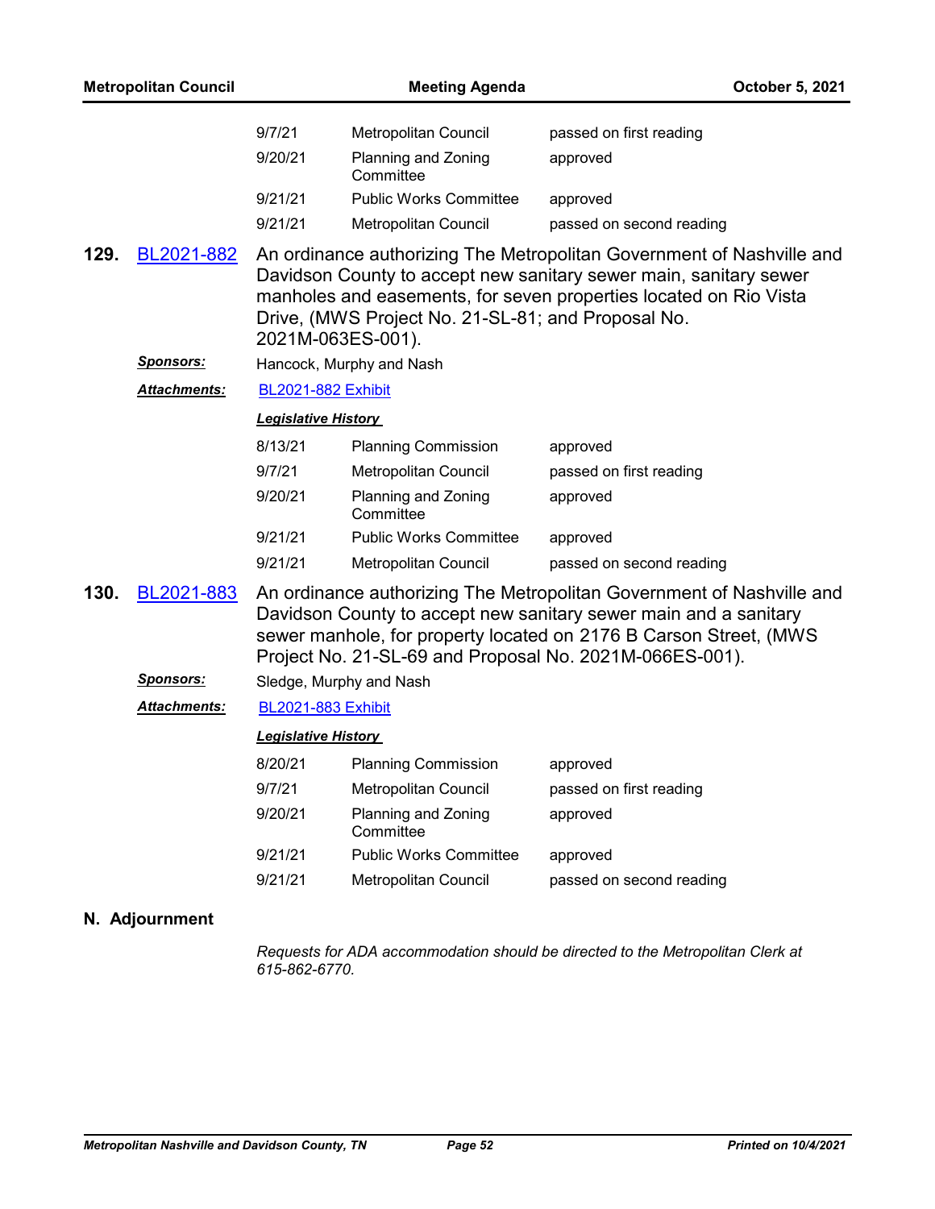| | | |
|---|---|---|
| 9/7/21 | Metropolitan Council | passed on first reading |
| 9/20/21 | Planning and Zoning Committee | approved |
| 9/21/21 | Public Works Committee | approved |
| 9/21/21 | Metropolitan Council | passed on second reading |

**129.** BL2021-882 An ordinance authorizing The Metropolitan Government of Nashville and Davidson County to accept new sanitary sewer main, sanitary sewer manholes and easements, for seven properties located on Rio Vista Drive, (MWS Project No. 21-SL-81; and Proposal No. 2021M-063ES-001).

***Sponsors:*** Hancock, Murphy and Nash

***Attachments:*** BL2021-882 Exhibit

***Legislative History***

| | | |
|---|---|---|
| 8/13/21 | Planning Commission | approved |
| 9/7/21 | Metropolitan Council | passed on first reading |
| 9/20/21 | Planning and Zoning Committee | approved |
| 9/21/21 | Public Works Committee | approved |
| 9/21/21 | Metropolitan Council | passed on second reading |

**130.** BL2021-883 An ordinance authorizing The Metropolitan Government of Nashville and Davidson County to accept new sanitary sewer main and a sanitary sewer manhole, for property located on 2176 B Carson Street, (MWS Project No. 21-SL-69 and Proposal No. 2021M-066ES-001).

***Sponsors:*** Sledge, Murphy and Nash

***Attachments:*** BL2021-883 Exhibit

***Legislative History***

| | | |
|---|---|---|
| 8/20/21 | Planning Commission | approved |
| 9/7/21 | Metropolitan Council | passed on first reading |
| 9/20/21 | Planning and Zoning Committee | approved |
| 9/21/21 | Public Works Committee | approved |
| 9/21/21 | Metropolitan Council | passed on second reading |

## N. Adjournment

*Requests for ADA accommodation should be directed to the Metropolitan Clerk at 615-862-6770.*